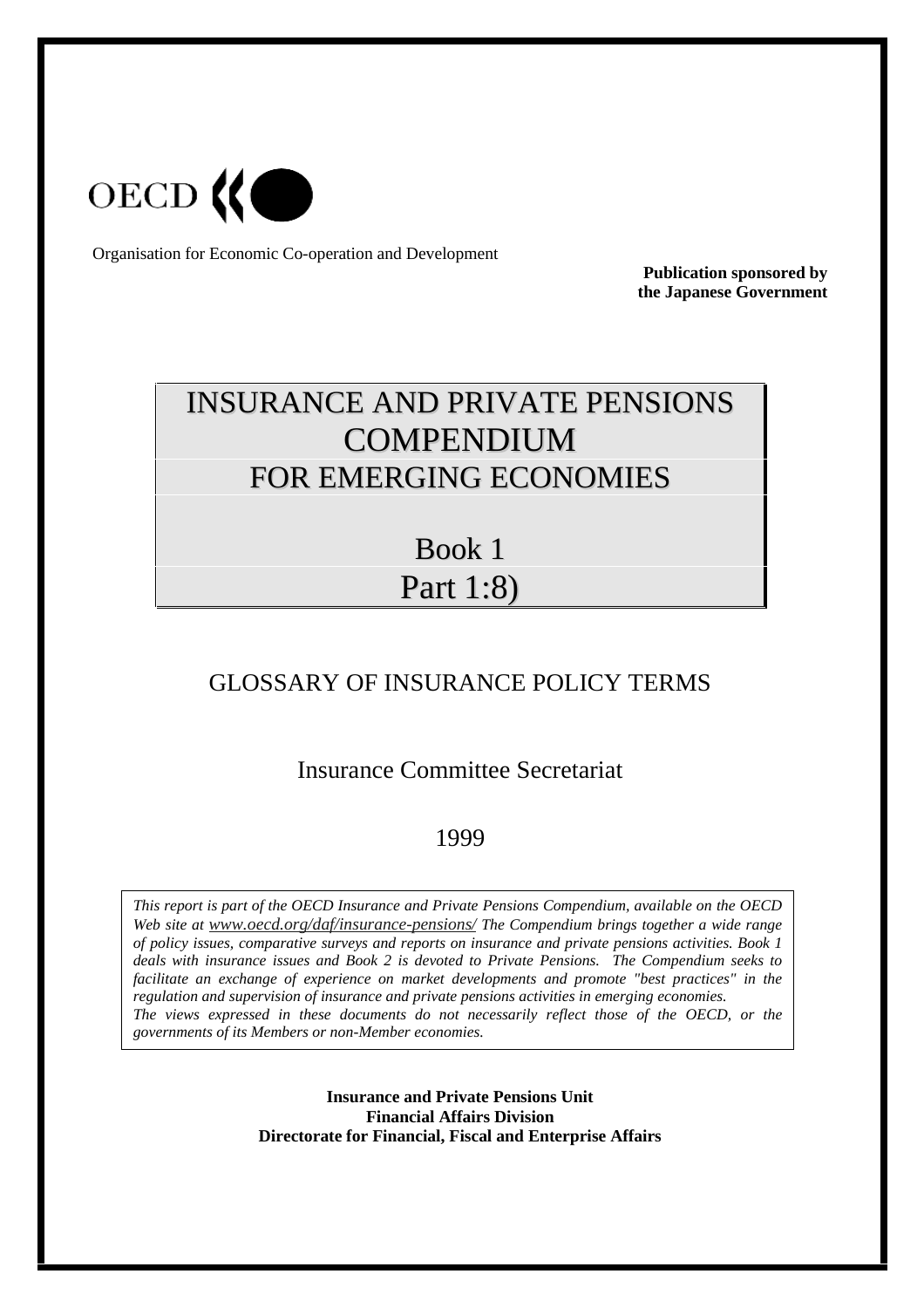OECD

Organisation for Economic Co-operation and Development

**Publication sponsored by the Japanese Government**

# INSURANCE AND PRIVATE PENSIONS COMPENDIUM FOR EMERGING ECONOMIES

## Book 1

## Part 1:8)

## GLOSSARY OF INSURANCE POLICY TERMS

Insurance Committee Secretariat

1999

*This report is part of the OECD Insurance and Private Pensions Compendium, available on the OECD Web site at www.oecd.org/daf/insurance-pensions/ The Compendium brings together a wide range of policy issues, comparative surveys and reports on insurance and private pensions activities. Book 1 deals with insurance issues and Book 2 is devoted to Private Pensions. The Compendium seeks to facilitate an exchange of experience on market developments and promote "best practices" in the regulation and supervision of insurance and private pensions activities in emerging economies.*
*The views expressed in these documents do not necessarily reflect those of the OECD, or the governments of its Members or non-Member economies.*

**Insurance and Private Pensions Unit**
**Financial Affairs Division**
**Directorate for Financial, Fiscal and Enterprise Affairs**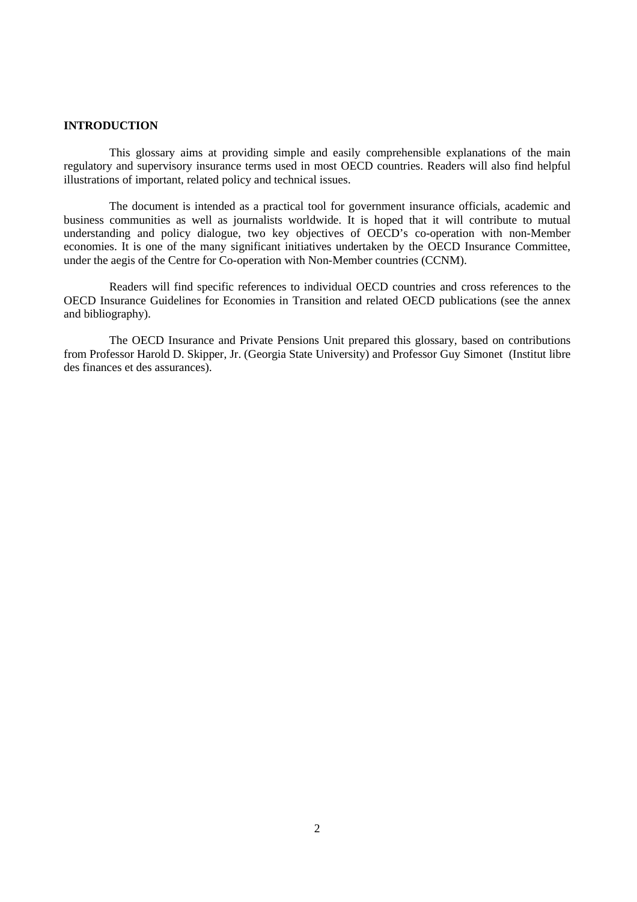## INTRODUCTION

This glossary aims at providing simple and easily comprehensible explanations of the main regulatory and supervisory insurance terms used in most OECD countries. Readers will also find helpful illustrations of important, related policy and technical issues.

The document is intended as a practical tool for government insurance officials, academic and business communities as well as journalists worldwide. It is hoped that it will contribute to mutual understanding and policy dialogue, two key objectives of OECD's co-operation with non-Member economies. It is one of the many significant initiatives undertaken by the OECD Insurance Committee, under the aegis of the Centre for Co-operation with Non-Member countries (CCNM).

Readers will find specific references to individual OECD countries and cross references to the OECD Insurance Guidelines for Economies in Transition and related OECD publications (see the annex and bibliography).

The OECD Insurance and Private Pensions Unit prepared this glossary, based on contributions from Professor Harold D. Skipper, Jr. (Georgia State University) and Professor Guy Simonet (Institut libre des finances et des assurances).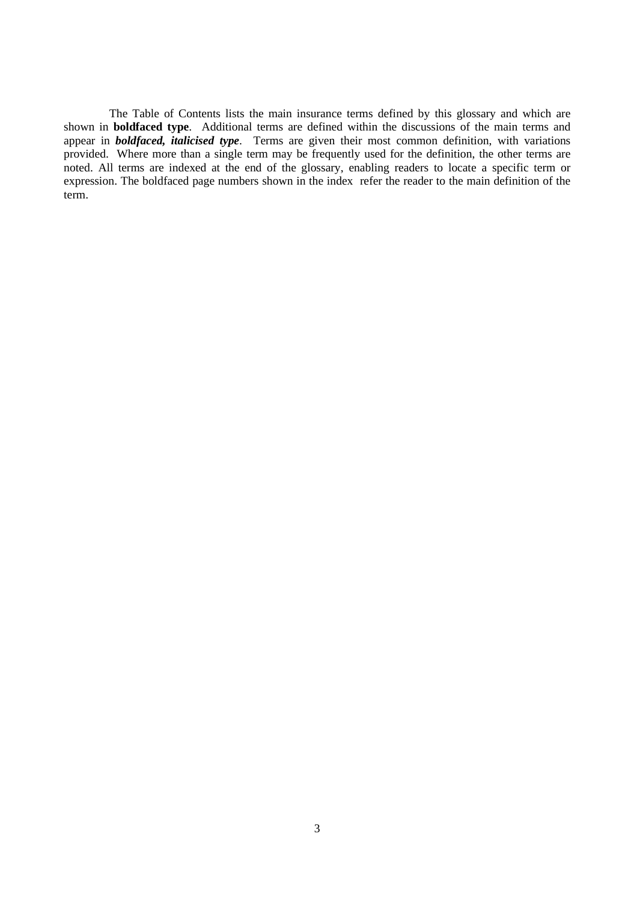The Table of Contents lists the main insurance terms defined by this glossary and which are shown in **boldfaced type**. Additional terms are defined within the discussions of the main terms and appear in ***boldfaced, italicised type***. Terms are given their most common definition, with variations provided. Where more than a single term may be frequently used for the definition, the other terms are noted. All terms are indexed at the end of the glossary, enabling readers to locate a specific term or expression. The boldfaced page numbers shown in the index refer the reader to the main definition of the term.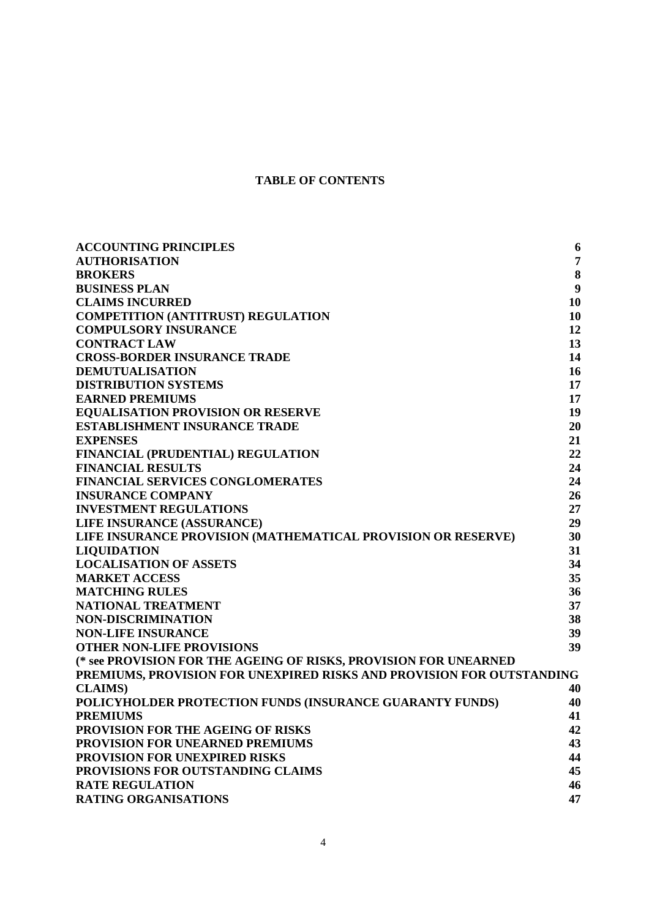## TABLE OF CONTENTS

| | |
|---|---|
| **ACCOUNTING PRINCIPLES** | **6** |
| **AUTHORISATION** | **7** |
| **BROKERS** | **8** |
| **BUSINESS PLAN** | **9** |
| **CLAIMS INCURRED** | **10** |
| **COMPETITION (ANTITRUST) REGULATION** | **10** |
| **COMPULSORY INSURANCE** | **12** |
| **CONTRACT LAW** | **13** |
| **CROSS-BORDER INSURANCE TRADE** | **14** |
| **DEMUTUALISATION** | **16** |
| **DISTRIBUTION SYSTEMS** | **17** |
| **EARNED PREMIUMS** | **17** |
| **EQUALISATION PROVISION OR RESERVE** | **19** |
| **ESTABLISHMENT INSURANCE TRADE** | **20** |
| **EXPENSES** | **21** |
| **FINANCIAL (PRUDENTIAL) REGULATION** | **22** |
| **FINANCIAL RESULTS** | **24** |
| **FINANCIAL SERVICES CONGLOMERATES** | **24** |
| **INSURANCE COMPANY** | **26** |
| **INVESTMENT REGULATIONS** | **27** |
| **LIFE INSURANCE (ASSURANCE)** | **29** |
| **LIFE INSURANCE PROVISION (MATHEMATICAL PROVISION OR RESERVE)** | **30** |
| **LIQUIDATION** | **31** |
| **LOCALISATION OF ASSETS** | **34** |
| **MARKET ACCESS** | **35** |
| **MATCHING RULES** | **36** |
| **NATIONAL TREATMENT** | **37** |
| **NON-DISCRIMINATION** | **38** |
| **NON-LIFE INSURANCE** | **39** |
| **OTHER NON-LIFE PROVISIONS** | **39** |
| **(* see PROVISION FOR THE AGEING OF RISKS, PROVISION FOR UNEARNED PREMIUMS, PROVISION FOR UNEXPIRED RISKS AND PROVISION FOR OUTSTANDING CLAIMS)** | **40** |
| **POLICYHOLDER PROTECTION FUNDS (INSURANCE GUARANTY FUNDS)** | **40** |
| **PREMIUMS** | **41** |
| **PROVISION FOR THE AGEING OF RISKS** | **42** |
| **PROVISION FOR UNEARNED PREMIUMS** | **43** |
| **PROVISION FOR UNEXPIRED RISKS** | **44** |
| **PROVISIONS FOR OUTSTANDING CLAIMS** | **45** |
| **RATE REGULATION** | **46** |
| **RATING ORGANISATIONS** | **47** |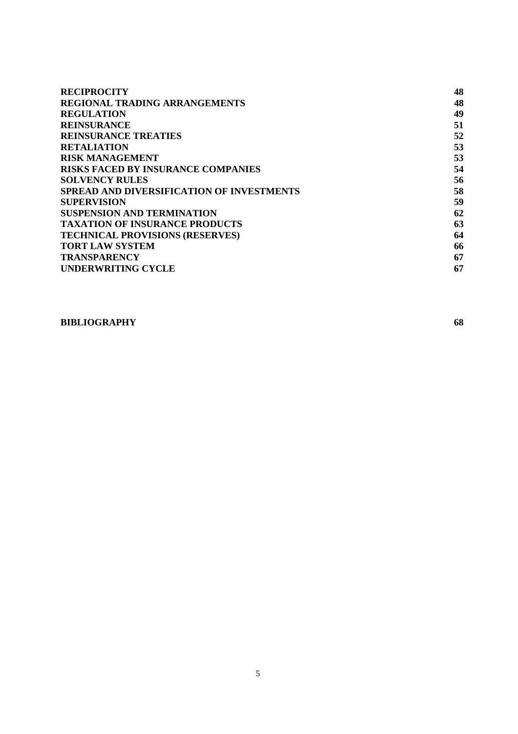| | |
|---|---|
| **RECIPROCITY** | **48** |
| **REGIONAL TRADING ARRANGEMENTS** | **48** |
| **REGULATION** | **49** |
| **REINSURANCE** | **51** |
| **REINSURANCE TREATIES** | **52** |
| **RETALIATION** | **53** |
| **RISK MANAGEMENT** | **53** |
| **RISKS FACED BY INSURANCE COMPANIES** | **54** |
| **SOLVENCY RULES** | **56** |
| **SPREAD AND DIVERSIFICATION OF INVESTMENTS** | **58** |
| **SUPERVISION** | **59** |
| **SUSPENSION AND TERMINATION** | **62** |
| **TAXATION OF INSURANCE PRODUCTS** | **63** |
| **TECHNICAL PROVISIONS (RESERVES)** | **64** |
| **TORT LAW SYSTEM** | **66** |
| **TRANSPARENCY** | **67** |
| **UNDERWRITING CYCLE** | **67** |
| | |
| **BIBLIOGRAPHY** | **68** |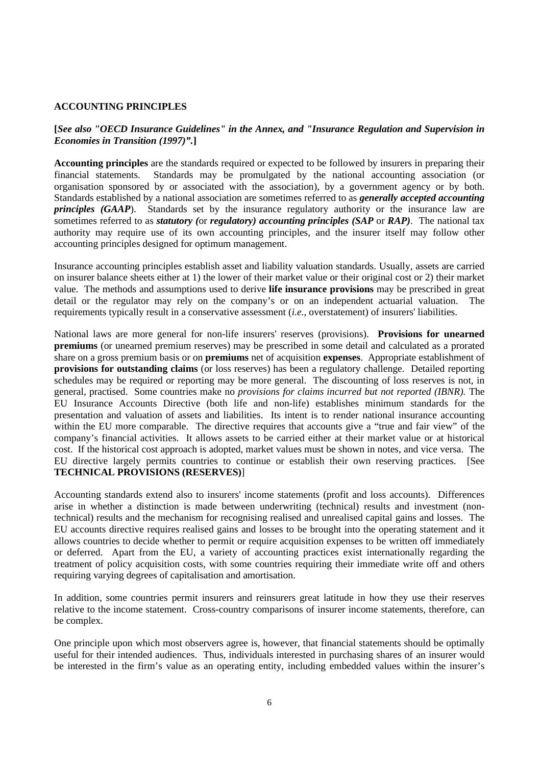**ACCOUNTING PRINCIPLES**

**[*See also "OECD Insurance Guidelines" in the Annex, and "Insurance Regulation and Supervision in Economies in Transition (1997)".*]**

**Accounting principles** are the standards required or expected to be followed by insurers in preparing their financial statements. Standards may be promulgated by the national accounting association (or organisation sponsored by or associated with the association), by a government agency or by both. Standards established by a national association are sometimes referred to as ***generally accepted accounting principles (GAAP***). Standards set by the insurance regulatory authority or the insurance law are sometimes referred to as ***statutory (*or *regulatory) accounting principles (SAP* or *RAP)***. The national tax authority may require use of its own accounting principles, and the insurer itself may follow other accounting principles designed for optimum management.

Insurance accounting principles establish asset and liability valuation standards. Usually, assets are carried on insurer balance sheets either at 1) the lower of their market value or their original cost or 2) their market value. The methods and assumptions used to derive **life insurance provisions** may be prescribed in great detail or the regulator may rely on the company's or on an independent actuarial valuation. The requirements typically result in a conservative assessment (*i.e.*, overstatement) of insurers' liabilities.

National laws are more general for non-life insurers' reserves (provisions). **Provisions for unearned premiums** (or unearned premium reserves) may be prescribed in some detail and calculated as a prorated share on a gross premium basis or on **premiums** net of acquisition **expenses**. Appropriate establishment of **provisions for outstanding claims** (or loss reserves) has been a regulatory challenge. Detailed reporting schedules may be required or reporting may be more general. The discounting of loss reserves is not, in general, practised. Some countries make no *provisions for claims incurred but not reported (IBNR)*. The EU Insurance Accounts Directive (both life and non-life) establishes minimum standards for the presentation and valuation of assets and liabilities. Its intent is to render national insurance accounting within the EU more comparable. The directive requires that accounts give a "true and fair view" of the company's financial activities. It allows assets to be carried either at their market value or at historical cost. If the historical cost approach is adopted, market values must be shown in notes, and vice versa. The EU directive largely permits countries to continue or establish their own reserving practices. [See **TECHNICAL PROVISIONS (RESERVES)**]

Accounting standards extend also to insurers' income statements (profit and loss accounts). Differences arise in whether a distinction is made between underwriting (technical) results and investment (non-technical) results and the mechanism for recognising realised and unrealised capital gains and losses. The EU accounts directive requires realised gains and losses to be brought into the operating statement and it allows countries to decide whether to permit or require acquisition expenses to be written off immediately or deferred. Apart from the EU, a variety of accounting practices exist internationally regarding the treatment of policy acquisition costs, with some countries requiring their immediate write off and others requiring varying degrees of capitalisation and amortisation.

In addition, some countries permit insurers and reinsurers great latitude in how they use their reserves relative to the income statement. Cross-country comparisons of insurer income statements, therefore, can be complex.

One principle upon which most observers agree is, however, that financial statements should be optimally useful for their intended audiences. Thus, individuals interested in purchasing shares of an insurer would be interested in the firm's value as an operating entity, including embedded values within the insurer's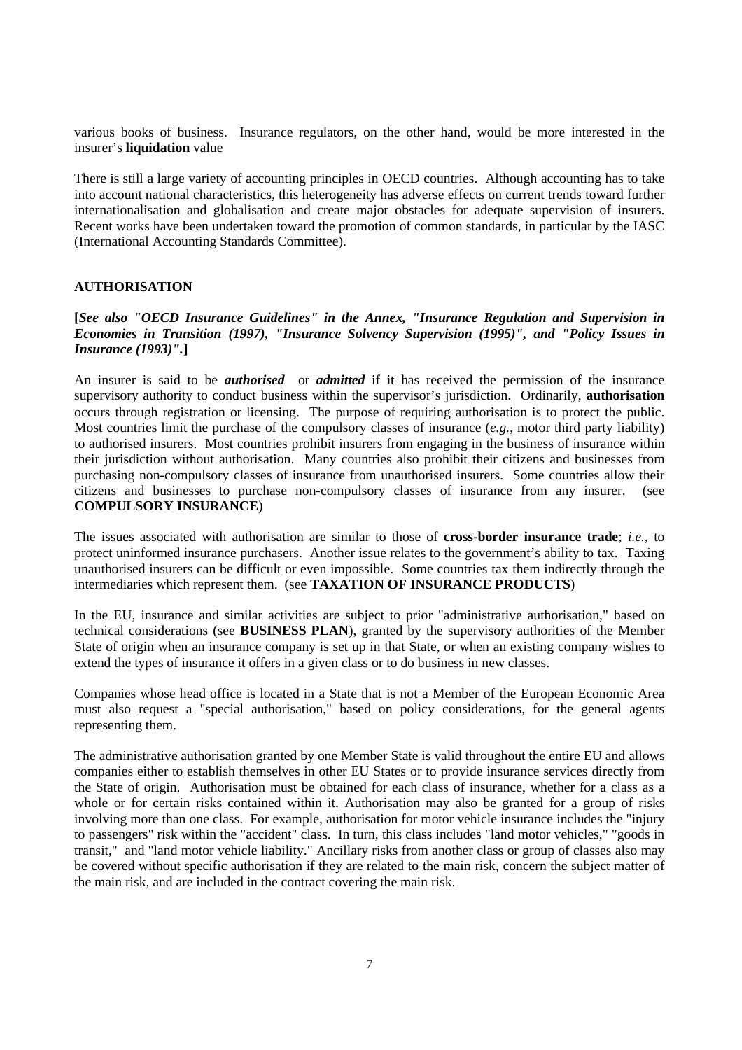various books of business. Insurance regulators, on the other hand, would be more interested in the insurer's **liquidation** value

There is still a large variety of accounting principles in OECD countries. Although accounting has to take into account national characteristics, this heterogeneity has adverse effects on current trends toward further internationalisation and globalisation and create major obstacles for adequate supervision of insurers. Recent works have been undertaken toward the promotion of common standards, in particular by the IASC (International Accounting Standards Committee).

## AUTHORISATION

**[*See also "OECD Insurance Guidelines" in the Annex, "Insurance Regulation and Supervision in Economies in Transition (1997), "Insurance Solvency Supervision (1995)", and "Policy Issues in Insurance (1993)"*.]**

An insurer is said to be ***authorised*** or ***admitted*** if it has received the permission of the insurance supervisory authority to conduct business within the supervisor's jurisdiction. Ordinarily, **authorisation** occurs through registration or licensing. The purpose of requiring authorisation is to protect the public. Most countries limit the purchase of the compulsory classes of insurance (*e.g.*, motor third party liability) to authorised insurers. Most countries prohibit insurers from engaging in the business of insurance within their jurisdiction without authorisation. Many countries also prohibit their citizens and businesses from purchasing non-compulsory classes of insurance from unauthorised insurers. Some countries allow their citizens and businesses to purchase non-compulsory classes of insurance from any insurer. (see **COMPULSORY INSURANCE**)

The issues associated with authorisation are similar to those of **cross-border insurance trade**; *i.e.*, to protect uninformed insurance purchasers. Another issue relates to the government's ability to tax. Taxing unauthorised insurers can be difficult or even impossible. Some countries tax them indirectly through the intermediaries which represent them. (see **TAXATION OF INSURANCE PRODUCTS**)

In the EU, insurance and similar activities are subject to prior "administrative authorisation," based on technical considerations (see **BUSINESS PLAN**), granted by the supervisory authorities of the Member State of origin when an insurance company is set up in that State, or when an existing company wishes to extend the types of insurance it offers in a given class or to do business in new classes.

Companies whose head office is located in a State that is not a Member of the European Economic Area must also request a "special authorisation," based on policy considerations, for the general agents representing them.

The administrative authorisation granted by one Member State is valid throughout the entire EU and allows companies either to establish themselves in other EU States or to provide insurance services directly from the State of origin. Authorisation must be obtained for each class of insurance, whether for a class as a whole or for certain risks contained within it. Authorisation may also be granted for a group of risks involving more than one class. For example, authorisation for motor vehicle insurance includes the "injury to passengers" risk within the "accident" class. In turn, this class includes "land motor vehicles," "goods in transit," and "land motor vehicle liability." Ancillary risks from another class or group of classes also may be covered without specific authorisation if they are related to the main risk, concern the subject matter of the main risk, and are included in the contract covering the main risk.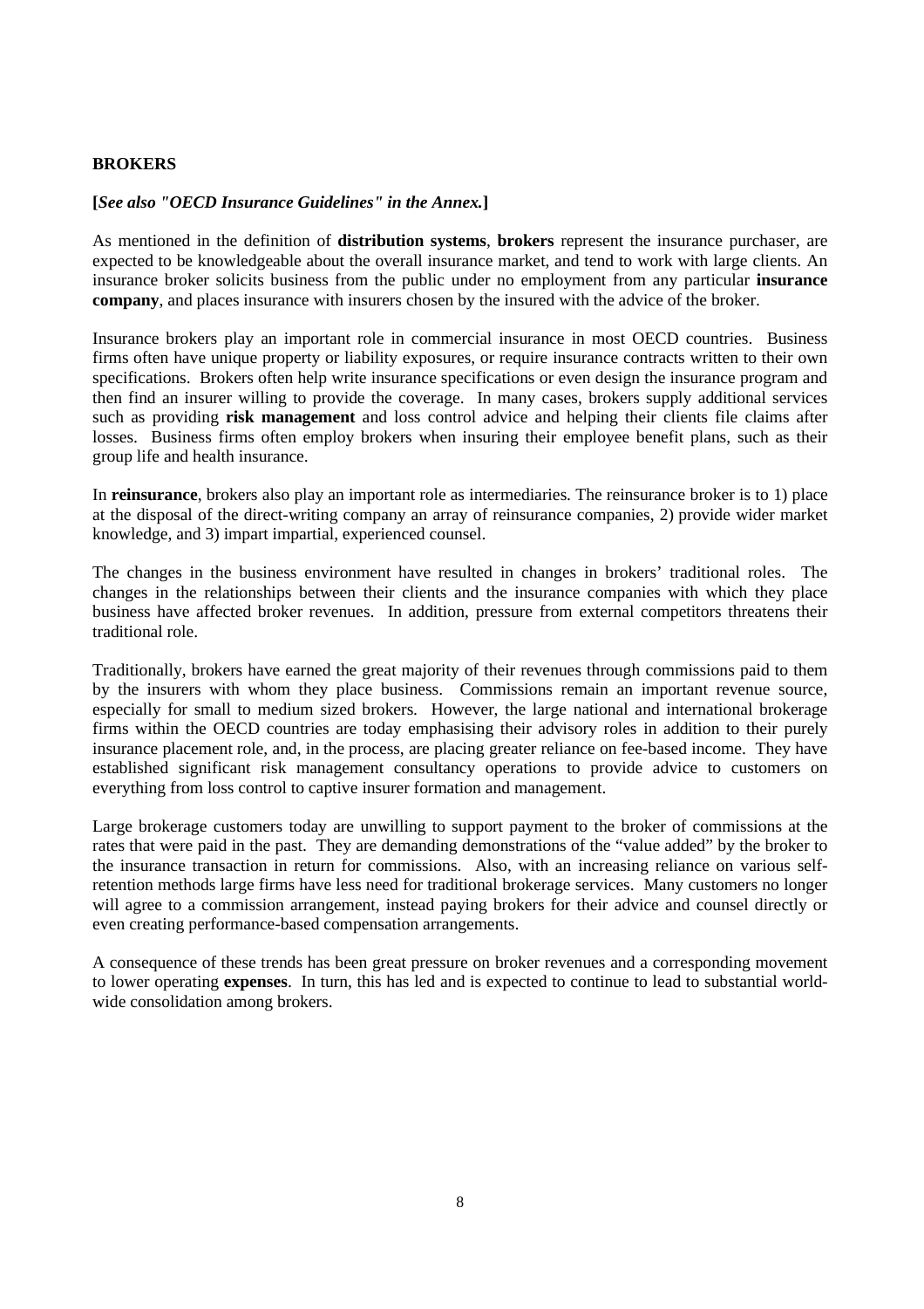## BROKERS

**[*See also "OECD Insurance Guidelines" in the Annex.*]**

As mentioned in the definition of **distribution systems**, **brokers** represent the insurance purchaser, are expected to be knowledgeable about the overall insurance market, and tend to work with large clients. An insurance broker solicits business from the public under no employment from any particular **insurance company**, and places insurance with insurers chosen by the insured with the advice of the broker.

Insurance brokers play an important role in commercial insurance in most OECD countries. Business firms often have unique property or liability exposures, or require insurance contracts written to their own specifications. Brokers often help write insurance specifications or even design the insurance program and then find an insurer willing to provide the coverage. In many cases, brokers supply additional services such as providing **risk management** and loss control advice and helping their clients file claims after losses. Business firms often employ brokers when insuring their employee benefit plans, such as their group life and health insurance.

In **reinsurance**, brokers also play an important role as intermediaries. The reinsurance broker is to 1) place at the disposal of the direct-writing company an array of reinsurance companies, 2) provide wider market knowledge, and 3) impart impartial, experienced counsel.

The changes in the business environment have resulted in changes in brokers' traditional roles. The changes in the relationships between their clients and the insurance companies with which they place business have affected broker revenues. In addition, pressure from external competitors threatens their traditional role.

Traditionally, brokers have earned the great majority of their revenues through commissions paid to them by the insurers with whom they place business. Commissions remain an important revenue source, especially for small to medium sized brokers. However, the large national and international brokerage firms within the OECD countries are today emphasising their advisory roles in addition to their purely insurance placement role, and, in the process, are placing greater reliance on fee-based income. They have established significant risk management consultancy operations to provide advice to customers on everything from loss control to captive insurer formation and management.

Large brokerage customers today are unwilling to support payment to the broker of commissions at the rates that were paid in the past. They are demanding demonstrations of the "value added" by the broker to the insurance transaction in return for commissions. Also, with an increasing reliance on various self-retention methods large firms have less need for traditional brokerage services. Many customers no longer will agree to a commission arrangement, instead paying brokers for their advice and counsel directly or even creating performance-based compensation arrangements.

A consequence of these trends has been great pressure on broker revenues and a corresponding movement to lower operating **expenses**. In turn, this has led and is expected to continue to lead to substantial world-wide consolidation among brokers.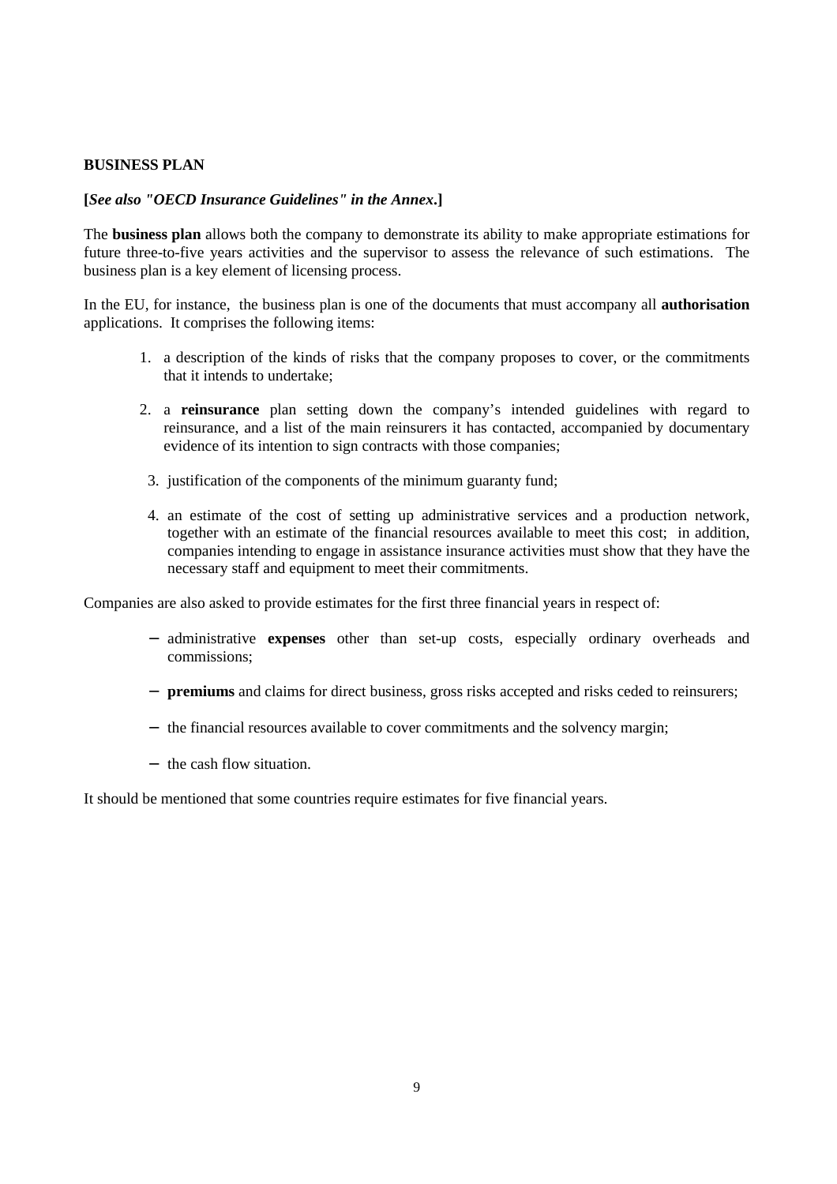## BUSINESS PLAN

**[*See also "OECD Insurance Guidelines" in the Annex*.]**

The **business plan** allows both the company to demonstrate its ability to make appropriate estimations for future three-to-five years activities and the supervisor to assess the relevance of such estimations. The business plan is a key element of licensing process.

In the EU, for instance, the business plan is one of the documents that must accompany all **authorisation** applications. It comprises the following items:

1. a description of the kinds of risks that the company proposes to cover, or the commitments that it intends to undertake;
2. a **reinsurance** plan setting down the company's intended guidelines with regard to reinsurance, and a list of the main reinsurers it has contacted, accompanied by documentary evidence of its intention to sign contracts with those companies;
3. justification of the components of the minimum guaranty fund;
4. an estimate of the cost of setting up administrative services and a production network, together with an estimate of the financial resources available to meet this cost; in addition, companies intending to engage in assistance insurance activities must show that they have the necessary staff and equipment to meet their commitments.

Companies are also asked to provide estimates for the first three financial years in respect of:

- administrative **expenses** other than set-up costs, especially ordinary overheads and commissions;
- **premiums** and claims for direct business, gross risks accepted and risks ceded to reinsurers;
- the financial resources available to cover commitments and the solvency margin;
- the cash flow situation.

It should be mentioned that some countries require estimates for five financial years.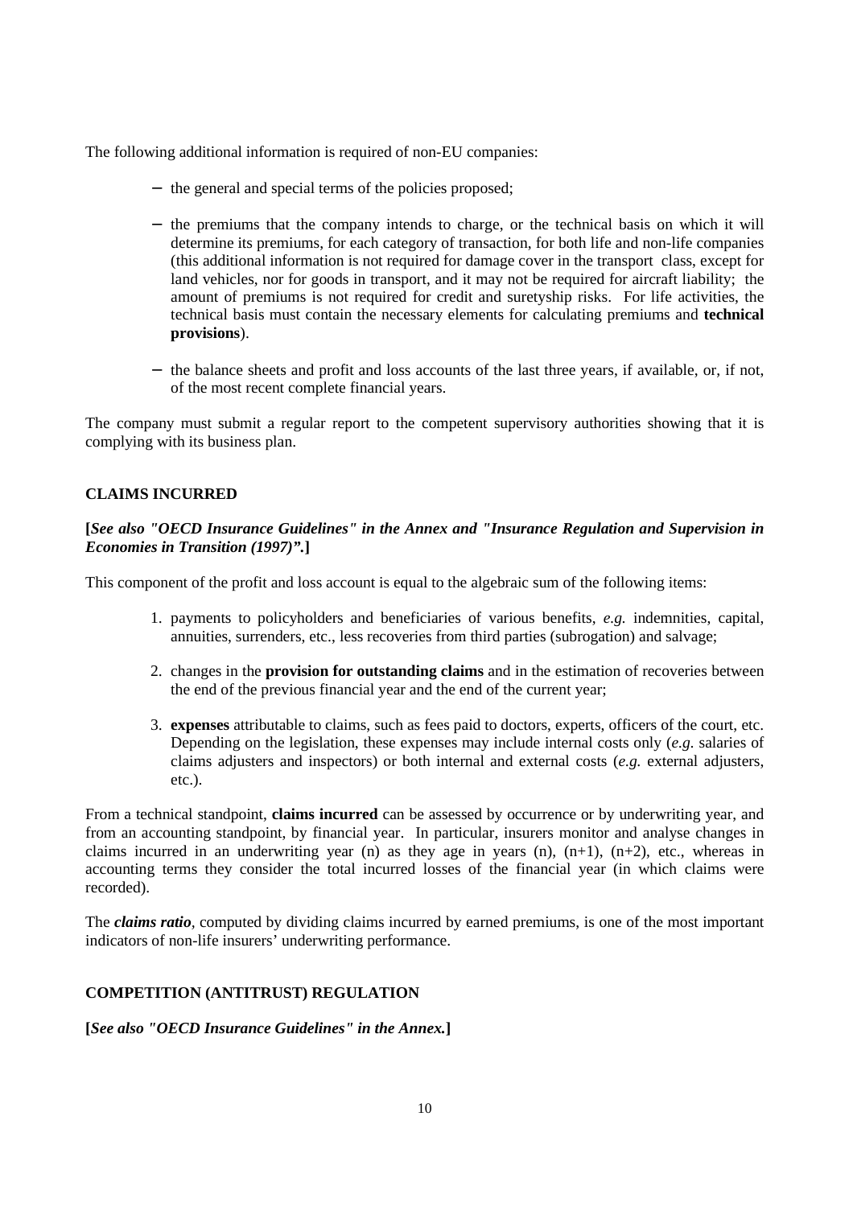The following additional information is required of non-EU companies:

- the general and special terms of the policies proposed;
- the premiums that the company intends to charge, or the technical basis on which it will determine its premiums, for each category of transaction, for both life and non-life companies (this additional information is not required for damage cover in the transport class, except for land vehicles, nor for goods in transport, and it may not be required for aircraft liability; the amount of premiums is not required for credit and suretyship risks. For life activities, the technical basis must contain the necessary elements for calculating premiums and **technical provisions**).
- the balance sheets and profit and loss accounts of the last three years, if available, or, if not, of the most recent complete financial years.

The company must submit a regular report to the competent supervisory authorities showing that it is complying with its business plan.

## CLAIMS INCURRED

**[*See also "OECD Insurance Guidelines" in the Annex and "Insurance Regulation and Supervision in Economies in Transition (1997)".*]**

This component of the profit and loss account is equal to the algebraic sum of the following items:

1. payments to policyholders and beneficiaries of various benefits, *e.g.* indemnities, capital, annuities, surrenders, etc., less recoveries from third parties (subrogation) and salvage;
2. changes in the **provision for outstanding claims** and in the estimation of recoveries between the end of the previous financial year and the end of the current year;
3. **expenses** attributable to claims, such as fees paid to doctors, experts, officers of the court, etc. Depending on the legislation, these expenses may include internal costs only (*e.g.* salaries of claims adjusters and inspectors) or both internal and external costs (*e.g.* external adjusters, etc.).

From a technical standpoint, **claims incurred** can be assessed by occurrence or by underwriting year, and from an accounting standpoint, by financial year. In particular, insurers monitor and analyse changes in claims incurred in an underwriting year (n) as they age in years (n), (n+1), (n+2), etc., whereas in accounting terms they consider the total incurred losses of the financial year (in which claims were recorded).

The ***claims ratio***, computed by dividing claims incurred by earned premiums, is one of the most important indicators of non-life insurers' underwriting performance.

## COMPETITION (ANTITRUST) REGULATION

**[*See also "OECD Insurance Guidelines" in the Annex.*]**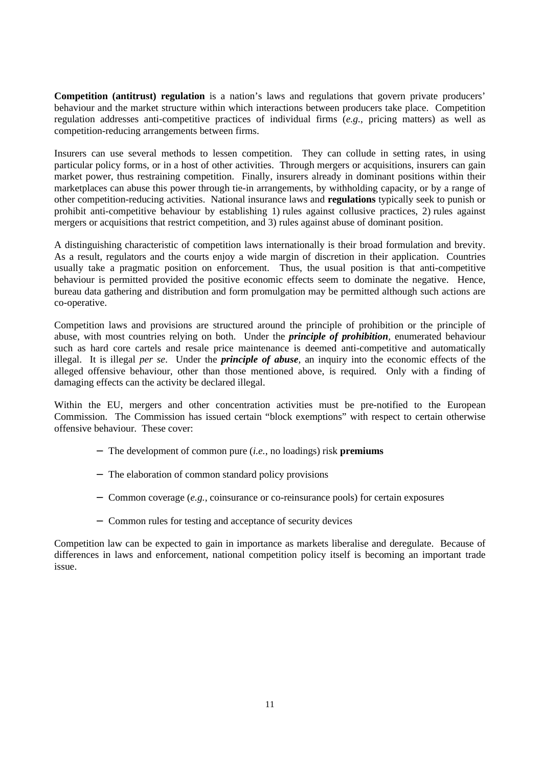**Competition (antitrust) regulation** is a nation's laws and regulations that govern private producers' behaviour and the market structure within which interactions between producers take place. Competition regulation addresses anti-competitive practices of individual firms (*e.g.*, pricing matters) as well as competition-reducing arrangements between firms.

Insurers can use several methods to lessen competition. They can collude in setting rates, in using particular policy forms, or in a host of other activities. Through mergers or acquisitions, insurers can gain market power, thus restraining competition. Finally, insurers already in dominant positions within their marketplaces can abuse this power through tie-in arrangements, by withholding capacity, or by a range of other competition-reducing activities. National insurance laws and **regulations** typically seek to punish or prohibit anti-competitive behaviour by establishing 1) rules against collusive practices, 2) rules against mergers or acquisitions that restrict competition, and 3) rules against abuse of dominant position.

A distinguishing characteristic of competition laws internationally is their broad formulation and brevity. As a result, regulators and the courts enjoy a wide margin of discretion in their application. Countries usually take a pragmatic position on enforcement. Thus, the usual position is that anti-competitive behaviour is permitted provided the positive economic effects seem to dominate the negative. Hence, bureau data gathering and distribution and form promulgation may be permitted although such actions are co-operative.

Competition laws and provisions are structured around the principle of prohibition or the principle of abuse, with most countries relying on both. Under the ***principle of prohibition***, enumerated behaviour such as hard core cartels and resale price maintenance is deemed anti-competitive and automatically illegal. It is illegal *per se*. Under the ***principle of abuse***, an inquiry into the economic effects of the alleged offensive behaviour, other than those mentioned above, is required. Only with a finding of damaging effects can the activity be declared illegal.

Within the EU, mergers and other concentration activities must be pre-notified to the European Commission. The Commission has issued certain "block exemptions" with respect to certain otherwise offensive behaviour. These cover:

- The development of common pure (*i.e.*, no loadings) risk **premiums**
- The elaboration of common standard policy provisions
- Common coverage (*e.g.*, coinsurance or co-reinsurance pools) for certain exposures
- Common rules for testing and acceptance of security devices

Competition law can be expected to gain in importance as markets liberalise and deregulate. Because of differences in laws and enforcement, national competition policy itself is becoming an important trade issue.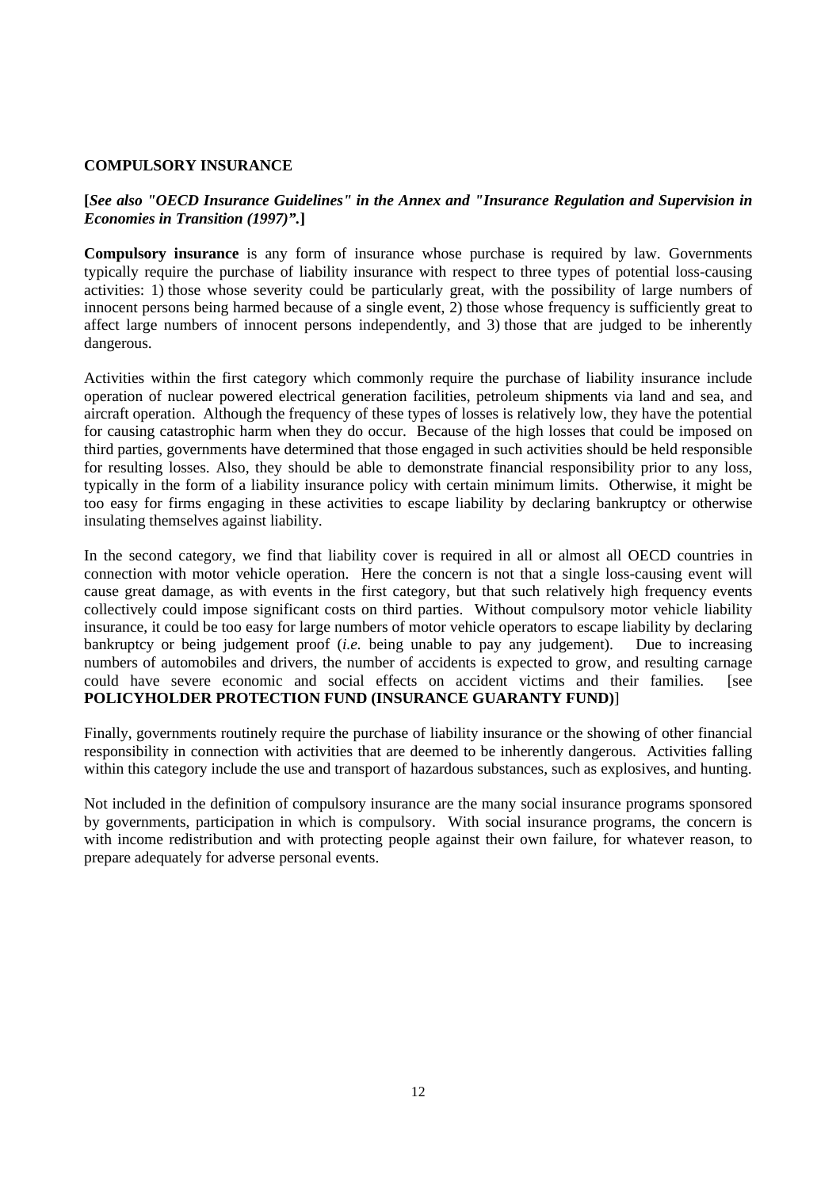**COMPULSORY INSURANCE**

**[*See also "OECD Insurance Guidelines" in the Annex and "Insurance Regulation and Supervision in Economies in Transition (1997)".*]**

**Compulsory insurance** is any form of insurance whose purchase is required by law. Governments typically require the purchase of liability insurance with respect to three types of potential loss-causing activities: 1) those whose severity could be particularly great, with the possibility of large numbers of innocent persons being harmed because of a single event, 2) those whose frequency is sufficiently great to affect large numbers of innocent persons independently, and 3) those that are judged to be inherently dangerous.

Activities within the first category which commonly require the purchase of liability insurance include operation of nuclear powered electrical generation facilities, petroleum shipments via land and sea, and aircraft operation. Although the frequency of these types of losses is relatively low, they have the potential for causing catastrophic harm when they do occur. Because of the high losses that could be imposed on third parties, governments have determined that those engaged in such activities should be held responsible for resulting losses. Also, they should be able to demonstrate financial responsibility prior to any loss, typically in the form of a liability insurance policy with certain minimum limits. Otherwise, it might be too easy for firms engaging in these activities to escape liability by declaring bankruptcy or otherwise insulating themselves against liability.

In the second category, we find that liability cover is required in all or almost all OECD countries in connection with motor vehicle operation. Here the concern is not that a single loss-causing event will cause great damage, as with events in the first category, but that such relatively high frequency events collectively could impose significant costs on third parties. Without compulsory motor vehicle liability insurance, it could be too easy for large numbers of motor vehicle operators to escape liability by declaring bankruptcy or being judgement proof (*i.e.* being unable to pay any judgement). Due to increasing numbers of automobiles and drivers, the number of accidents is expected to grow, and resulting carnage could have severe economic and social effects on accident victims and their families. [see **POLICYHOLDER PROTECTION FUND (INSURANCE GUARANTY FUND)**]

Finally, governments routinely require the purchase of liability insurance or the showing of other financial responsibility in connection with activities that are deemed to be inherently dangerous. Activities falling within this category include the use and transport of hazardous substances, such as explosives, and hunting.

Not included in the definition of compulsory insurance are the many social insurance programs sponsored by governments, participation in which is compulsory. With social insurance programs, the concern is with income redistribution and with protecting people against their own failure, for whatever reason, to prepare adequately for adverse personal events.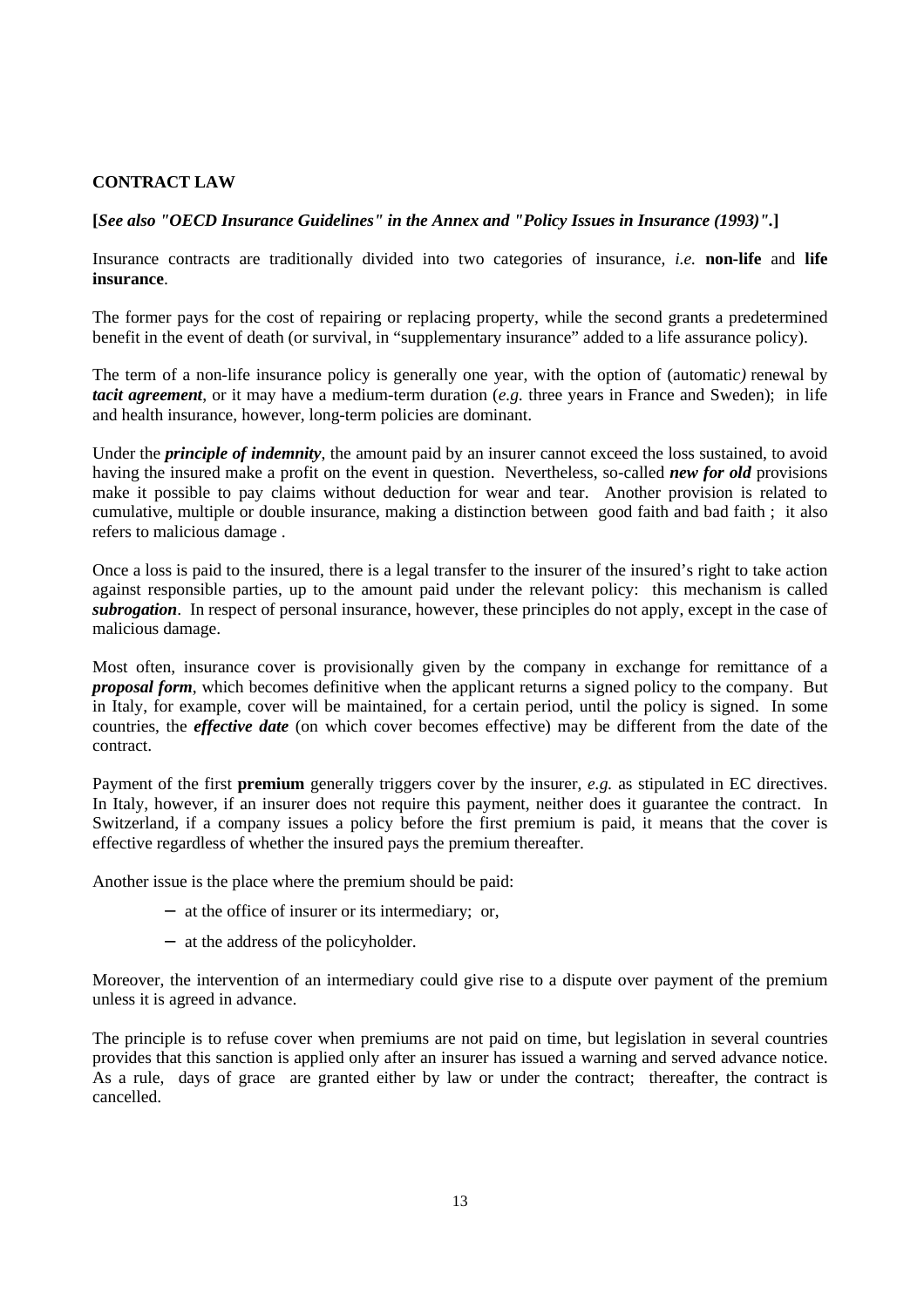**CONTRACT LAW**

**[*See also "OECD Insurance Guidelines" in the Annex and "Policy Issues in Insurance (1993)"*.]**

Insurance contracts are traditionally divided into two categories of insurance, *i.e.* **non-life** and **life insurance**.

The former pays for the cost of repairing or replacing property, while the second grants a predetermined benefit in the event of death (or survival, in "supplementary insurance" added to a life assurance policy).

The term of a non-life insurance policy is generally one year, with the option of (automatic*)* renewal by ***tacit agreement***, or it may have a medium-term duration (*e.g.* three years in France and Sweden); in life and health insurance, however, long-term policies are dominant.

Under the ***principle of indemnity***, the amount paid by an insurer cannot exceed the loss sustained, to avoid having the insured make a profit on the event in question. Nevertheless, so-called ***new for old*** provisions make it possible to pay claims without deduction for wear and tear. Another provision is related to cumulative, multiple or double insurance, making a distinction between good faith and bad faith ; it also refers to malicious damage .

Once a loss is paid to the insured, there is a legal transfer to the insurer of the insured's right to take action against responsible parties, up to the amount paid under the relevant policy: this mechanism is called ***subrogation***. In respect of personal insurance, however, these principles do not apply, except in the case of malicious damage.

Most often, insurance cover is provisionally given by the company in exchange for remittance of a ***proposal form***, which becomes definitive when the applicant returns a signed policy to the company. But in Italy, for example, cover will be maintained, for a certain period, until the policy is signed. In some countries, the ***effective date*** (on which cover becomes effective) may be different from the date of the contract.

Payment of the first **premium** generally triggers cover by the insurer, *e.g.* as stipulated in EC directives. In Italy, however, if an insurer does not require this payment, neither does it guarantee the contract. In Switzerland, if a company issues a policy before the first premium is paid, it means that the cover is effective regardless of whether the insured pays the premium thereafter.

Another issue is the place where the premium should be paid:

- at the office of insurer or its intermediary; or,
- at the address of the policyholder.

Moreover, the intervention of an intermediary could give rise to a dispute over payment of the premium unless it is agreed in advance.

The principle is to refuse cover when premiums are not paid on time, but legislation in several countries provides that this sanction is applied only after an insurer has issued a warning and served advance notice. As a rule, days of grace are granted either by law or under the contract; thereafter, the contract is cancelled.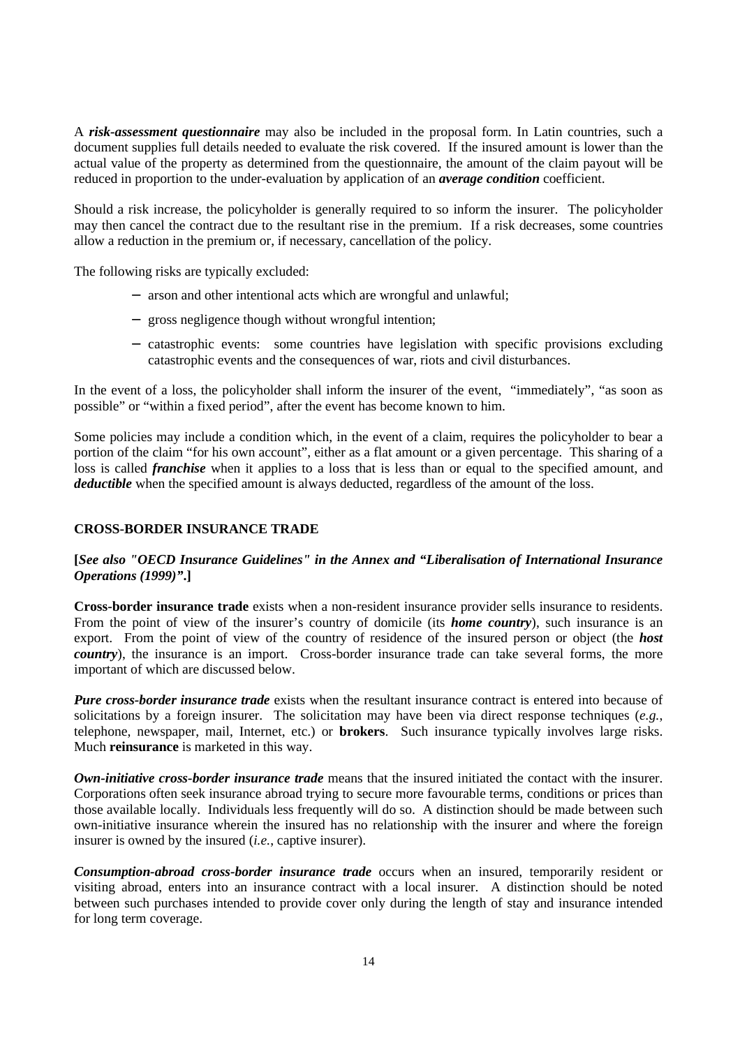A ***risk-assessment questionnaire*** may also be included in the proposal form. In Latin countries, such a document supplies full details needed to evaluate the risk covered. If the insured amount is lower than the actual value of the property as determined from the questionnaire, the amount of the claim payout will be reduced in proportion to the under-evaluation by application of an ***average condition*** coefficient.

Should a risk increase, the policyholder is generally required to so inform the insurer. The policyholder may then cancel the contract due to the resultant rise in the premium. If a risk decreases, some countries allow a reduction in the premium or, if necessary, cancellation of the policy.

The following risks are typically excluded:

- arson and other intentional acts which are wrongful and unlawful;
- gross negligence though without wrongful intention;
- catastrophic events: some countries have legislation with specific provisions excluding catastrophic events and the consequences of war, riots and civil disturbances.

In the event of a loss, the policyholder shall inform the insurer of the event, "immediately", "as soon as possible" or "within a fixed period", after the event has become known to him.

Some policies may include a condition which, in the event of a claim, requires the policyholder to bear a portion of the claim "for his own account", either as a flat amount or a given percentage. This sharing of a loss is called ***franchise*** when it applies to a loss that is less than or equal to the specified amount, and ***deductible*** when the specified amount is always deducted, regardless of the amount of the loss.

## CROSS-BORDER INSURANCE TRADE

**[*See also "OECD Insurance Guidelines" in the Annex and "Liberalisation of International Insurance Operations (1999)"*.]**

**Cross-border insurance trade** exists when a non-resident insurance provider sells insurance to residents. From the point of view of the insurer's country of domicile (its ***home country***), such insurance is an export. From the point of view of the country of residence of the insured person or object (the ***host country***), the insurance is an import. Cross-border insurance trade can take several forms, the more important of which are discussed below.

***Pure cross-border insurance trade*** exists when the resultant insurance contract is entered into because of solicitations by a foreign insurer. The solicitation may have been via direct response techniques (*e.g.*, telephone, newspaper, mail, Internet, etc.) or **brokers**. Such insurance typically involves large risks. Much **reinsurance** is marketed in this way.

***Own-initiative cross-border insurance trade*** means that the insured initiated the contact with the insurer. Corporations often seek insurance abroad trying to secure more favourable terms, conditions or prices than those available locally. Individuals less frequently will do so. A distinction should be made between such own-initiative insurance wherein the insured has no relationship with the insurer and where the foreign insurer is owned by the insured (*i.e.*, captive insurer).

***Consumption-abroad cross-border insurance trade*** occurs when an insured, temporarily resident or visiting abroad, enters into an insurance contract with a local insurer. A distinction should be noted between such purchases intended to provide cover only during the length of stay and insurance intended for long term coverage.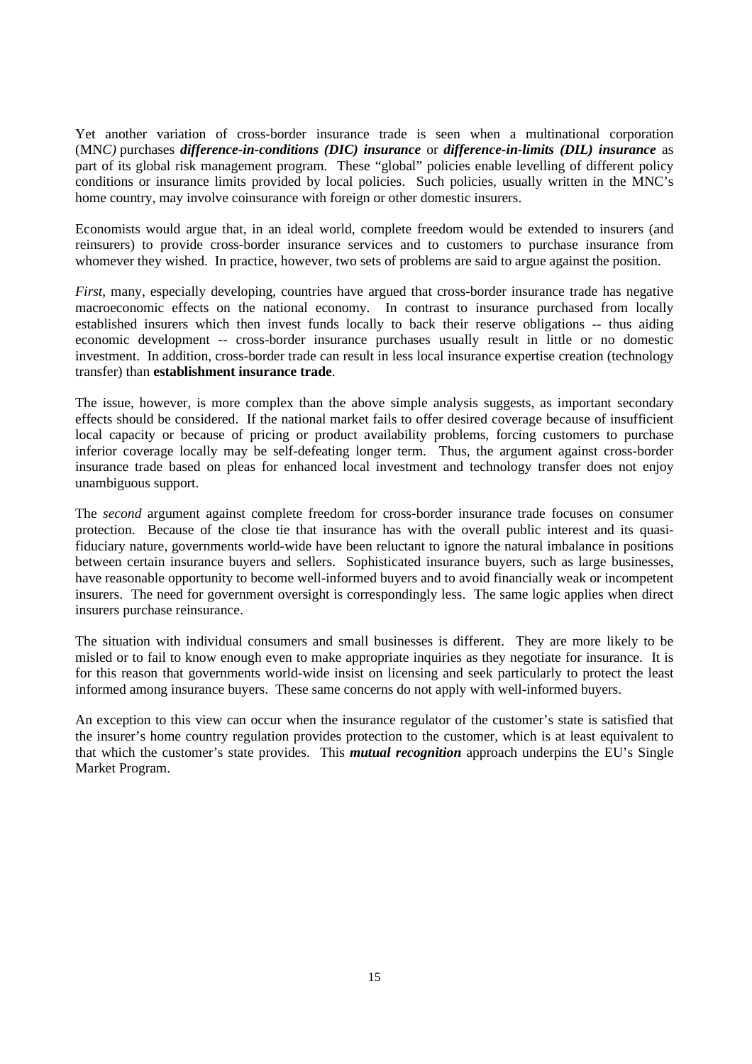Yet another variation of cross-border insurance trade is seen when a multinational corporation (MNC) purchases ***difference-in-conditions (DIC) insurance*** or ***difference-in-limits (DIL) insurance*** as part of its global risk management program. These "global" policies enable levelling of different policy conditions or insurance limits provided by local policies. Such policies, usually written in the MNC's home country, may involve coinsurance with foreign or other domestic insurers.

Economists would argue that, in an ideal world, complete freedom would be extended to insurers (and reinsurers) to provide cross-border insurance services and to customers to purchase insurance from whomever they wished. In practice, however, two sets of problems are said to argue against the position.

*First*, many, especially developing, countries have argued that cross-border insurance trade has negative macroeconomic effects on the national economy. In contrast to insurance purchased from locally established insurers which then invest funds locally to back their reserve obligations -- thus aiding economic development -- cross-border insurance purchases usually result in little or no domestic investment. In addition, cross-border trade can result in less local insurance expertise creation (technology transfer) than **establishment insurance trade**.

The issue, however, is more complex than the above simple analysis suggests, as important secondary effects should be considered. If the national market fails to offer desired coverage because of insufficient local capacity or because of pricing or product availability problems, forcing customers to purchase inferior coverage locally may be self-defeating longer term. Thus, the argument against cross-border insurance trade based on pleas for enhanced local investment and technology transfer does not enjoy unambiguous support.

The *second* argument against complete freedom for cross-border insurance trade focuses on consumer protection. Because of the close tie that insurance has with the overall public interest and its quasi-fiduciary nature, governments world-wide have been reluctant to ignore the natural imbalance in positions between certain insurance buyers and sellers. Sophisticated insurance buyers, such as large businesses, have reasonable opportunity to become well-informed buyers and to avoid financially weak or incompetent insurers. The need for government oversight is correspondingly less. The same logic applies when direct insurers purchase reinsurance.

The situation with individual consumers and small businesses is different. They are more likely to be misled or to fail to know enough even to make appropriate inquiries as they negotiate for insurance. It is for this reason that governments world-wide insist on licensing and seek particularly to protect the least informed among insurance buyers. These same concerns do not apply with well-informed buyers.

An exception to this view can occur when the insurance regulator of the customer's state is satisfied that the insurer's home country regulation provides protection to the customer, which is at least equivalent to that which the customer's state provides. This ***mutual recognition*** approach underpins the EU's Single Market Program.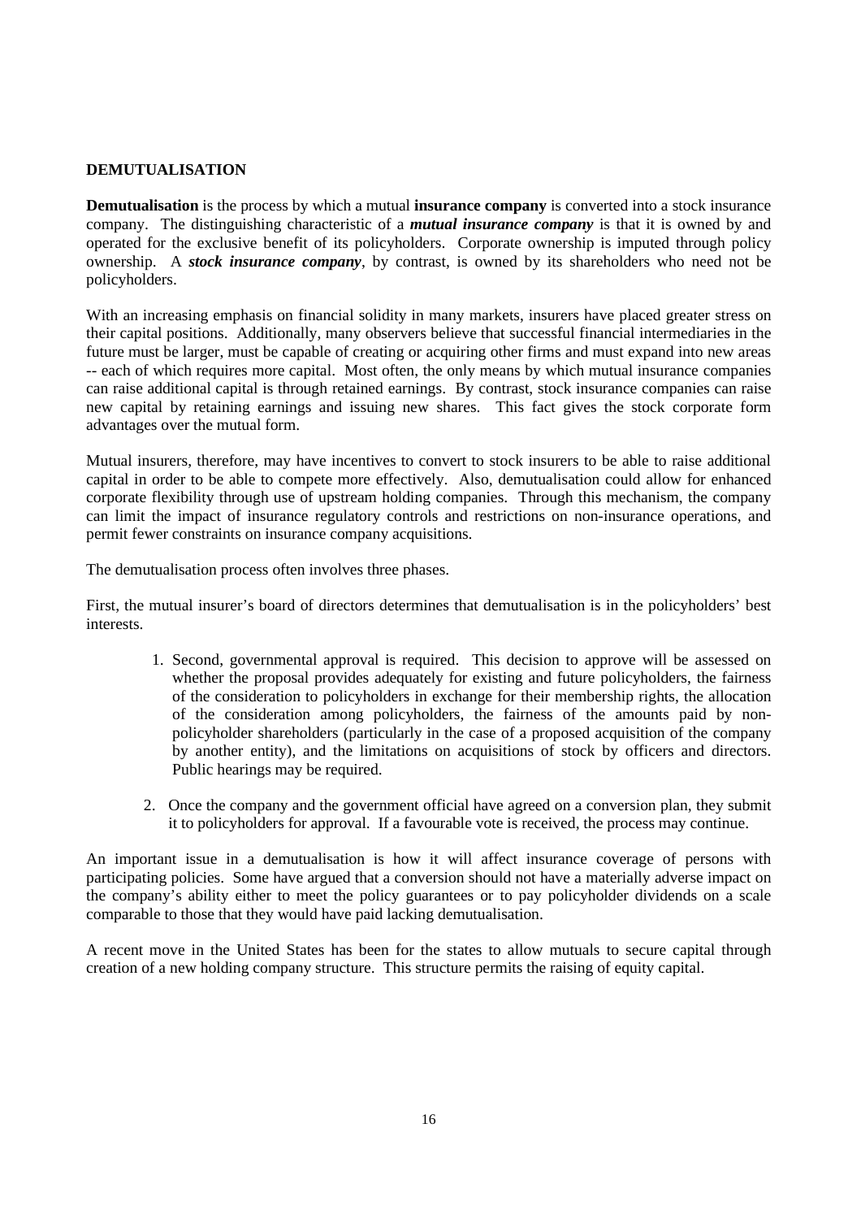## DEMUTUALISATION

**Demutualisation** is the process by which a mutual **insurance company** is converted into a stock insurance company. The distinguishing characteristic of a ***mutual insurance company*** is that it is owned by and operated for the exclusive benefit of its policyholders. Corporate ownership is imputed through policy ownership. A ***stock insurance company***, by contrast, is owned by its shareholders who need not be policyholders.

With an increasing emphasis on financial solidity in many markets, insurers have placed greater stress on their capital positions. Additionally, many observers believe that successful financial intermediaries in the future must be larger, must be capable of creating or acquiring other firms and must expand into new areas -- each of which requires more capital. Most often, the only means by which mutual insurance companies can raise additional capital is through retained earnings. By contrast, stock insurance companies can raise new capital by retaining earnings and issuing new shares. This fact gives the stock corporate form advantages over the mutual form.

Mutual insurers, therefore, may have incentives to convert to stock insurers to be able to raise additional capital in order to be able to compete more effectively. Also, demutualisation could allow for enhanced corporate flexibility through use of upstream holding companies. Through this mechanism, the company can limit the impact of insurance regulatory controls and restrictions on non-insurance operations, and permit fewer constraints on insurance company acquisitions.

The demutualisation process often involves three phases.

First, the mutual insurer's board of directors determines that demutualisation is in the policyholders' best interests.

1. Second, governmental approval is required. This decision to approve will be assessed on whether the proposal provides adequately for existing and future policyholders, the fairness of the consideration to policyholders in exchange for their membership rights, the allocation of the consideration among policyholders, the fairness of the amounts paid by non-policyholder shareholders (particularly in the case of a proposed acquisition of the company by another entity), and the limitations on acquisitions of stock by officers and directors. Public hearings may be required.

2. Once the company and the government official have agreed on a conversion plan, they submit it to policyholders for approval. If a favourable vote is received, the process may continue.

An important issue in a demutualisation is how it will affect insurance coverage of persons with participating policies. Some have argued that a conversion should not have a materially adverse impact on the company's ability either to meet the policy guarantees or to pay policyholder dividends on a scale comparable to those that they would have paid lacking demutualisation.

A recent move in the United States has been for the states to allow mutuals to secure capital through creation of a new holding company structure. This structure permits the raising of equity capital.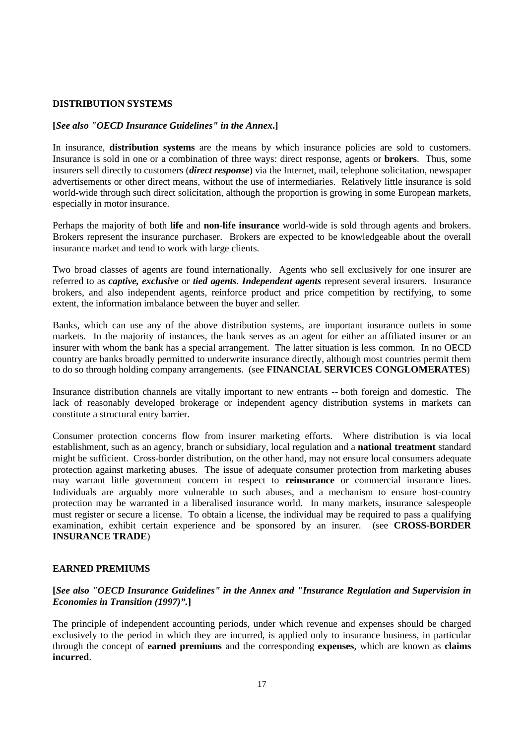## DISTRIBUTION SYSTEMS

**[*See also "OECD Insurance Guidelines" in the Annex*.]**

In insurance, **distribution systems** are the means by which insurance policies are sold to customers. Insurance is sold in one or a combination of three ways: direct response, agents or **brokers**. Thus, some insurers sell directly to customers (***direct response***) via the Internet, mail, telephone solicitation, newspaper advertisements or other direct means, without the use of intermediaries. Relatively little insurance is sold world-wide through such direct solicitation, although the proportion is growing in some European markets, especially in motor insurance.

Perhaps the majority of both **life** and **non-life insurance** world-wide is sold through agents and brokers. Brokers represent the insurance purchaser. Brokers are expected to be knowledgeable about the overall insurance market and tend to work with large clients.

Two broad classes of agents are found internationally. Agents who sell exclusively for one insurer are referred to as ***captive, exclusive*** or ***tied agents***. ***Independent agents*** represent several insurers. Insurance brokers, and also independent agents, reinforce product and price competition by rectifying, to some extent, the information imbalance between the buyer and seller.

Banks, which can use any of the above distribution systems, are important insurance outlets in some markets. In the majority of instances, the bank serves as an agent for either an affiliated insurer or an insurer with whom the bank has a special arrangement. The latter situation is less common. In no OECD country are banks broadly permitted to underwrite insurance directly, although most countries permit them to do so through holding company arrangements. (see **FINANCIAL SERVICES CONGLOMERATES**)

Insurance distribution channels are vitally important to new entrants -- both foreign and domestic. The lack of reasonably developed brokerage or independent agency distribution systems in markets can constitute a structural entry barrier.

Consumer protection concerns flow from insurer marketing efforts. Where distribution is via local establishment, such as an agency, branch or subsidiary, local regulation and a **national treatment** standard might be sufficient. Cross-border distribution, on the other hand, may not ensure local consumers adequate protection against marketing abuses. The issue of adequate consumer protection from marketing abuses may warrant little government concern in respect to **reinsurance** or commercial insurance lines. Individuals are arguably more vulnerable to such abuses, and a mechanism to ensure host-country protection may be warranted in a liberalised insurance world. In many markets, insurance salespeople must register or secure a license. To obtain a license, the individual may be required to pass a qualifying examination, exhibit certain experience and be sponsored by an insurer. (see **CROSS-BORDER INSURANCE TRADE**)

## EARNED PREMIUMS

**[*See also "OECD Insurance Guidelines" in the Annex and "Insurance Regulation and Supervision in Economies in Transition (1997)"*.]**

The principle of independent accounting periods, under which revenue and expenses should be charged exclusively to the period in which they are incurred, is applied only to insurance business, in particular through the concept of **earned premiums** and the corresponding **expenses**, which are known as **claims incurred**.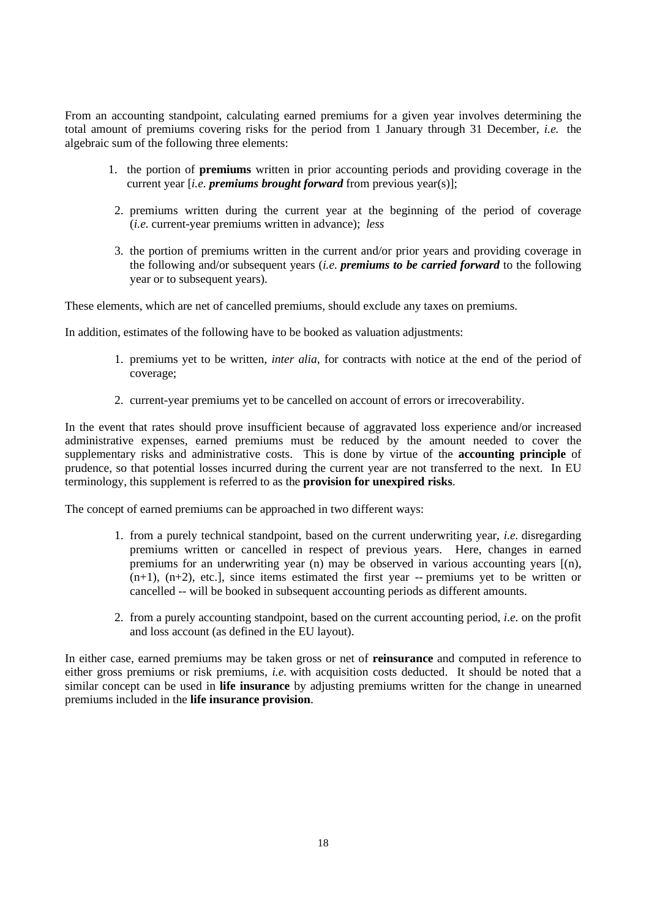From an accounting standpoint, calculating earned premiums for a given year involves determining the total amount of premiums covering risks for the period from 1 January through 31 December, *i.e.* the algebraic sum of the following three elements:

1. the portion of **premiums** written in prior accounting periods and providing coverage in the current year [*i.e.* ***premiums brought forward*** from previous year(s)];

2. premiums written during the current year at the beginning of the period of coverage (*i.e.* current-year premiums written in advance); *less*

3. the portion of premiums written in the current and/or prior years and providing coverage in the following and/or subsequent years (*i.e.* ***premiums to be carried forward*** to the following year or to subsequent years).

These elements, which are net of cancelled premiums, should exclude any taxes on premiums.

In addition, estimates of the following have to be booked as valuation adjustments:

1. premiums yet to be written, *inter alia*, for contracts with notice at the end of the period of coverage;

2. current-year premiums yet to be cancelled on account of errors or irrecoverability.

In the event that rates should prove insufficient because of aggravated loss experience and/or increased administrative expenses, earned premiums must be reduced by the amount needed to cover the supplementary risks and administrative costs. This is done by virtue of the **accounting principle** of prudence, so that potential losses incurred during the current year are not transferred to the next. In EU terminology, this supplement is referred to as the **provision for unexpired risks**.

The concept of earned premiums can be approached in two different ways:

1. from a purely technical standpoint, based on the current underwriting year, *i.e.* disregarding premiums written or cancelled in respect of previous years. Here, changes in earned premiums for an underwriting year (n) may be observed in various accounting years [(n), (n+1), (n+2), etc.], since items estimated the first year -- premiums yet to be written or cancelled -- will be booked in subsequent accounting periods as different amounts.

2. from a purely accounting standpoint, based on the current accounting period, *i.e.* on the profit and loss account (as defined in the EU layout).

In either case, earned premiums may be taken gross or net of **reinsurance** and computed in reference to either gross premiums or risk premiums, *i.e.* with acquisition costs deducted. It should be noted that a similar concept can be used in **life insurance** by adjusting premiums written for the change in unearned premiums included in the **life insurance provision**.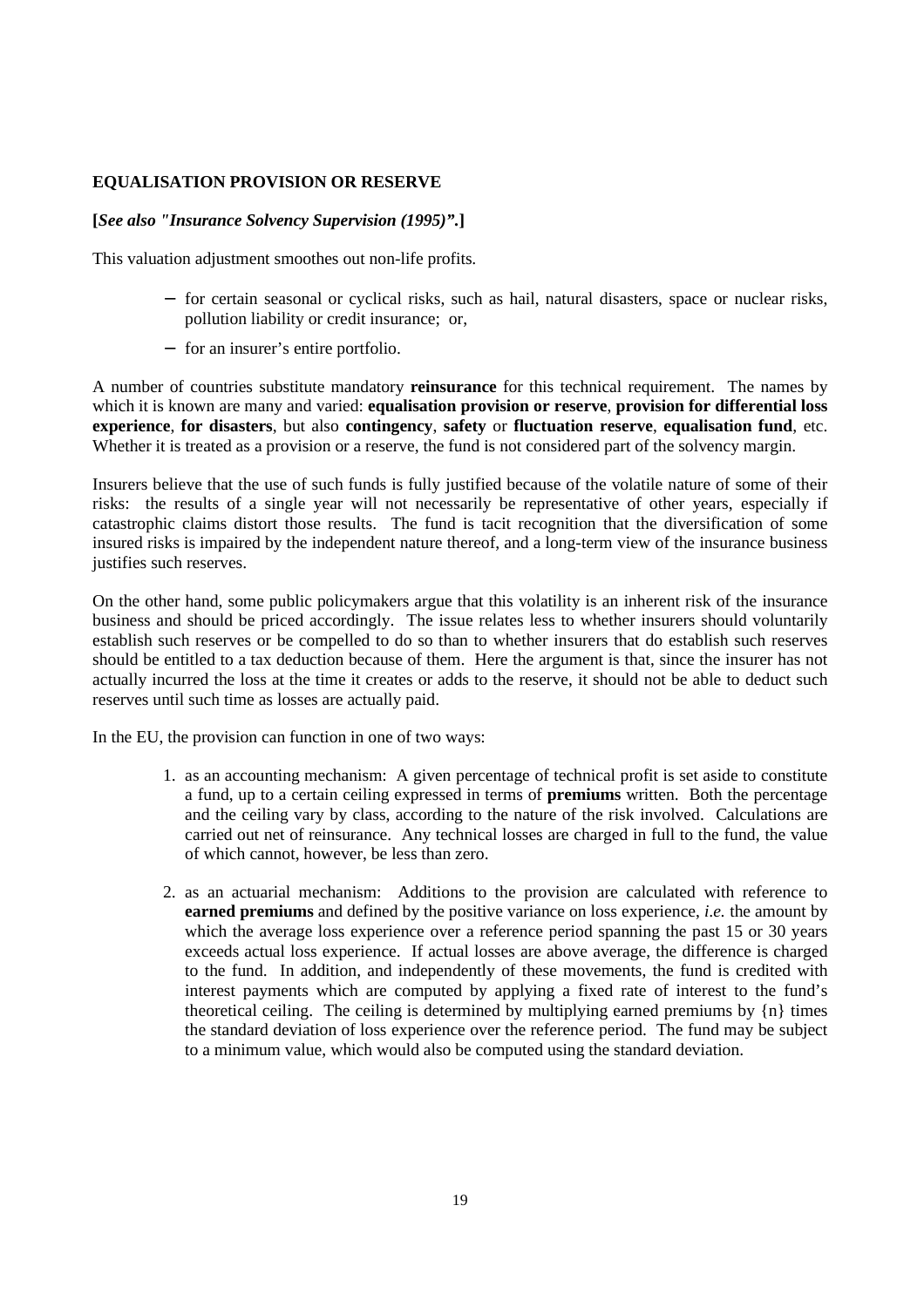## EQUALISATION PROVISION OR RESERVE

**[*See also "Insurance Solvency Supervision (1995)"*.]**

This valuation adjustment smoothes out non-life profits.

- for certain seasonal or cyclical risks, such as hail, natural disasters, space or nuclear risks, pollution liability or credit insurance; or,
- for an insurer's entire portfolio.

A number of countries substitute mandatory **reinsurance** for this technical requirement. The names by which it is known are many and varied: **equalisation provision or reserve**, **provision for differential loss experience**, **for disasters**, but also **contingency**, **safety** or **fluctuation reserve**, **equalisation fund**, etc. Whether it is treated as a provision or a reserve, the fund is not considered part of the solvency margin.

Insurers believe that the use of such funds is fully justified because of the volatile nature of some of their risks: the results of a single year will not necessarily be representative of other years, especially if catastrophic claims distort those results. The fund is tacit recognition that the diversification of some insured risks is impaired by the independent nature thereof, and a long-term view of the insurance business justifies such reserves.

On the other hand, some public policymakers argue that this volatility is an inherent risk of the insurance business and should be priced accordingly. The issue relates less to whether insurers should voluntarily establish such reserves or be compelled to do so than to whether insurers that do establish such reserves should be entitled to a tax deduction because of them. Here the argument is that, since the insurer has not actually incurred the loss at the time it creates or adds to the reserve, it should not be able to deduct such reserves until such time as losses are actually paid.

In the EU, the provision can function in one of two ways:

1. as an accounting mechanism: A given percentage of technical profit is set aside to constitute a fund, up to a certain ceiling expressed in terms of **premiums** written. Both the percentage and the ceiling vary by class, according to the nature of the risk involved. Calculations are carried out net of reinsurance. Any technical losses are charged in full to the fund, the value of which cannot, however, be less than zero.

2. as an actuarial mechanism: Additions to the provision are calculated with reference to **earned premiums** and defined by the positive variance on loss experience, *i.e.* the amount by which the average loss experience over a reference period spanning the past 15 or 30 years exceeds actual loss experience. If actual losses are above average, the difference is charged to the fund. In addition, and independently of these movements, the fund is credited with interest payments which are computed by applying a fixed rate of interest to the fund's theoretical ceiling. The ceiling is determined by multiplying earned premiums by {n} times the standard deviation of loss experience over the reference period. The fund may be subject to a minimum value, which would also be computed using the standard deviation.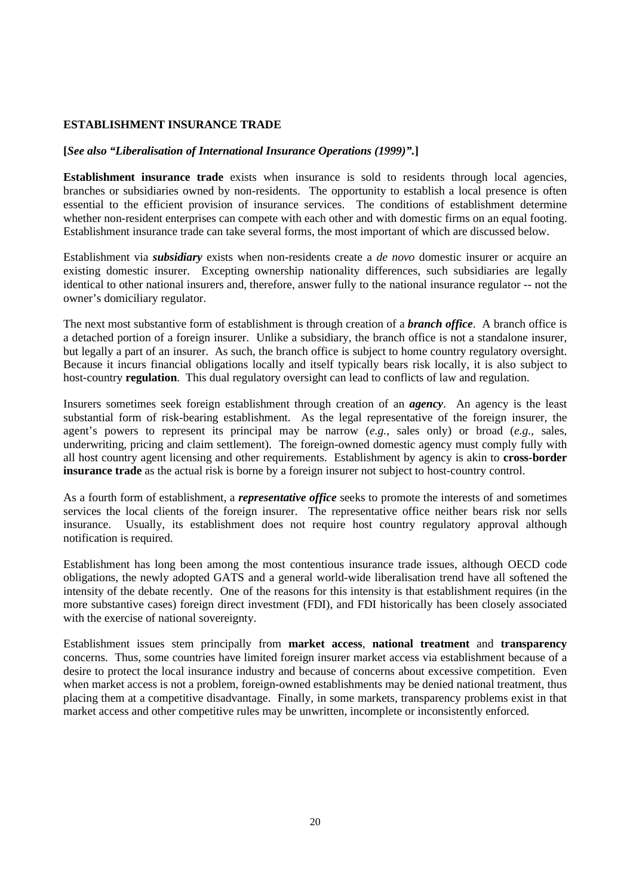**ESTABLISHMENT INSURANCE TRADE**

**[*See also "Liberalisation of International Insurance Operations (1999)".*]**

**Establishment insurance trade** exists when insurance is sold to residents through local agencies, branches or subsidiaries owned by non-residents. The opportunity to establish a local presence is often essential to the efficient provision of insurance services. The conditions of establishment determine whether non-resident enterprises can compete with each other and with domestic firms on an equal footing. Establishment insurance trade can take several forms, the most important of which are discussed below.

Establishment via ***subsidiary*** exists when non-residents create a *de novo* domestic insurer or acquire an existing domestic insurer. Excepting ownership nationality differences, such subsidiaries are legally identical to other national insurers and, therefore, answer fully to the national insurance regulator -- not the owner's domiciliary regulator.

The next most substantive form of establishment is through creation of a ***branch office***. A branch office is a detached portion of a foreign insurer. Unlike a subsidiary, the branch office is not a standalone insurer, but legally a part of an insurer. As such, the branch office is subject to home country regulatory oversight. Because it incurs financial obligations locally and itself typically bears risk locally, it is also subject to host-country **regulation**. This dual regulatory oversight can lead to conflicts of law and regulation.

Insurers sometimes seek foreign establishment through creation of an ***agency***. An agency is the least substantial form of risk-bearing establishment. As the legal representative of the foreign insurer, the agent's powers to represent its principal may be narrow (*e.g.*, sales only) or broad (*e.g.*, sales, underwriting, pricing and claim settlement). The foreign-owned domestic agency must comply fully with all host country agent licensing and other requirements. Establishment by agency is akin to **cross-border insurance trade** as the actual risk is borne by a foreign insurer not subject to host-country control.

As a fourth form of establishment, a ***representative office*** seeks to promote the interests of and sometimes services the local clients of the foreign insurer. The representative office neither bears risk nor sells insurance. Usually, its establishment does not require host country regulatory approval although notification is required.

Establishment has long been among the most contentious insurance trade issues, although OECD code obligations, the newly adopted GATS and a general world-wide liberalisation trend have all softened the intensity of the debate recently. One of the reasons for this intensity is that establishment requires (in the more substantive cases) foreign direct investment (FDI), and FDI historically has been closely associated with the exercise of national sovereignty.

Establishment issues stem principally from **market access**, **national treatment** and **transparency** concerns. Thus, some countries have limited foreign insurer market access via establishment because of a desire to protect the local insurance industry and because of concerns about excessive competition. Even when market access is not a problem, foreign-owned establishments may be denied national treatment, thus placing them at a competitive disadvantage. Finally, in some markets, transparency problems exist in that market access and other competitive rules may be unwritten, incomplete or inconsistently enforced.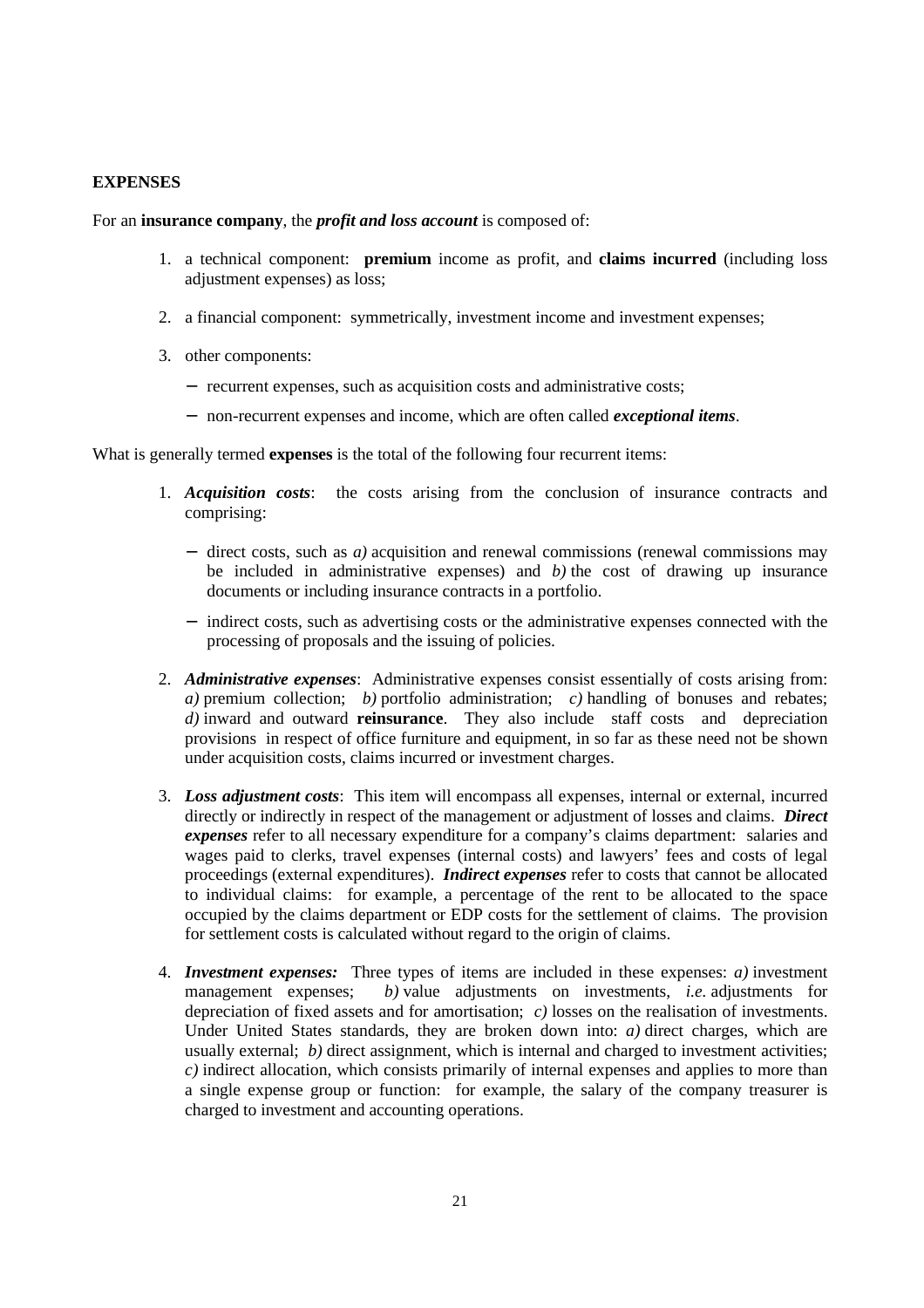**EXPENSES**

For an **insurance company**, the ***profit and loss account*** is composed of:

1. a technical component: **premium** income as profit, and **claims incurred** (including loss adjustment expenses) as loss;

2. a financial component: symmetrically, investment income and investment expenses;

3. other components:

   − recurrent expenses, such as acquisition costs and administrative costs;

   − non-recurrent expenses and income, which are often called ***exceptional items***.

What is generally termed **expenses** is the total of the following four recurrent items:

1. ***Acquisition costs***: the costs arising from the conclusion of insurance contracts and comprising:

   − direct costs, such as *a)* acquisition and renewal commissions (renewal commissions may be included in administrative expenses) and *b)* the cost of drawing up insurance documents or including insurance contracts in a portfolio.

   − indirect costs, such as advertising costs or the administrative expenses connected with the processing of proposals and the issuing of policies.

2. ***Administrative expenses***: Administrative expenses consist essentially of costs arising from: *a)* premium collection; *b)* portfolio administration; *c)* handling of bonuses and rebates; *d)* inward and outward **reinsurance**. They also include staff costs and depreciation provisions in respect of office furniture and equipment, in so far as these need not be shown under acquisition costs, claims incurred or investment charges.

3. ***Loss adjustment costs***: This item will encompass all expenses, internal or external, incurred directly or indirectly in respect of the management or adjustment of losses and claims. ***Direct expenses*** refer to all necessary expenditure for a company's claims department: salaries and wages paid to clerks, travel expenses (internal costs) and lawyers' fees and costs of legal proceedings (external expenditures). ***Indirect expenses*** refer to costs that cannot be allocated to individual claims: for example, a percentage of the rent to be allocated to the space occupied by the claims department or EDP costs for the settlement of claims. The provision for settlement costs is calculated without regard to the origin of claims.

4. ***Investment expenses:*** Three types of items are included in these expenses: *a)* investment management expenses; *b)* value adjustments on investments, *i.e.* adjustments for depreciation of fixed assets and for amortisation; *c)* losses on the realisation of investments. Under United States standards, they are broken down into: *a)* direct charges, which are usually external; *b)* direct assignment, which is internal and charged to investment activities; *c)* indirect allocation, which consists primarily of internal expenses and applies to more than a single expense group or function: for example, the salary of the company treasurer is charged to investment and accounting operations.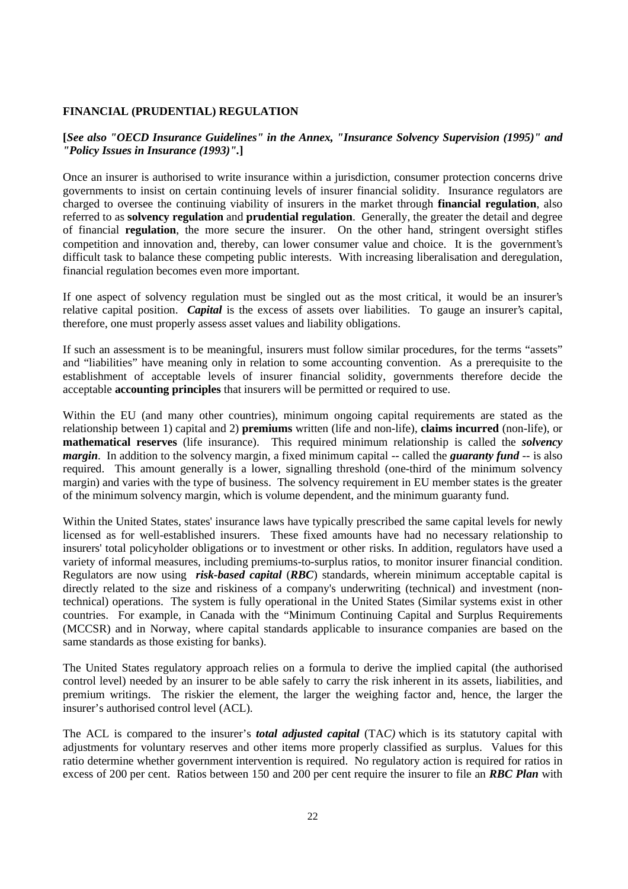**FINANCIAL (PRUDENTIAL) REGULATION**

**[*See also "OECD Insurance Guidelines" in the Annex, "Insurance Solvency Supervision (1995)" and "Policy Issues in Insurance (1993)"*.]**

Once an insurer is authorised to write insurance within a jurisdiction, consumer protection concerns drive governments to insist on certain continuing levels of insurer financial solidity. Insurance regulators are charged to oversee the continuing viability of insurers in the market through **financial regulation**, also referred to as **solvency regulation** and **prudential regulation**. Generally, the greater the detail and degree of financial **regulation**, the more secure the insurer. On the other hand, stringent oversight stifles competition and innovation and, thereby, can lower consumer value and choice. It is the government's difficult task to balance these competing public interests. With increasing liberalisation and deregulation, financial regulation becomes even more important.

If one aspect of solvency regulation must be singled out as the most critical, it would be an insurer's relative capital position. ***Capital*** is the excess of assets over liabilities. To gauge an insurer's capital, therefore, one must properly assess asset values and liability obligations.

If such an assessment is to be meaningful, insurers must follow similar procedures, for the terms "assets" and "liabilities" have meaning only in relation to some accounting convention. As a prerequisite to the establishment of acceptable levels of insurer financial solidity, governments therefore decide the acceptable **accounting principles** that insurers will be permitted or required to use.

Within the EU (and many other countries), minimum ongoing capital requirements are stated as the relationship between 1) capital and 2) **premiums** written (life and non-life), **claims incurred** (non-life), or **mathematical reserves** (life insurance). This required minimum relationship is called the ***solvency margin***. In addition to the solvency margin, a fixed minimum capital -- called the ***guaranty fund*** -- is also required. This amount generally is a lower, signalling threshold (one-third of the minimum solvency margin) and varies with the type of business. The solvency requirement in EU member states is the greater of the minimum solvency margin, which is volume dependent, and the minimum guaranty fund.

Within the United States, states' insurance laws have typically prescribed the same capital levels for newly licensed as for well-established insurers. These fixed amounts have had no necessary relationship to insurers' total policyholder obligations or to investment or other risks. In addition, regulators have used a variety of informal measures, including premiums-to-surplus ratios, to monitor insurer financial condition. Regulators are now using ***risk-based capital*** (***RBC***) standards, wherein minimum acceptable capital is directly related to the size and riskiness of a company's underwriting (technical) and investment (non-technical) operations. The system is fully operational in the United States (Similar systems exist in other countries. For example, in Canada with the "Minimum Continuing Capital and Surplus Requirements (MCCSR) and in Norway, where capital standards applicable to insurance companies are based on the same standards as those existing for banks).

The United States regulatory approach relies on a formula to derive the implied capital (the authorised control level) needed by an insurer to be able safely to carry the risk inherent in its assets, liabilities, and premium writings. The riskier the element, the larger the weighing factor and, hence, the larger the insurer's authorised control level (ACL).

The ACL is compared to the insurer's ***total adjusted capital*** (TA*C)* which is its statutory capital with adjustments for voluntary reserves and other items more properly classified as surplus. Values for this ratio determine whether government intervention is required. No regulatory action is required for ratios in excess of 200 per cent. Ratios between 150 and 200 per cent require the insurer to file an ***RBC Plan*** with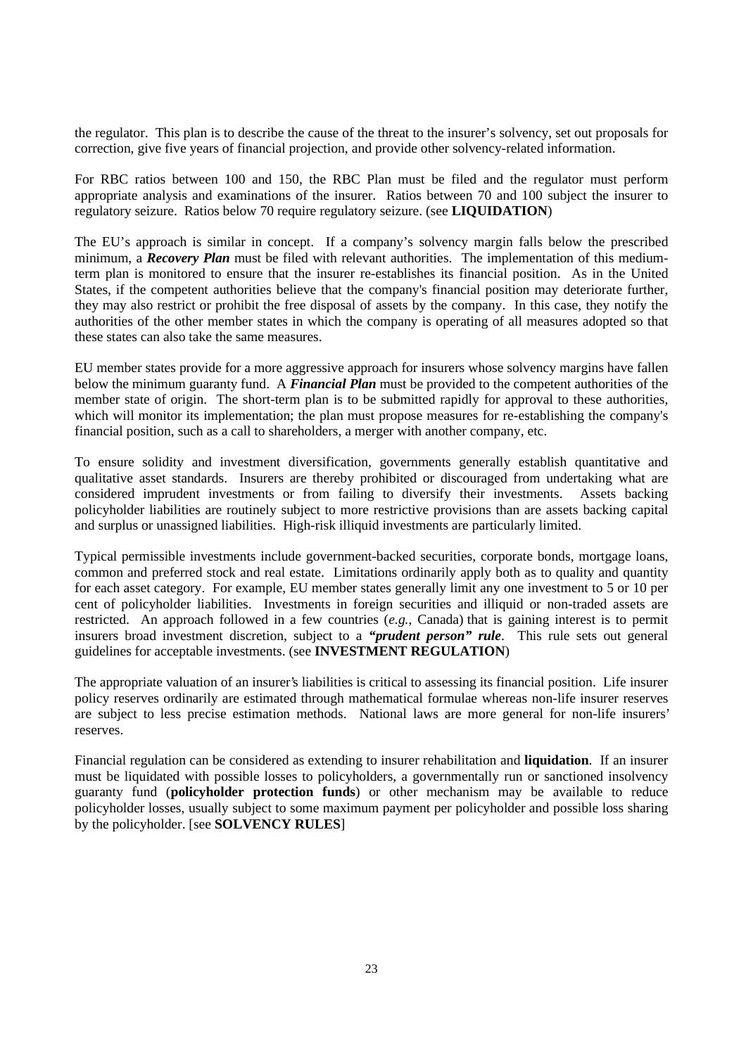the regulator. This plan is to describe the cause of the threat to the insurer's solvency, set out proposals for correction, give five years of financial projection, and provide other solvency-related information.

For RBC ratios between 100 and 150, the RBC Plan must be filed and the regulator must perform appropriate analysis and examinations of the insurer. Ratios between 70 and 100 subject the insurer to regulatory seizure. Ratios below 70 require regulatory seizure. (see **LIQUIDATION**)

The EU's approach is similar in concept. If a company's solvency margin falls below the prescribed minimum, a ***Recovery Plan*** must be filed with relevant authorities. The implementation of this medium-term plan is monitored to ensure that the insurer re-establishes its financial position. As in the United States, if the competent authorities believe that the company's financial position may deteriorate further, they may also restrict or prohibit the free disposal of assets by the company. In this case, they notify the authorities of the other member states in which the company is operating of all measures adopted so that these states can also take the same measures.

EU member states provide for a more aggressive approach for insurers whose solvency margins have fallen below the minimum guaranty fund. A ***Financial Plan*** must be provided to the competent authorities of the member state of origin. The short-term plan is to be submitted rapidly for approval to these authorities, which will monitor its implementation; the plan must propose measures for re-establishing the company's financial position, such as a call to shareholders, a merger with another company, etc.

To ensure solidity and investment diversification, governments generally establish quantitative and qualitative asset standards. Insurers are thereby prohibited or discouraged from undertaking what are considered imprudent investments or from failing to diversify their investments. Assets backing policyholder liabilities are routinely subject to more restrictive provisions than are assets backing capital and surplus or unassigned liabilities. High-risk illiquid investments are particularly limited.

Typical permissible investments include government-backed securities, corporate bonds, mortgage loans, common and preferred stock and real estate. Limitations ordinarily apply both as to quality and quantity for each asset category. For example, EU member states generally limit any one investment to 5 or 10 per cent of policyholder liabilities. Investments in foreign securities and illiquid or non-traded assets are restricted. An approach followed in a few countries (*e.g.,* Canada) that is gaining interest is to permit insurers broad investment discretion, subject to a ***"prudent person" rule***. This rule sets out general guidelines for acceptable investments. (see **INVESTMENT REGULATION**)

The appropriate valuation of an insurer's liabilities is critical to assessing its financial position. Life insurer policy reserves ordinarily are estimated through mathematical formulae whereas non-life insurer reserves are subject to less precise estimation methods. National laws are more general for non-life insurers' reserves.

Financial regulation can be considered as extending to insurer rehabilitation and **liquidation**. If an insurer must be liquidated with possible losses to policyholders, a governmentally run or sanctioned insolvency guaranty fund (**policyholder protection funds**) or other mechanism may be available to reduce policyholder losses, usually subject to some maximum payment per policyholder and possible loss sharing by the policyholder. [see **SOLVENCY RULES**]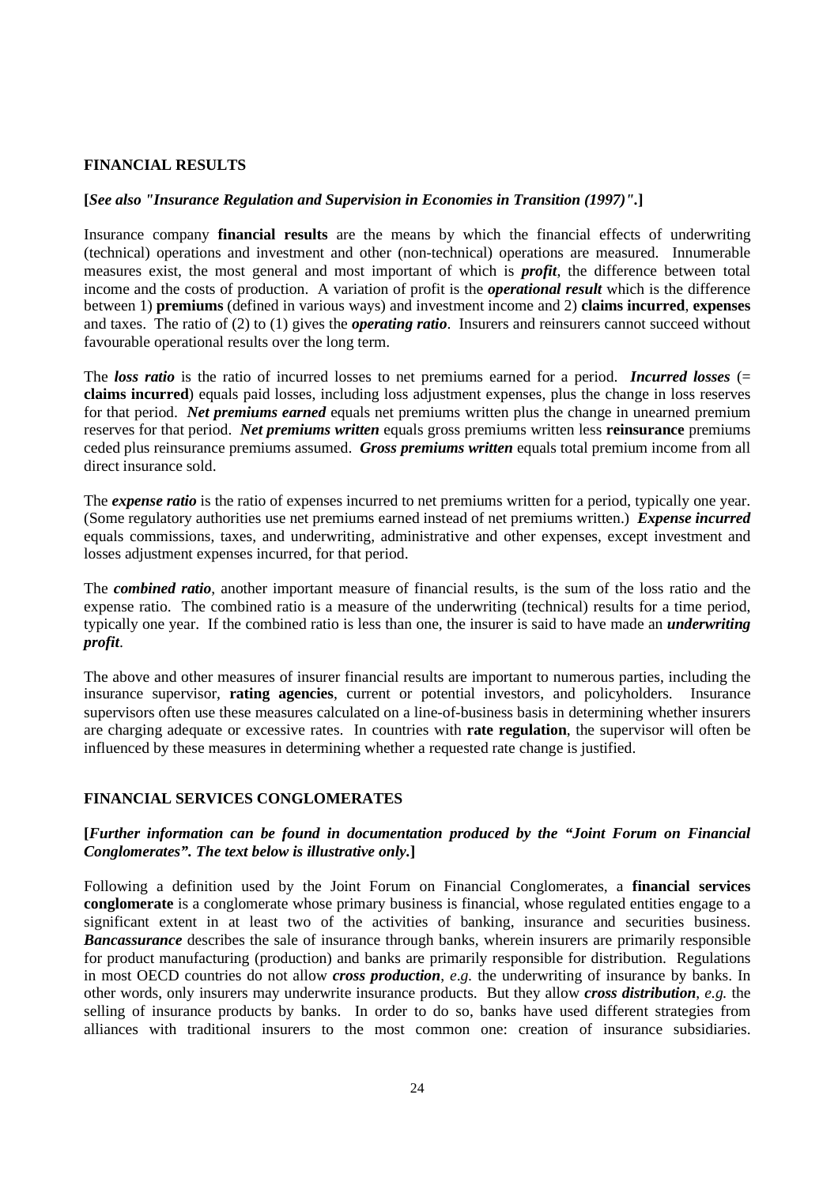## FINANCIAL RESULTS

**[*See also "Insurance Regulation and Supervision in Economies in Transition (1997)"*.]**

Insurance company **financial results** are the means by which the financial effects of underwriting (technical) operations and investment and other (non-technical) operations are measured. Innumerable measures exist, the most general and most important of which is ***profit***, the difference between total income and the costs of production. A variation of profit is the ***operational result*** which is the difference between 1) **premiums** (defined in various ways) and investment income and 2) **claims incurred**, **expenses** and taxes. The ratio of (2) to (1) gives the ***operating ratio***. Insurers and reinsurers cannot succeed without favourable operational results over the long term.

The ***loss ratio*** is the ratio of incurred losses to net premiums earned for a period. ***Incurred losses*** (= **claims incurred**) equals paid losses, including loss adjustment expenses, plus the change in loss reserves for that period. ***Net premiums earned*** equals net premiums written plus the change in unearned premium reserves for that period. ***Net premiums written*** equals gross premiums written less **reinsurance** premiums ceded plus reinsurance premiums assumed. ***Gross premiums written*** equals total premium income from all direct insurance sold.

The ***expense ratio*** is the ratio of expenses incurred to net premiums written for a period, typically one year. (Some regulatory authorities use net premiums earned instead of net premiums written.) ***Expense incurred*** equals commissions, taxes, and underwriting, administrative and other expenses, except investment and losses adjustment expenses incurred, for that period.

The ***combined ratio***, another important measure of financial results, is the sum of the loss ratio and the expense ratio. The combined ratio is a measure of the underwriting (technical) results for a time period, typically one year. If the combined ratio is less than one, the insurer is said to have made an ***underwriting profit***.

The above and other measures of insurer financial results are important to numerous parties, including the insurance supervisor, **rating agencies**, current or potential investors, and policyholders. Insurance supervisors often use these measures calculated on a line-of-business basis in determining whether insurers are charging adequate or excessive rates. In countries with **rate regulation**, the supervisor will often be influenced by these measures in determining whether a requested rate change is justified.

## FINANCIAL SERVICES CONGLOMERATES

**[*Further information can be found in documentation produced by the "Joint Forum on Financial Conglomerates". The text below is illustrative only.*]**

Following a definition used by the Joint Forum on Financial Conglomerates, a **financial services conglomerate** is a conglomerate whose primary business is financial, whose regulated entities engage to a significant extent in at least two of the activities of banking, insurance and securities business. ***Bancassurance*** describes the sale of insurance through banks, wherein insurers are primarily responsible for product manufacturing (production) and banks are primarily responsible for distribution. Regulations in most OECD countries do not allow ***cross production***, *e.g.* the underwriting of insurance by banks. In other words, only insurers may underwrite insurance products. But they allow ***cross distribution***, *e.g.* the selling of insurance products by banks. In order to do so, banks have used different strategies from alliances with traditional insurers to the most common one: creation of insurance subsidiaries.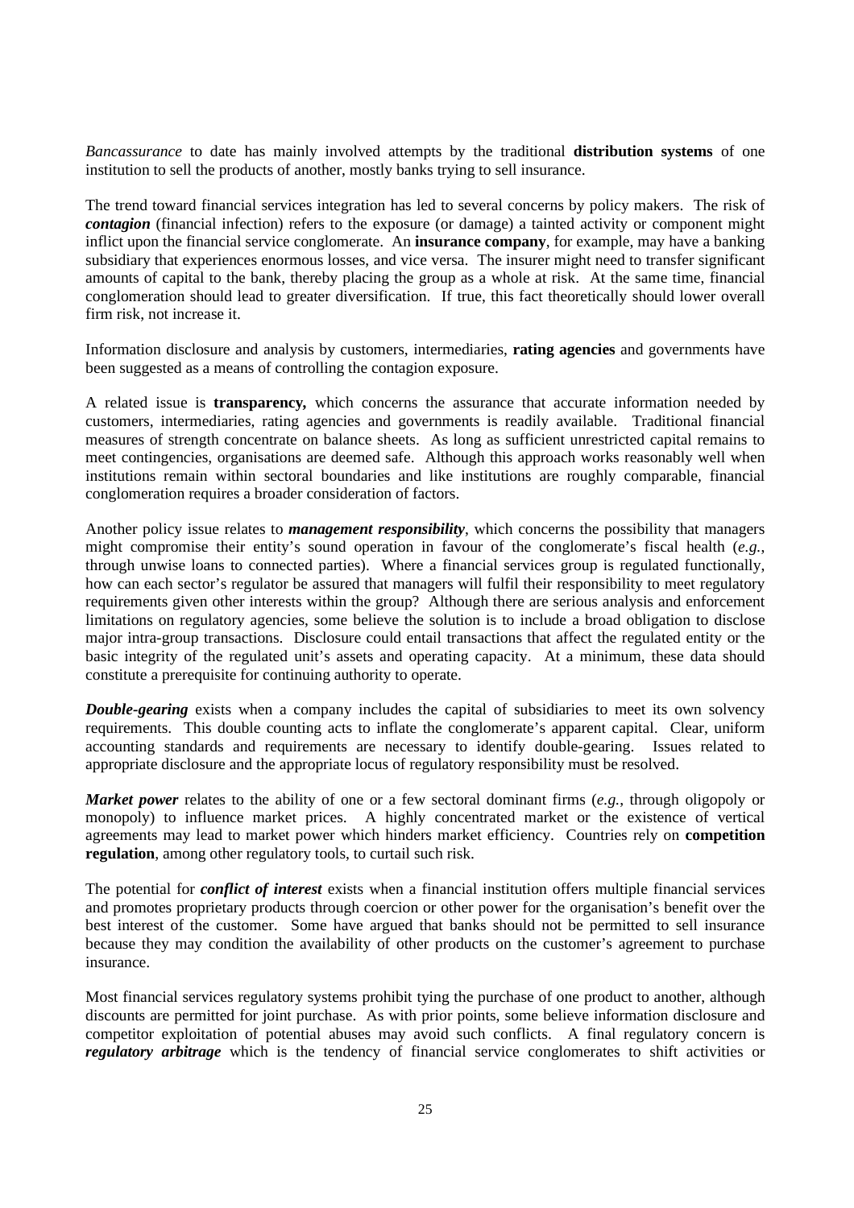*Bancassurance* to date has mainly involved attempts by the traditional **distribution systems** of one institution to sell the products of another, mostly banks trying to sell insurance.

The trend toward financial services integration has led to several concerns by policy makers. The risk of ***contagion*** (financial infection) refers to the exposure (or damage) a tainted activity or component might inflict upon the financial service conglomerate. An **insurance company**, for example, may have a banking subsidiary that experiences enormous losses, and vice versa. The insurer might need to transfer significant amounts of capital to the bank, thereby placing the group as a whole at risk. At the same time, financial conglomeration should lead to greater diversification. If true, this fact theoretically should lower overall firm risk, not increase it.

Information disclosure and analysis by customers, intermediaries, **rating agencies** and governments have been suggested as a means of controlling the contagion exposure.

A related issue is **transparency,** which concerns the assurance that accurate information needed by customers, intermediaries, rating agencies and governments is readily available. Traditional financial measures of strength concentrate on balance sheets. As long as sufficient unrestricted capital remains to meet contingencies, organisations are deemed safe. Although this approach works reasonably well when institutions remain within sectoral boundaries and like institutions are roughly comparable, financial conglomeration requires a broader consideration of factors.

Another policy issue relates to ***management responsibility***, which concerns the possibility that managers might compromise their entity's sound operation in favour of the conglomerate's fiscal health (*e.g.*, through unwise loans to connected parties). Where a financial services group is regulated functionally, how can each sector's regulator be assured that managers will fulfil their responsibility to meet regulatory requirements given other interests within the group? Although there are serious analysis and enforcement limitations on regulatory agencies, some believe the solution is to include a broad obligation to disclose major intra-group transactions. Disclosure could entail transactions that affect the regulated entity or the basic integrity of the regulated unit's assets and operating capacity. At a minimum, these data should constitute a prerequisite for continuing authority to operate.

***Double-gearing*** exists when a company includes the capital of subsidiaries to meet its own solvency requirements. This double counting acts to inflate the conglomerate's apparent capital. Clear, uniform accounting standards and requirements are necessary to identify double-gearing. Issues related to appropriate disclosure and the appropriate locus of regulatory responsibility must be resolved.

***Market power*** relates to the ability of one or a few sectoral dominant firms (*e.g.*, through oligopoly or monopoly) to influence market prices. A highly concentrated market or the existence of vertical agreements may lead to market power which hinders market efficiency. Countries rely on **competition regulation**, among other regulatory tools, to curtail such risk.

The potential for ***conflict of interest*** exists when a financial institution offers multiple financial services and promotes proprietary products through coercion or other power for the organisation's benefit over the best interest of the customer. Some have argued that banks should not be permitted to sell insurance because they may condition the availability of other products on the customer's agreement to purchase insurance.

Most financial services regulatory systems prohibit tying the purchase of one product to another, although discounts are permitted for joint purchase. As with prior points, some believe information disclosure and competitor exploitation of potential abuses may avoid such conflicts. A final regulatory concern is ***regulatory arbitrage*** which is the tendency of financial service conglomerates to shift activities or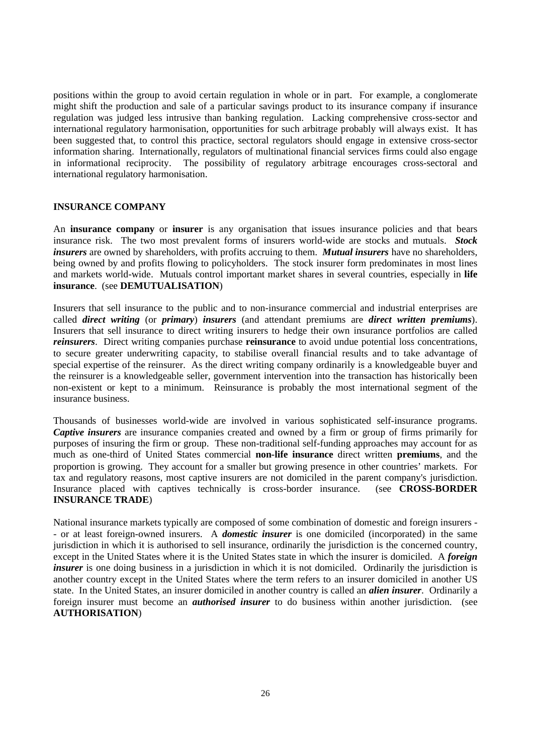positions within the group to avoid certain regulation in whole or in part. For example, a conglomerate might shift the production and sale of a particular savings product to its insurance company if insurance regulation was judged less intrusive than banking regulation. Lacking comprehensive cross-sector and international regulatory harmonisation, opportunities for such arbitrage probably will always exist. It has been suggested that, to control this practice, sectoral regulators should engage in extensive cross-sector information sharing. Internationally, regulators of multinational financial services firms could also engage in informational reciprocity. The possibility of regulatory arbitrage encourages cross-sectoral and international regulatory harmonisation.

## INSURANCE COMPANY

An **insurance company** or **insurer** is any organisation that issues insurance policies and that bears insurance risk. The two most prevalent forms of insurers world-wide are stocks and mutuals. ***Stock insurers*** are owned by shareholders, with profits accruing to them. ***Mutual insurers*** have no shareholders, being owned by and profits flowing to policyholders. The stock insurer form predominates in most lines and markets world-wide. Mutuals control important market shares in several countries, especially in **life insurance**. (see **DEMUTUALISATION**)

Insurers that sell insurance to the public and to non-insurance commercial and industrial enterprises are called ***direct writing*** (or ***primary***) ***insurers*** (and attendant premiums are ***direct written premiums***). Insurers that sell insurance to direct writing insurers to hedge their own insurance portfolios are called ***reinsurers***. Direct writing companies purchase **reinsurance** to avoid undue potential loss concentrations, to secure greater underwriting capacity, to stabilise overall financial results and to take advantage of special expertise of the reinsurer. As the direct writing company ordinarily is a knowledgeable buyer and the reinsurer is a knowledgeable seller, government intervention into the transaction has historically been non-existent or kept to a minimum. Reinsurance is probably the most international segment of the insurance business.

Thousands of businesses world-wide are involved in various sophisticated self-insurance programs. ***Captive insurers*** are insurance companies created and owned by a firm or group of firms primarily for purposes of insuring the firm or group. These non-traditional self-funding approaches may account for as much as one-third of United States commercial **non-life insurance** direct written **premiums**, and the proportion is growing. They account for a smaller but growing presence in other countries' markets. For tax and regulatory reasons, most captive insurers are not domiciled in the parent company's jurisdiction. Insurance placed with captives technically is cross-border insurance. (see **CROSS-BORDER INSURANCE TRADE**)

National insurance markets typically are composed of some combination of domestic and foreign insurers -- or at least foreign-owned insurers. A ***domestic insurer*** is one domiciled (incorporated) in the same jurisdiction in which it is authorised to sell insurance, ordinarily the jurisdiction is the concerned country, except in the United States where it is the United States state in which the insurer is domiciled. A ***foreign insurer*** is one doing business in a jurisdiction in which it is not domiciled. Ordinarily the jurisdiction is another country except in the United States where the term refers to an insurer domiciled in another US state. In the United States, an insurer domiciled in another country is called an ***alien insurer***. Ordinarily a foreign insurer must become an ***authorised insurer*** to do business within another jurisdiction. (see **AUTHORISATION**)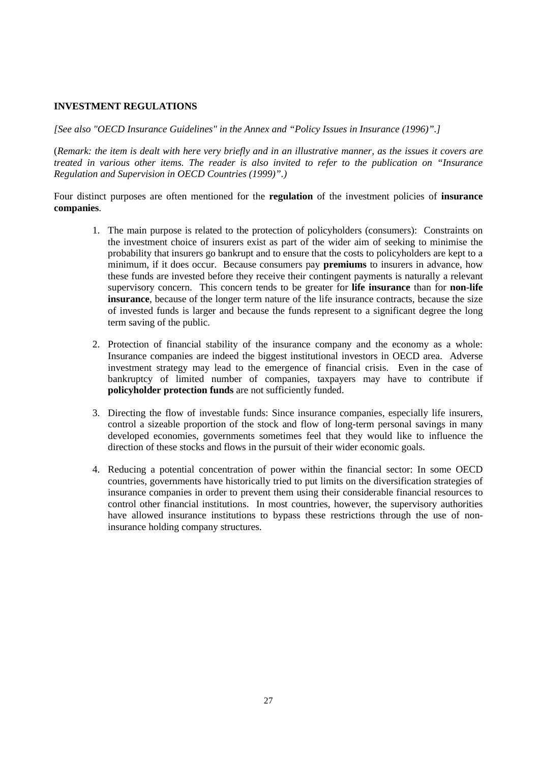**INVESTMENT REGULATIONS**

*[See also "OECD Insurance Guidelines" in the Annex and "Policy Issues in Insurance (1996)".]*

(*Remark: the item is dealt with here very briefly and in an illustrative manner, as the issues it covers are treated in various other items. The reader is also invited to refer to the publication on "Insurance Regulation and Supervision in OECD Countries (1999)".)*

Four distinct purposes are often mentioned for the **regulation** of the investment policies of **insurance companies**.

1. The main purpose is related to the protection of policyholders (consumers): Constraints on the investment choice of insurers exist as part of the wider aim of seeking to minimise the probability that insurers go bankrupt and to ensure that the costs to policyholders are kept to a minimum, if it does occur. Because consumers pay **premiums** to insurers in advance, how these funds are invested before they receive their contingent payments is naturally a relevant supervisory concern. This concern tends to be greater for **life insurance** than for **non-life insurance**, because of the longer term nature of the life insurance contracts, because the size of invested funds is larger and because the funds represent to a significant degree the long term saving of the public.

2. Protection of financial stability of the insurance company and the economy as a whole: Insurance companies are indeed the biggest institutional investors in OECD area. Adverse investment strategy may lead to the emergence of financial crisis. Even in the case of bankruptcy of limited number of companies, taxpayers may have to contribute if **policyholder protection funds** are not sufficiently funded.

3. Directing the flow of investable funds: Since insurance companies, especially life insurers, control a sizeable proportion of the stock and flow of long-term personal savings in many developed economies, governments sometimes feel that they would like to influence the direction of these stocks and flows in the pursuit of their wider economic goals.

4. Reducing a potential concentration of power within the financial sector: In some OECD countries, governments have historically tried to put limits on the diversification strategies of insurance companies in order to prevent them using their considerable financial resources to control other financial institutions. In most countries, however, the supervisory authorities have allowed insurance institutions to bypass these restrictions through the use of non-insurance holding company structures.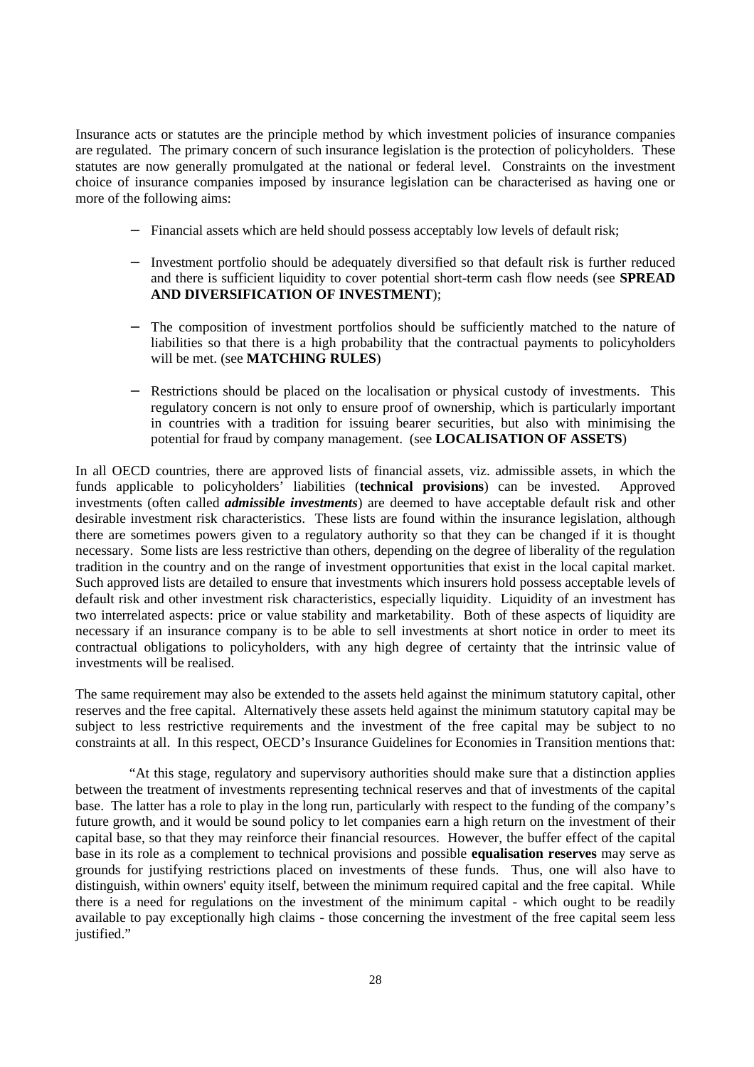Insurance acts or statutes are the principle method by which investment policies of insurance companies are regulated. The primary concern of such insurance legislation is the protection of policyholders. These statutes are now generally promulgated at the national or federal level. Constraints on the investment choice of insurance companies imposed by insurance legislation can be characterised as having one or more of the following aims:

- Financial assets which are held should possess acceptably low levels of default risk;
- Investment portfolio should be adequately diversified so that default risk is further reduced and there is sufficient liquidity to cover potential short-term cash flow needs (see **SPREAD AND DIVERSIFICATION OF INVESTMENT**);
- The composition of investment portfolios should be sufficiently matched to the nature of liabilities so that there is a high probability that the contractual payments to policyholders will be met. (see **MATCHING RULES**)
- Restrictions should be placed on the localisation or physical custody of investments. This regulatory concern is not only to ensure proof of ownership, which is particularly important in countries with a tradition for issuing bearer securities, but also with minimising the potential for fraud by company management. (see **LOCALISATION OF ASSETS**)

In all OECD countries, there are approved lists of financial assets, viz. admissible assets, in which the funds applicable to policyholders' liabilities (**technical provisions**) can be invested. Approved investments (often called ***admissible investments***) are deemed to have acceptable default risk and other desirable investment risk characteristics. These lists are found within the insurance legislation, although there are sometimes powers given to a regulatory authority so that they can be changed if it is thought necessary. Some lists are less restrictive than others, depending on the degree of liberality of the regulation tradition in the country and on the range of investment opportunities that exist in the local capital market. Such approved lists are detailed to ensure that investments which insurers hold possess acceptable levels of default risk and other investment risk characteristics, especially liquidity. Liquidity of an investment has two interrelated aspects: price or value stability and marketability. Both of these aspects of liquidity are necessary if an insurance company is to be able to sell investments at short notice in order to meet its contractual obligations to policyholders, with any high degree of certainty that the intrinsic value of investments will be realised.

The same requirement may also be extended to the assets held against the minimum statutory capital, other reserves and the free capital. Alternatively these assets held against the minimum statutory capital may be subject to less restrictive requirements and the investment of the free capital may be subject to no constraints at all. In this respect, OECD's Insurance Guidelines for Economies in Transition mentions that:

"At this stage, regulatory and supervisory authorities should make sure that a distinction applies between the treatment of investments representing technical reserves and that of investments of the capital base. The latter has a role to play in the long run, particularly with respect to the funding of the company's future growth, and it would be sound policy to let companies earn a high return on the investment of their capital base, so that they may reinforce their financial resources. However, the buffer effect of the capital base in its role as a complement to technical provisions and possible **equalisation reserves** may serve as grounds for justifying restrictions placed on investments of these funds. Thus, one will also have to distinguish, within owners' equity itself, between the minimum required capital and the free capital. While there is a need for regulations on the investment of the minimum capital - which ought to be readily available to pay exceptionally high claims - those concerning the investment of the free capital seem less justified."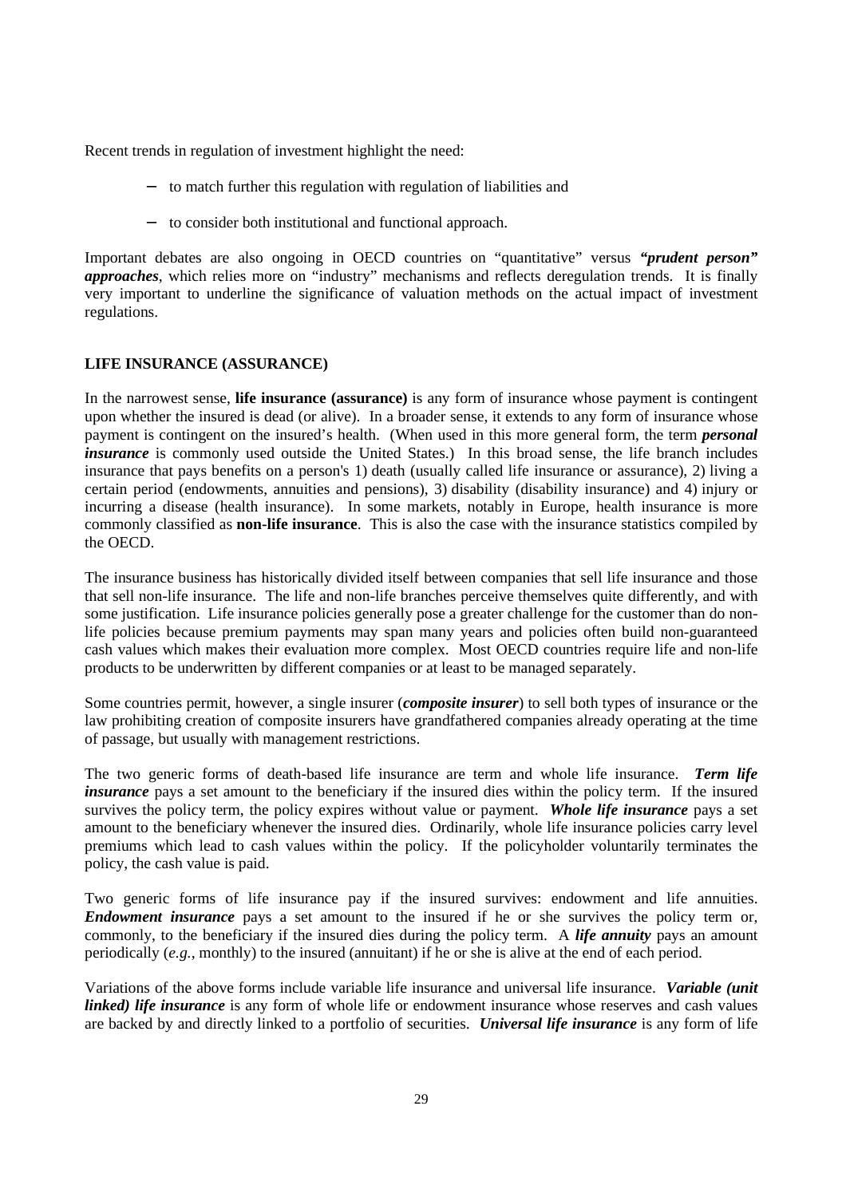Recent trends in regulation of investment highlight the need:

- to match further this regulation with regulation of liabilities and
- to consider both institutional and functional approach.

Important debates are also ongoing in OECD countries on "quantitative" versus ***"prudent person" approaches***, which relies more on "industry" mechanisms and reflects deregulation trends. It is finally very important to underline the significance of valuation methods on the actual impact of investment regulations.

## LIFE INSURANCE (ASSURANCE)

In the narrowest sense, **life insurance (assurance)** is any form of insurance whose payment is contingent upon whether the insured is dead (or alive). In a broader sense, it extends to any form of insurance whose payment is contingent on the insured's health. (When used in this more general form, the term ***personal insurance*** is commonly used outside the United States.) In this broad sense, the life branch includes insurance that pays benefits on a person's 1) death (usually called life insurance or assurance), 2) living a certain period (endowments, annuities and pensions), 3) disability (disability insurance) and 4) injury or incurring a disease (health insurance). In some markets, notably in Europe, health insurance is more commonly classified as **non-life insurance**. This is also the case with the insurance statistics compiled by the OECD.

The insurance business has historically divided itself between companies that sell life insurance and those that sell non-life insurance. The life and non-life branches perceive themselves quite differently, and with some justification. Life insurance policies generally pose a greater challenge for the customer than do non-life policies because premium payments may span many years and policies often build non-guaranteed cash values which makes their evaluation more complex. Most OECD countries require life and non-life products to be underwritten by different companies or at least to be managed separately.

Some countries permit, however, a single insurer (***composite insurer***) to sell both types of insurance or the law prohibiting creation of composite insurers have grandfathered companies already operating at the time of passage, but usually with management restrictions.

The two generic forms of death-based life insurance are term and whole life insurance. ***Term life insurance*** pays a set amount to the beneficiary if the insured dies within the policy term. If the insured survives the policy term, the policy expires without value or payment. ***Whole life insurance*** pays a set amount to the beneficiary whenever the insured dies. Ordinarily, whole life insurance policies carry level premiums which lead to cash values within the policy. If the policyholder voluntarily terminates the policy, the cash value is paid.

Two generic forms of life insurance pay if the insured survives: endowment and life annuities. ***Endowment insurance*** pays a set amount to the insured if he or she survives the policy term or, commonly, to the beneficiary if the insured dies during the policy term. A ***life annuity*** pays an amount periodically (*e.g.*, monthly) to the insured (annuitant) if he or she is alive at the end of each period.

Variations of the above forms include variable life insurance and universal life insurance. ***Variable (unit linked) life insurance*** is any form of whole life or endowment insurance whose reserves and cash values are backed by and directly linked to a portfolio of securities. ***Universal life insurance*** is any form of life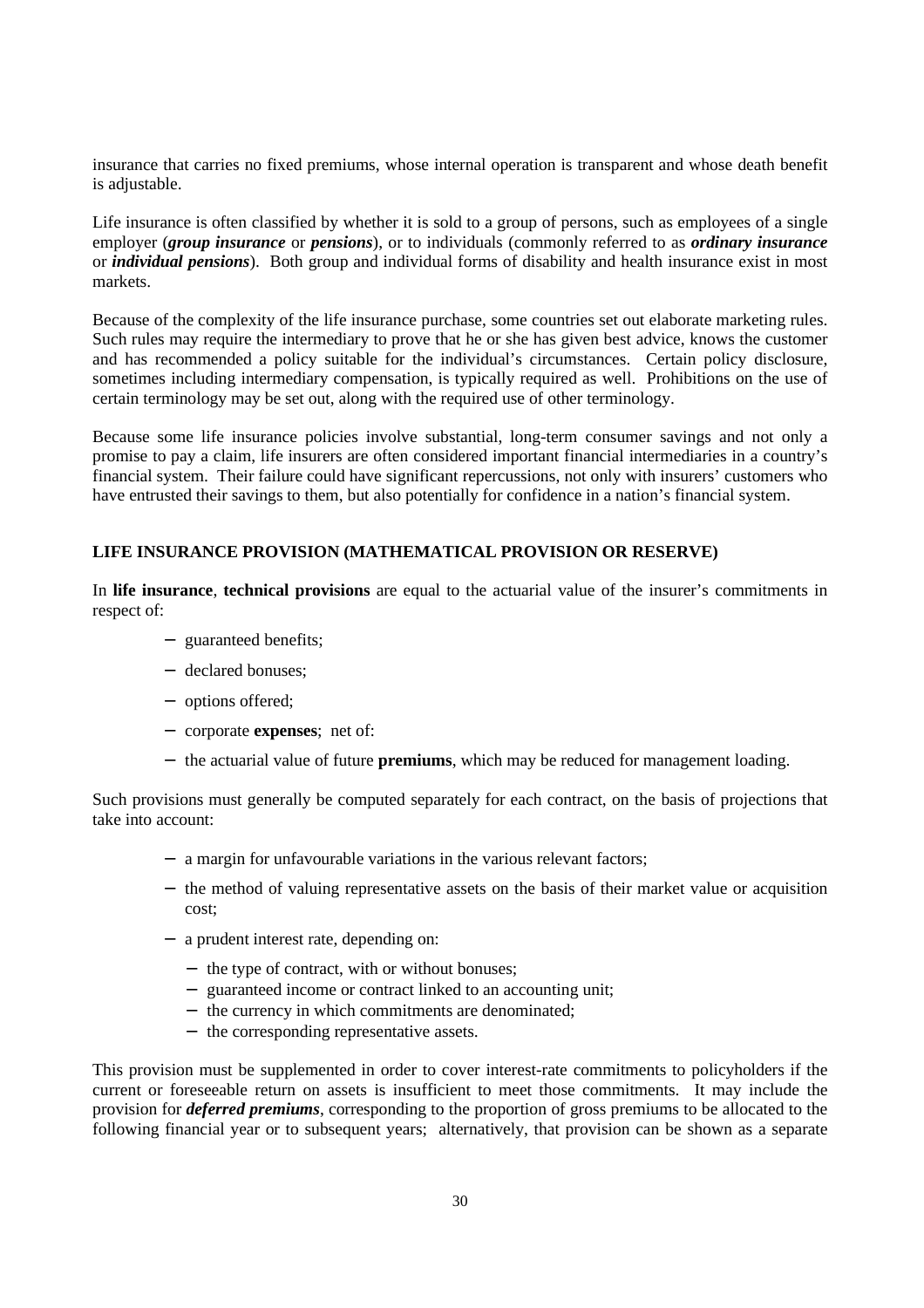insurance that carries no fixed premiums, whose internal operation is transparent and whose death benefit is adjustable.

Life insurance is often classified by whether it is sold to a group of persons, such as employees of a single employer (***group insurance*** or ***pensions***), or to individuals (commonly referred to as ***ordinary insurance*** or ***individual pensions***). Both group and individual forms of disability and health insurance exist in most markets.

Because of the complexity of the life insurance purchase, some countries set out elaborate marketing rules. Such rules may require the intermediary to prove that he or she has given best advice, knows the customer and has recommended a policy suitable for the individual's circumstances. Certain policy disclosure, sometimes including intermediary compensation, is typically required as well. Prohibitions on the use of certain terminology may be set out, along with the required use of other terminology.

Because some life insurance policies involve substantial, long-term consumer savings and not only a promise to pay a claim, life insurers are often considered important financial intermediaries in a country's financial system. Their failure could have significant repercussions, not only with insurers' customers who have entrusted their savings to them, but also potentially for confidence in a nation's financial system.

## LIFE INSURANCE PROVISION (MATHEMATICAL PROVISION OR RESERVE)

In **life insurance**, **technical provisions** are equal to the actuarial value of the insurer's commitments in respect of:

- guaranteed benefits;
- declared bonuses;
- options offered;
- corporate **expenses**; net of:
- the actuarial value of future **premiums**, which may be reduced for management loading.

Such provisions must generally be computed separately for each contract, on the basis of projections that take into account:

- a margin for unfavourable variations in the various relevant factors;
- the method of valuing representative assets on the basis of their market value or acquisition cost;
- a prudent interest rate, depending on:
  - the type of contract, with or without bonuses;
  - guaranteed income or contract linked to an accounting unit;
  - the currency in which commitments are denominated;
  - the corresponding representative assets.

This provision must be supplemented in order to cover interest-rate commitments to policyholders if the current or foreseeable return on assets is insufficient to meet those commitments. It may include the provision for ***deferred premiums***, corresponding to the proportion of gross premiums to be allocated to the following financial year or to subsequent years; alternatively, that provision can be shown as a separate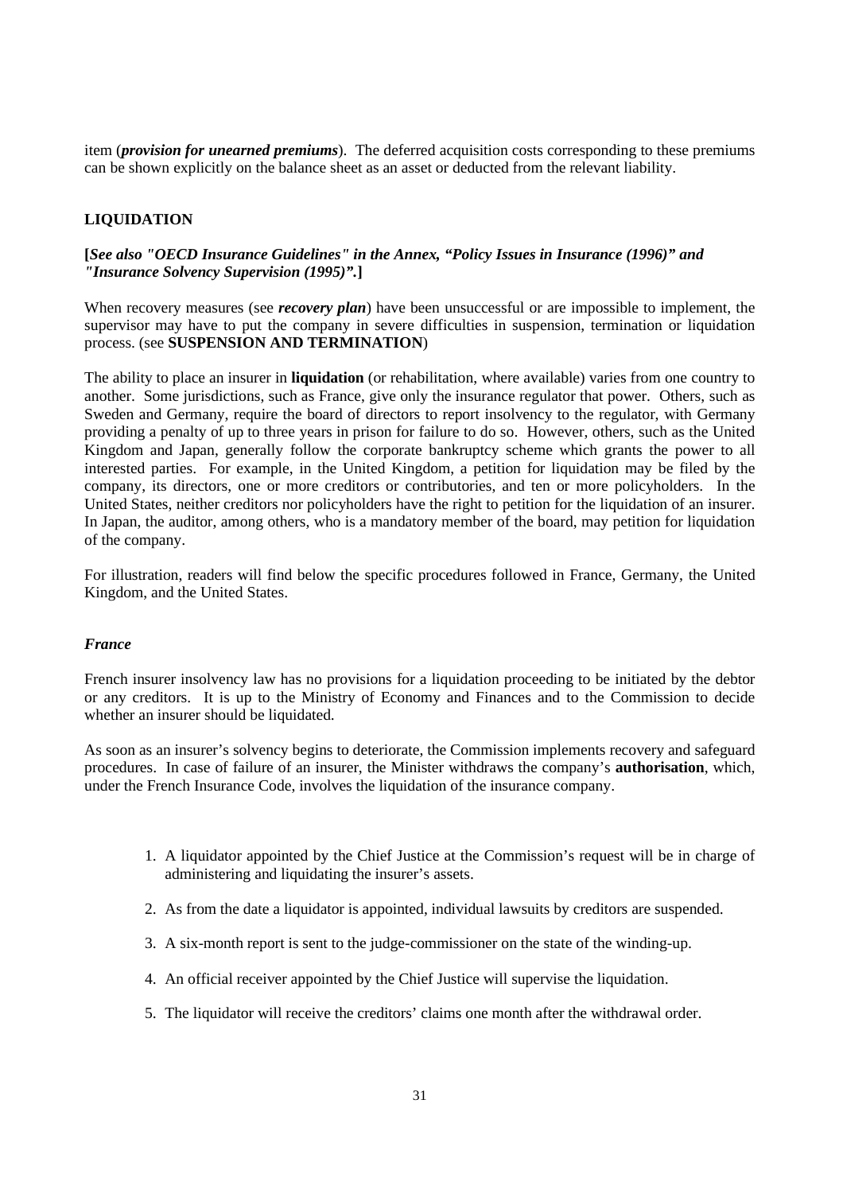item (***provision for unearned premiums***). The deferred acquisition costs corresponding to these premiums can be shown explicitly on the balance sheet as an asset or deducted from the relevant liability.

## LIQUIDATION

**[*See also "OECD Insurance Guidelines" in the Annex, "Policy Issues in Insurance (1996)" and "Insurance Solvency Supervision (1995)".*]**

When recovery measures (see ***recovery plan***) have been unsuccessful or are impossible to implement, the supervisor may have to put the company in severe difficulties in suspension, termination or liquidation process. (see **SUSPENSION AND TERMINATION**)

The ability to place an insurer in **liquidation** (or rehabilitation, where available) varies from one country to another. Some jurisdictions, such as France, give only the insurance regulator that power. Others, such as Sweden and Germany, require the board of directors to report insolvency to the regulator, with Germany providing a penalty of up to three years in prison for failure to do so. However, others, such as the United Kingdom and Japan, generally follow the corporate bankruptcy scheme which grants the power to all interested parties. For example, in the United Kingdom, a petition for liquidation may be filed by the company, its directors, one or more creditors or contributories, and ten or more policyholders. In the United States, neither creditors nor policyholders have the right to petition for the liquidation of an insurer. In Japan, the auditor, among others, who is a mandatory member of the board, may petition for liquidation of the company.

For illustration, readers will find below the specific procedures followed in France, Germany, the United Kingdom, and the United States.

### *France*

French insurer insolvency law has no provisions for a liquidation proceeding to be initiated by the debtor or any creditors. It is up to the Ministry of Economy and Finances and to the Commission to decide whether an insurer should be liquidated.

As soon as an insurer's solvency begins to deteriorate, the Commission implements recovery and safeguard procedures. In case of failure of an insurer, the Minister withdraws the company's **authorisation**, which, under the French Insurance Code, involves the liquidation of the insurance company.

1. A liquidator appointed by the Chief Justice at the Commission's request will be in charge of administering and liquidating the insurer's assets.

2. As from the date a liquidator is appointed, individual lawsuits by creditors are suspended.

3. A six-month report is sent to the judge-commissioner on the state of the winding-up.

4. An official receiver appointed by the Chief Justice will supervise the liquidation.

5. The liquidator will receive the creditors' claims one month after the withdrawal order.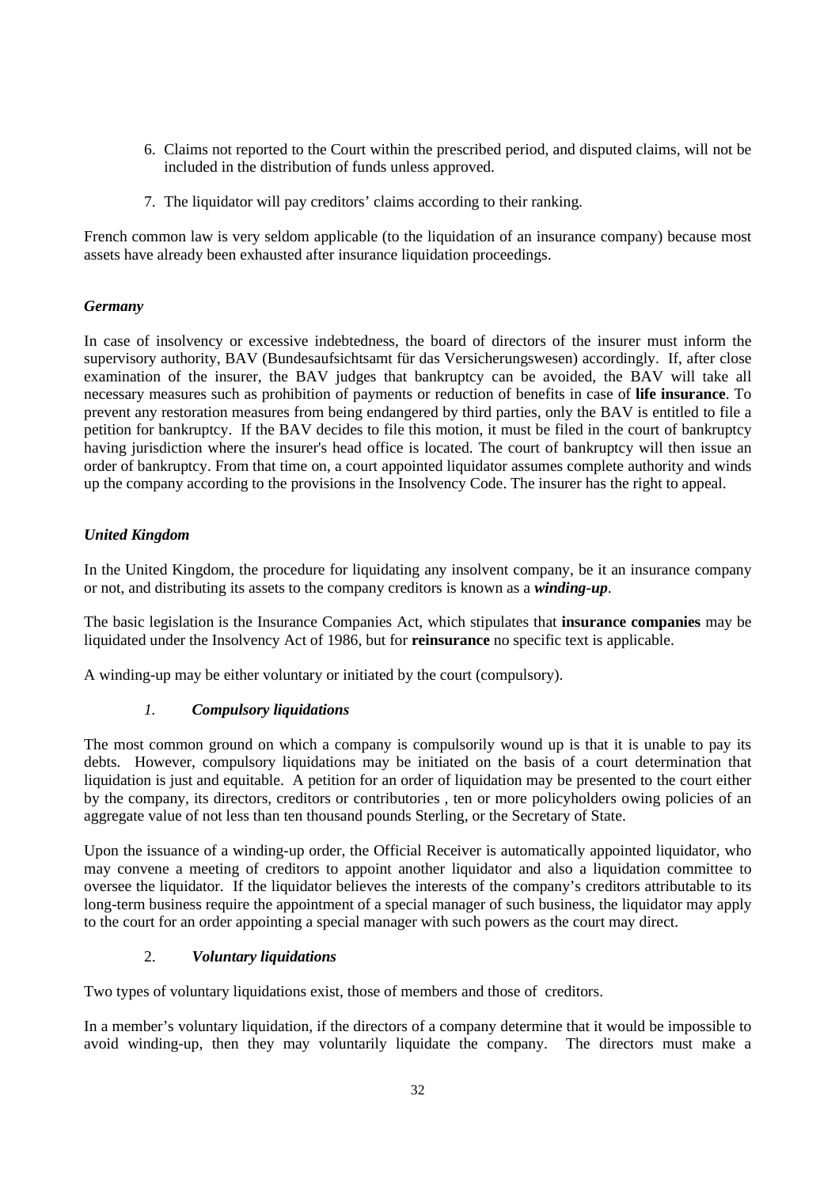6. Claims not reported to the Court within the prescribed period, and disputed claims, will not be included in the distribution of funds unless approved.

7. The liquidator will pay creditors' claims according to their ranking.

French common law is very seldom applicable (to the liquidation of an insurance company) because most assets have already been exhausted after insurance liquidation proceedings.

***Germany***

In case of insolvency or excessive indebtedness, the board of directors of the insurer must inform the supervisory authority, BAV (Bundesaufsichtsamt für das Versicherungswesen) accordingly. If, after close examination of the insurer, the BAV judges that bankruptcy can be avoided, the BAV will take all necessary measures such as prohibition of payments or reduction of benefits in case of **life insurance**. To prevent any restoration measures from being endangered by third parties, only the BAV is entitled to file a petition for bankruptcy. If the BAV decides to file this motion, it must be filed in the court of bankruptcy having jurisdiction where the insurer's head office is located. The court of bankruptcy will then issue an order of bankruptcy. From that time on, a court appointed liquidator assumes complete authority and winds up the company according to the provisions in the Insolvency Code. The insurer has the right to appeal.

***United Kingdom***

In the United Kingdom, the procedure for liquidating any insolvent company, be it an insurance company or not, and distributing its assets to the company creditors is known as a ***winding-up***.

The basic legislation is the Insurance Companies Act, which stipulates that **insurance companies** may be liquidated under the Insolvency Act of 1986, but for **reinsurance** no specific text is applicable.

A winding-up may be either voluntary or initiated by the court (compulsory).

*1.* ***Compulsory liquidations***

The most common ground on which a company is compulsorily wound up is that it is unable to pay its debts. However, compulsory liquidations may be initiated on the basis of a court determination that liquidation is just and equitable. A petition for an order of liquidation may be presented to the court either by the company, its directors, creditors or contributories , ten or more policyholders owing policies of an aggregate value of not less than ten thousand pounds Sterling, or the Secretary of State.

Upon the issuance of a winding-up order, the Official Receiver is automatically appointed liquidator, who may convene a meeting of creditors to appoint another liquidator and also a liquidation committee to oversee the liquidator. If the liquidator believes the interests of the company's creditors attributable to its long-term business require the appointment of a special manager of such business, the liquidator may apply to the court for an order appointing a special manager with such powers as the court may direct.

2. ***Voluntary liquidations***

Two types of voluntary liquidations exist, those of members and those of creditors.

In a member's voluntary liquidation, if the directors of a company determine that it would be impossible to avoid winding-up, then they may voluntarily liquidate the company. The directors must make a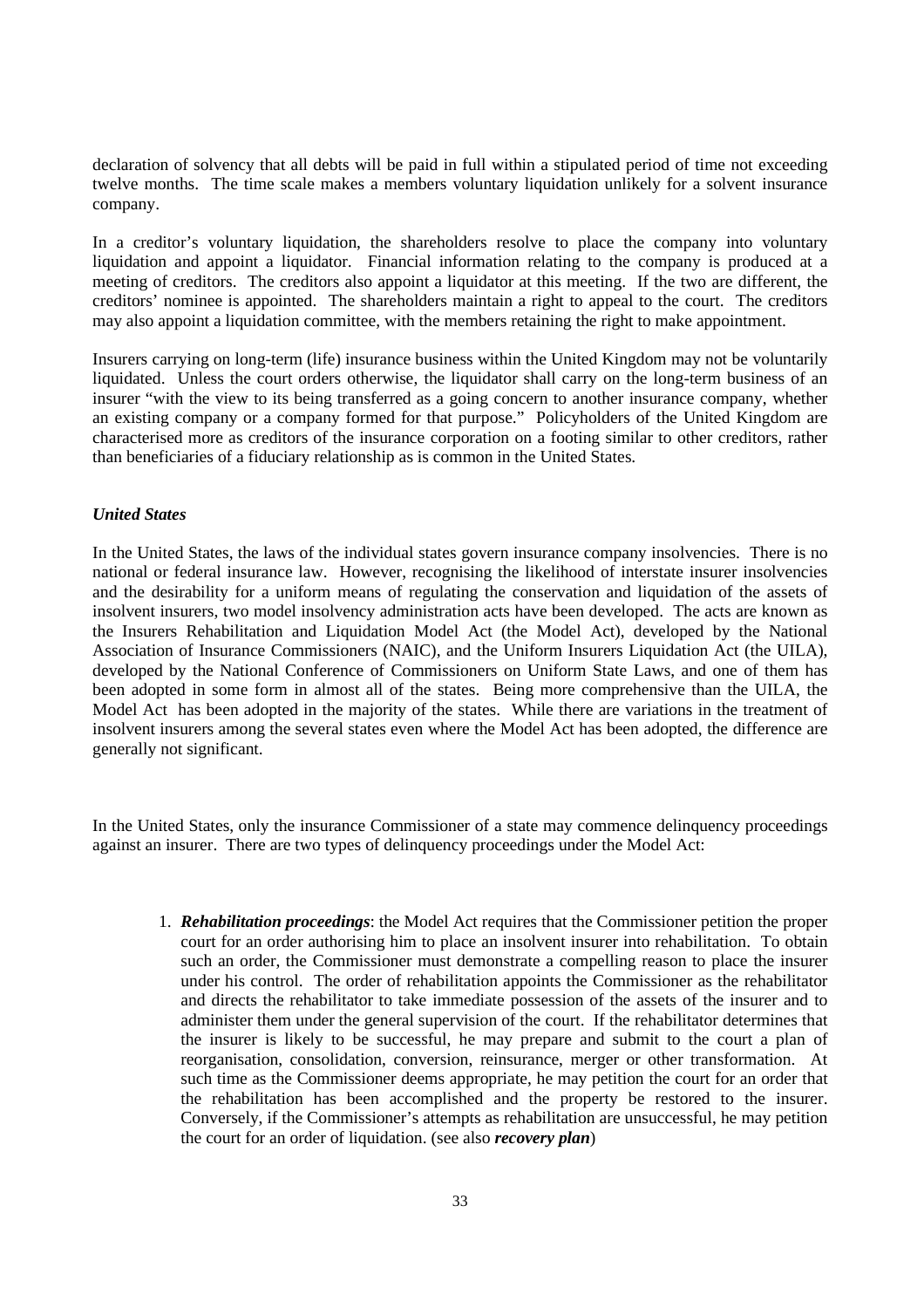declaration of solvency that all debts will be paid in full within a stipulated period of time not exceeding twelve months. The time scale makes a members voluntary liquidation unlikely for a solvent insurance company.

In a creditor's voluntary liquidation, the shareholders resolve to place the company into voluntary liquidation and appoint a liquidator. Financial information relating to the company is produced at a meeting of creditors. The creditors also appoint a liquidator at this meeting. If the two are different, the creditors' nominee is appointed. The shareholders maintain a right to appeal to the court. The creditors may also appoint a liquidation committee, with the members retaining the right to make appointment.

Insurers carrying on long-term (life) insurance business within the United Kingdom may not be voluntarily liquidated. Unless the court orders otherwise, the liquidator shall carry on the long-term business of an insurer "with the view to its being transferred as a going concern to another insurance company, whether an existing company or a company formed for that purpose." Policyholders of the United Kingdom are characterised more as creditors of the insurance corporation on a footing similar to other creditors, rather than beneficiaries of a fiduciary relationship as is common in the United States.

***United States***

In the United States, the laws of the individual states govern insurance company insolvencies. There is no national or federal insurance law. However, recognising the likelihood of interstate insurer insolvencies and the desirability for a uniform means of regulating the conservation and liquidation of the assets of insolvent insurers, two model insolvency administration acts have been developed. The acts are known as the Insurers Rehabilitation and Liquidation Model Act (the Model Act), developed by the National Association of Insurance Commissioners (NAIC), and the Uniform Insurers Liquidation Act (the UILA), developed by the National Conference of Commissioners on Uniform State Laws, and one of them has been adopted in some form in almost all of the states. Being more comprehensive than the UILA, the Model Act has been adopted in the majority of the states. While there are variations in the treatment of insolvent insurers among the several states even where the Model Act has been adopted, the difference are generally not significant.

In the United States, only the insurance Commissioner of a state may commence delinquency proceedings against an insurer. There are two types of delinquency proceedings under the Model Act:

1. ***Rehabilitation proceedings***: the Model Act requires that the Commissioner petition the proper court for an order authorising him to place an insolvent insurer into rehabilitation. To obtain such an order, the Commissioner must demonstrate a compelling reason to place the insurer under his control. The order of rehabilitation appoints the Commissioner as the rehabilitator and directs the rehabilitator to take immediate possession of the assets of the insurer and to administer them under the general supervision of the court. If the rehabilitator determines that the insurer is likely to be successful, he may prepare and submit to the court a plan of reorganisation, consolidation, conversion, reinsurance, merger or other transformation. At such time as the Commissioner deems appropriate, he may petition the court for an order that the rehabilitation has been accomplished and the property be restored to the insurer. Conversely, if the Commissioner's attempts as rehabilitation are unsuccessful, he may petition the court for an order of liquidation. (see also ***recovery plan***)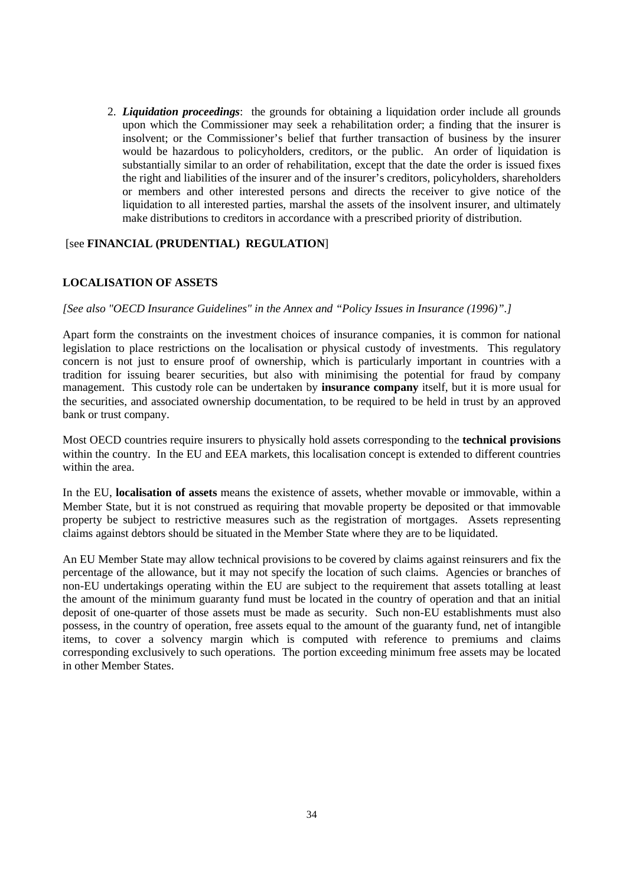2. ***Liquidation proceedings***: the grounds for obtaining a liquidation order include all grounds upon which the Commissioner may seek a rehabilitation order; a finding that the insurer is insolvent; or the Commissioner's belief that further transaction of business by the insurer would be hazardous to policyholders, creditors, or the public. An order of liquidation is substantially similar to an order of rehabilitation, except that the date the order is issued fixes the right and liabilities of the insurer and of the insurer's creditors, policyholders, shareholders or members and other interested persons and directs the receiver to give notice of the liquidation to all interested parties, marshal the assets of the insolvent insurer, and ultimately make distributions to creditors in accordance with a prescribed priority of distribution.

[see **FINANCIAL (PRUDENTIAL) REGULATION**]

## LOCALISATION OF ASSETS

*[See also "OECD Insurance Guidelines" in the Annex and "Policy Issues in Insurance (1996)".]*

Apart form the constraints on the investment choices of insurance companies, it is common for national legislation to place restrictions on the localisation or physical custody of investments. This regulatory concern is not just to ensure proof of ownership, which is particularly important in countries with a tradition for issuing bearer securities, but also with minimising the potential for fraud by company management. This custody role can be undertaken by **insurance company** itself, but it is more usual for the securities, and associated ownership documentation, to be required to be held in trust by an approved bank or trust company.

Most OECD countries require insurers to physically hold assets corresponding to the **technical provisions** within the country. In the EU and EEA markets, this localisation concept is extended to different countries within the area.

In the EU, **localisation of assets** means the existence of assets, whether movable or immovable, within a Member State, but it is not construed as requiring that movable property be deposited or that immovable property be subject to restrictive measures such as the registration of mortgages. Assets representing claims against debtors should be situated in the Member State where they are to be liquidated.

An EU Member State may allow technical provisions to be covered by claims against reinsurers and fix the percentage of the allowance, but it may not specify the location of such claims. Agencies or branches of non-EU undertakings operating within the EU are subject to the requirement that assets totalling at least the amount of the minimum guaranty fund must be located in the country of operation and that an initial deposit of one-quarter of those assets must be made as security. Such non-EU establishments must also possess, in the country of operation, free assets equal to the amount of the guaranty fund, net of intangible items, to cover a solvency margin which is computed with reference to premiums and claims corresponding exclusively to such operations. The portion exceeding minimum free assets may be located in other Member States.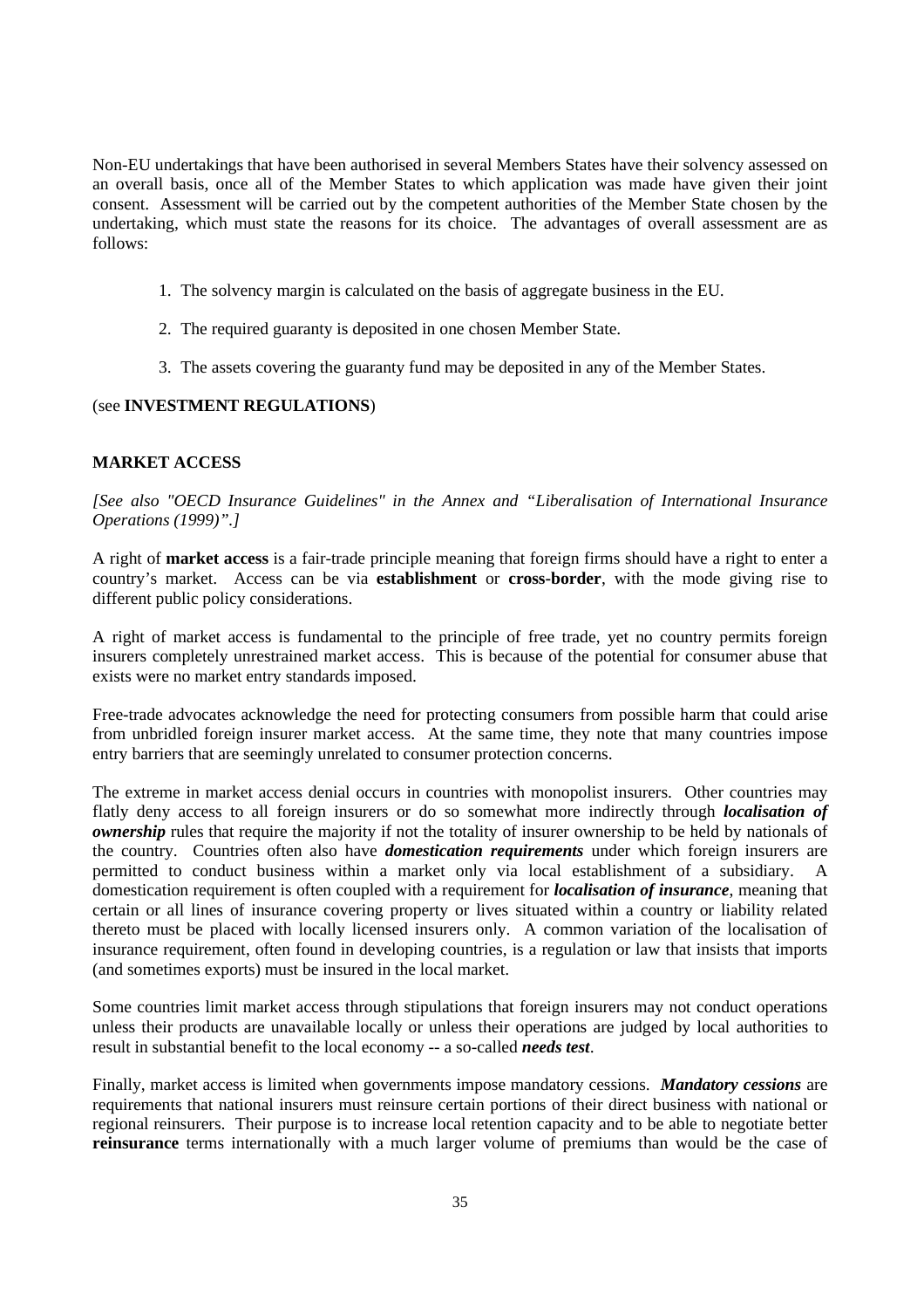Non-EU undertakings that have been authorised in several Members States have their solvency assessed on an overall basis, once all of the Member States to which application was made have given their joint consent. Assessment will be carried out by the competent authorities of the Member State chosen by the undertaking, which must state the reasons for its choice. The advantages of overall assessment are as follows:

1. The solvency margin is calculated on the basis of aggregate business in the EU.
2. The required guaranty is deposited in one chosen Member State.
3. The assets covering the guaranty fund may be deposited in any of the Member States.

(see **INVESTMENT REGULATIONS**)

## MARKET ACCESS

*[See also "OECD Insurance Guidelines" in the Annex and "Liberalisation of International Insurance Operations (1999)".]*

A right of **market access** is a fair-trade principle meaning that foreign firms should have a right to enter a country's market. Access can be via **establishment** or **cross-border**, with the mode giving rise to different public policy considerations.

A right of market access is fundamental to the principle of free trade, yet no country permits foreign insurers completely unrestrained market access. This is because of the potential for consumer abuse that exists were no market entry standards imposed.

Free-trade advocates acknowledge the need for protecting consumers from possible harm that could arise from unbridled foreign insurer market access. At the same time, they note that many countries impose entry barriers that are seemingly unrelated to consumer protection concerns.

The extreme in market access denial occurs in countries with monopolist insurers. Other countries may flatly deny access to all foreign insurers or do so somewhat more indirectly through ***localisation of ownership*** rules that require the majority if not the totality of insurer ownership to be held by nationals of the country. Countries often also have ***domestication requirements*** under which foreign insurers are permitted to conduct business within a market only via local establishment of a subsidiary. A domestication requirement is often coupled with a requirement for ***localisation of insurance***, meaning that certain or all lines of insurance covering property or lives situated within a country or liability related thereto must be placed with locally licensed insurers only. A common variation of the localisation of insurance requirement, often found in developing countries, is a regulation or law that insists that imports (and sometimes exports) must be insured in the local market.

Some countries limit market access through stipulations that foreign insurers may not conduct operations unless their products are unavailable locally or unless their operations are judged by local authorities to result in substantial benefit to the local economy -- a so-called ***needs test***.

Finally, market access is limited when governments impose mandatory cessions. ***Mandatory cessions*** are requirements that national insurers must reinsure certain portions of their direct business with national or regional reinsurers. Their purpose is to increase local retention capacity and to be able to negotiate better **reinsurance** terms internationally with a much larger volume of premiums than would be the case of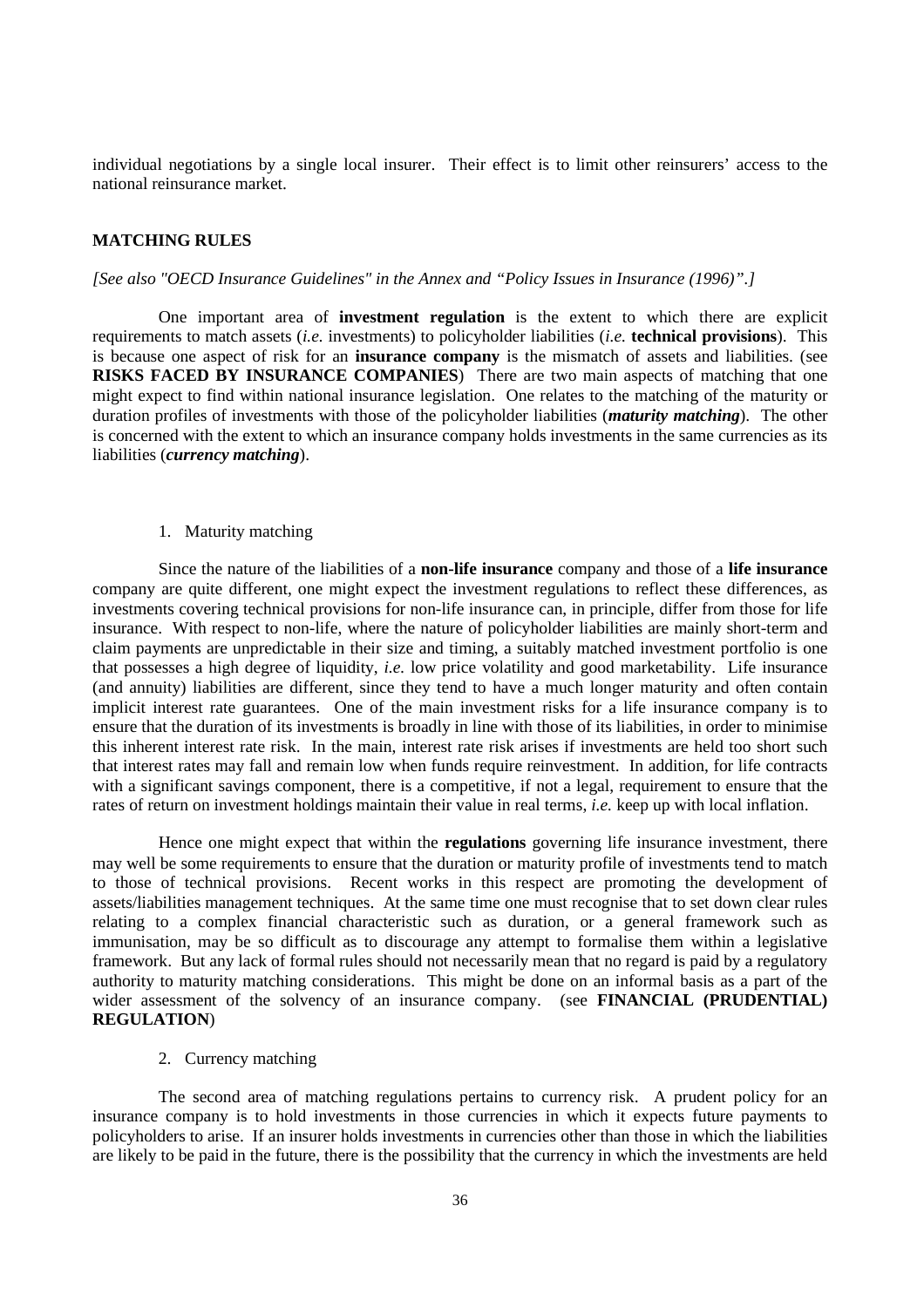individual negotiations by a single local insurer. Their effect is to limit other reinsurers' access to the national reinsurance market.

## MATCHING RULES

*[See also "OECD Insurance Guidelines" in the Annex and "Policy Issues in Insurance (1996)".]*

One important area of **investment regulation** is the extent to which there are explicit requirements to match assets (*i.e.* investments) to policyholder liabilities (*i.e.* **technical provisions**). This is because one aspect of risk for an **insurance company** is the mismatch of assets and liabilities. (see **RISKS FACED BY INSURANCE COMPANIES**) There are two main aspects of matching that one might expect to find within national insurance legislation. One relates to the matching of the maturity or duration profiles of investments with those of the policyholder liabilities (***maturity matching***). The other is concerned with the extent to which an insurance company holds investments in the same currencies as its liabilities (***currency matching***).

### 1. Maturity matching

Since the nature of the liabilities of a **non-life insurance** company and those of a **life insurance** company are quite different, one might expect the investment regulations to reflect these differences, as investments covering technical provisions for non-life insurance can, in principle, differ from those for life insurance. With respect to non-life, where the nature of policyholder liabilities are mainly short-term and claim payments are unpredictable in their size and timing, a suitably matched investment portfolio is one that possesses a high degree of liquidity, *i.e.* low price volatility and good marketability. Life insurance (and annuity) liabilities are different, since they tend to have a much longer maturity and often contain implicit interest rate guarantees. One of the main investment risks for a life insurance company is to ensure that the duration of its investments is broadly in line with those of its liabilities, in order to minimise this inherent interest rate risk. In the main, interest rate risk arises if investments are held too short such that interest rates may fall and remain low when funds require reinvestment. In addition, for life contracts with a significant savings component, there is a competitive, if not a legal, requirement to ensure that the rates of return on investment holdings maintain their value in real terms, *i.e.* keep up with local inflation.

Hence one might expect that within the **regulations** governing life insurance investment, there may well be some requirements to ensure that the duration or maturity profile of investments tend to match to those of technical provisions. Recent works in this respect are promoting the development of assets/liabilities management techniques. At the same time one must recognise that to set down clear rules relating to a complex financial characteristic such as duration, or a general framework such as immunisation, may be so difficult as to discourage any attempt to formalise them within a legislative framework. But any lack of formal rules should not necessarily mean that no regard is paid by a regulatory authority to maturity matching considerations. This might be done on an informal basis as a part of the wider assessment of the solvency of an insurance company. (see **FINANCIAL (PRUDENTIAL) REGULATION**)

### 2. Currency matching

The second area of matching regulations pertains to currency risk. A prudent policy for an insurance company is to hold investments in those currencies in which it expects future payments to policyholders to arise. If an insurer holds investments in currencies other than those in which the liabilities are likely to be paid in the future, there is the possibility that the currency in which the investments are held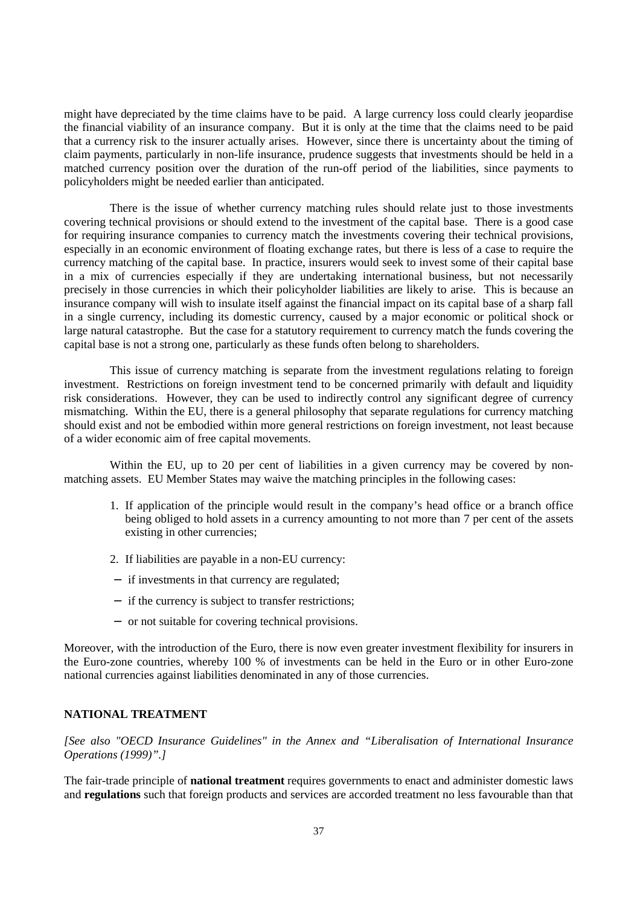might have depreciated by the time claims have to be paid. A large currency loss could clearly jeopardise the financial viability of an insurance company. But it is only at the time that the claims need to be paid that a currency risk to the insurer actually arises. However, since there is uncertainty about the timing of claim payments, particularly in non-life insurance, prudence suggests that investments should be held in a matched currency position over the duration of the run-off period of the liabilities, since payments to policyholders might be needed earlier than anticipated.

There is the issue of whether currency matching rules should relate just to those investments covering technical provisions or should extend to the investment of the capital base. There is a good case for requiring insurance companies to currency match the investments covering their technical provisions, especially in an economic environment of floating exchange rates, but there is less of a case to require the currency matching of the capital base. In practice, insurers would seek to invest some of their capital base in a mix of currencies especially if they are undertaking international business, but not necessarily precisely in those currencies in which their policyholder liabilities are likely to arise. This is because an insurance company will wish to insulate itself against the financial impact on its capital base of a sharp fall in a single currency, including its domestic currency, caused by a major economic or political shock or large natural catastrophe. But the case for a statutory requirement to currency match the funds covering the capital base is not a strong one, particularly as these funds often belong to shareholders.

This issue of currency matching is separate from the investment regulations relating to foreign investment. Restrictions on foreign investment tend to be concerned primarily with default and liquidity risk considerations. However, they can be used to indirectly control any significant degree of currency mismatching. Within the EU, there is a general philosophy that separate regulations for currency matching should exist and not be embodied within more general restrictions on foreign investment, not least because of a wider economic aim of free capital movements.

Within the EU, up to 20 per cent of liabilities in a given currency may be covered by non-matching assets. EU Member States may waive the matching principles in the following cases:

1. If application of the principle would result in the company's head office or a branch office being obliged to hold assets in a currency amounting to not more than 7 per cent of the assets existing in other currencies;
2. If liabilities are payable in a non-EU currency:

- if investments in that currency are regulated;
- if the currency is subject to transfer restrictions;
- or not suitable for covering technical provisions.

Moreover, with the introduction of the Euro, there is now even greater investment flexibility for insurers in the Euro-zone countries, whereby 100 % of investments can be held in the Euro or in other Euro-zone national currencies against liabilities denominated in any of those currencies.

## NATIONAL TREATMENT

*[See also "OECD Insurance Guidelines" in the Annex and "Liberalisation of International Insurance Operations (1999)".]*

The fair-trade principle of **national treatment** requires governments to enact and administer domestic laws and **regulations** such that foreign products and services are accorded treatment no less favourable than that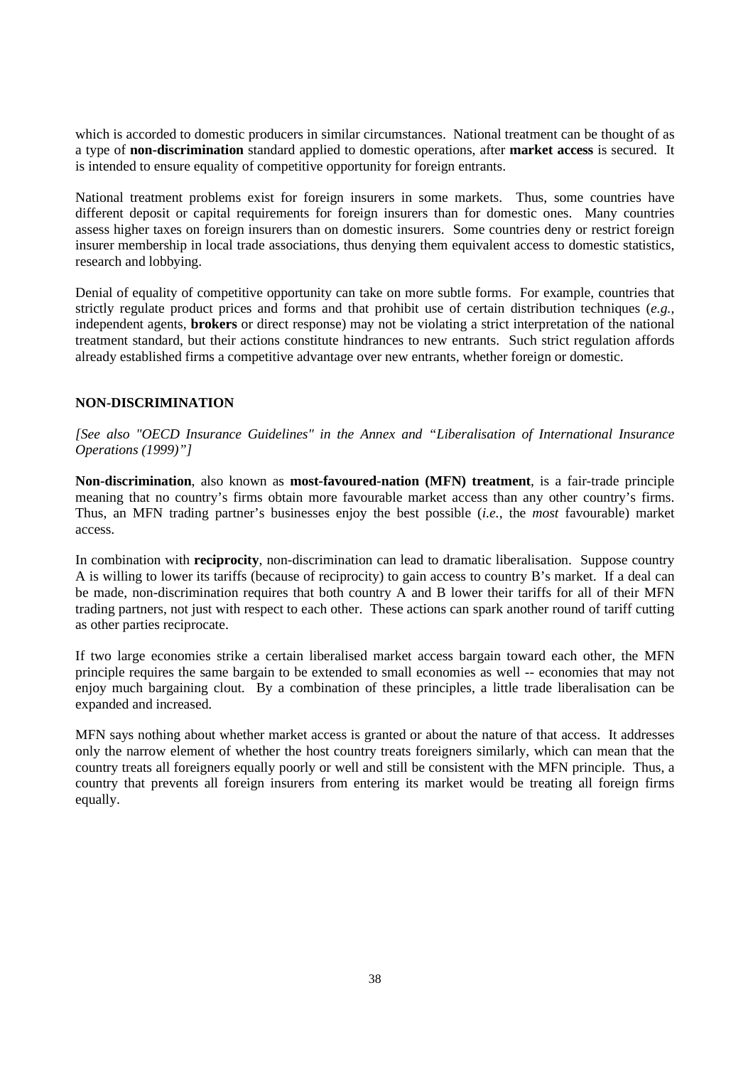which is accorded to domestic producers in similar circumstances. National treatment can be thought of as a type of **non-discrimination** standard applied to domestic operations, after **market access** is secured. It is intended to ensure equality of competitive opportunity for foreign entrants.

National treatment problems exist for foreign insurers in some markets. Thus, some countries have different deposit or capital requirements for foreign insurers than for domestic ones. Many countries assess higher taxes on foreign insurers than on domestic insurers. Some countries deny or restrict foreign insurer membership in local trade associations, thus denying them equivalent access to domestic statistics, research and lobbying.

Denial of equality of competitive opportunity can take on more subtle forms. For example, countries that strictly regulate product prices and forms and that prohibit use of certain distribution techniques (*e.g.*, independent agents, **brokers** or direct response) may not be violating a strict interpretation of the national treatment standard, but their actions constitute hindrances to new entrants. Such strict regulation affords already established firms a competitive advantage over new entrants, whether foreign or domestic.

## NON-DISCRIMINATION

*[See also "OECD Insurance Guidelines" in the Annex and "Liberalisation of International Insurance Operations (1999)"]*

**Non-discrimination**, also known as **most-favoured-nation (MFN) treatment**, is a fair-trade principle meaning that no country's firms obtain more favourable market access than any other country's firms. Thus, an MFN trading partner's businesses enjoy the best possible (*i.e.*, the *most* favourable) market access.

In combination with **reciprocity**, non-discrimination can lead to dramatic liberalisation. Suppose country A is willing to lower its tariffs (because of reciprocity) to gain access to country B's market. If a deal can be made, non-discrimination requires that both country A and B lower their tariffs for all of their MFN trading partners, not just with respect to each other. These actions can spark another round of tariff cutting as other parties reciprocate.

If two large economies strike a certain liberalised market access bargain toward each other, the MFN principle requires the same bargain to be extended to small economies as well -- economies that may not enjoy much bargaining clout. By a combination of these principles, a little trade liberalisation can be expanded and increased.

MFN says nothing about whether market access is granted or about the nature of that access. It addresses only the narrow element of whether the host country treats foreigners similarly, which can mean that the country treats all foreigners equally poorly or well and still be consistent with the MFN principle. Thus, a country that prevents all foreign insurers from entering its market would be treating all foreign firms equally.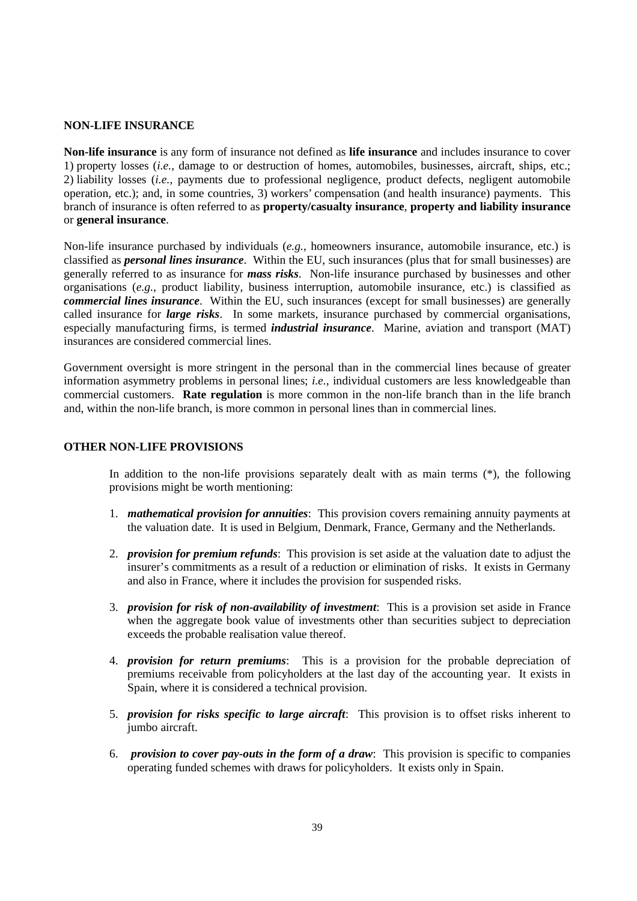**NON-LIFE INSURANCE**

**Non-life insurance** is any form of insurance not defined as **life insurance** and includes insurance to cover 1) property losses (*i.e.*, damage to or destruction of homes, automobiles, businesses, aircraft, ships, etc.; 2) liability losses (*i.e.*, payments due to professional negligence, product defects, negligent automobile operation, etc.); and, in some countries, 3) workers' compensation (and health insurance) payments. This branch of insurance is often referred to as **property/casualty insurance**, **property and liability insurance** or **general insurance**.

Non-life insurance purchased by individuals (*e.g.*, homeowners insurance, automobile insurance, etc.) is classified as ***personal lines insurance***. Within the EU, such insurances (plus that for small businesses) are generally referred to as insurance for ***mass risks***. Non-life insurance purchased by businesses and other organisations (*e.g.*, product liability, business interruption, automobile insurance, etc.) is classified as ***commercial lines insurance***. Within the EU, such insurances (except for small businesses) are generally called insurance for ***large risks***. In some markets, insurance purchased by commercial organisations, especially manufacturing firms, is termed ***industrial insurance***. Marine, aviation and transport (MAT) insurances are considered commercial lines.

Government oversight is more stringent in the personal than in the commercial lines because of greater information asymmetry problems in personal lines; *i.e.*, individual customers are less knowledgeable than commercial customers. **Rate regulation** is more common in the non-life branch than in the life branch and, within the non-life branch, is more common in personal lines than in commercial lines.

**OTHER NON-LIFE PROVISIONS**

In addition to the non-life provisions separately dealt with as main terms (*), the following provisions might be worth mentioning:

1. ***mathematical provision for annuities***: This provision covers remaining annuity payments at the valuation date. It is used in Belgium, Denmark, France, Germany and the Netherlands.

2. ***provision for premium refunds***: This provision is set aside at the valuation date to adjust the insurer's commitments as a result of a reduction or elimination of risks. It exists in Germany and also in France, where it includes the provision for suspended risks.

3. ***provision for risk of non-availability of investment***: This is a provision set aside in France when the aggregate book value of investments other than securities subject to depreciation exceeds the probable realisation value thereof.

4. ***provision for return premiums***: This is a provision for the probable depreciation of premiums receivable from policyholders at the last day of the accounting year. It exists in Spain, where it is considered a technical provision.

5. ***provision for risks specific to large aircraft***: This provision is to offset risks inherent to jumbo aircraft.

6. ***provision to cover pay-outs in the form of a draw***: This provision is specific to companies operating funded schemes with draws for policyholders. It exists only in Spain.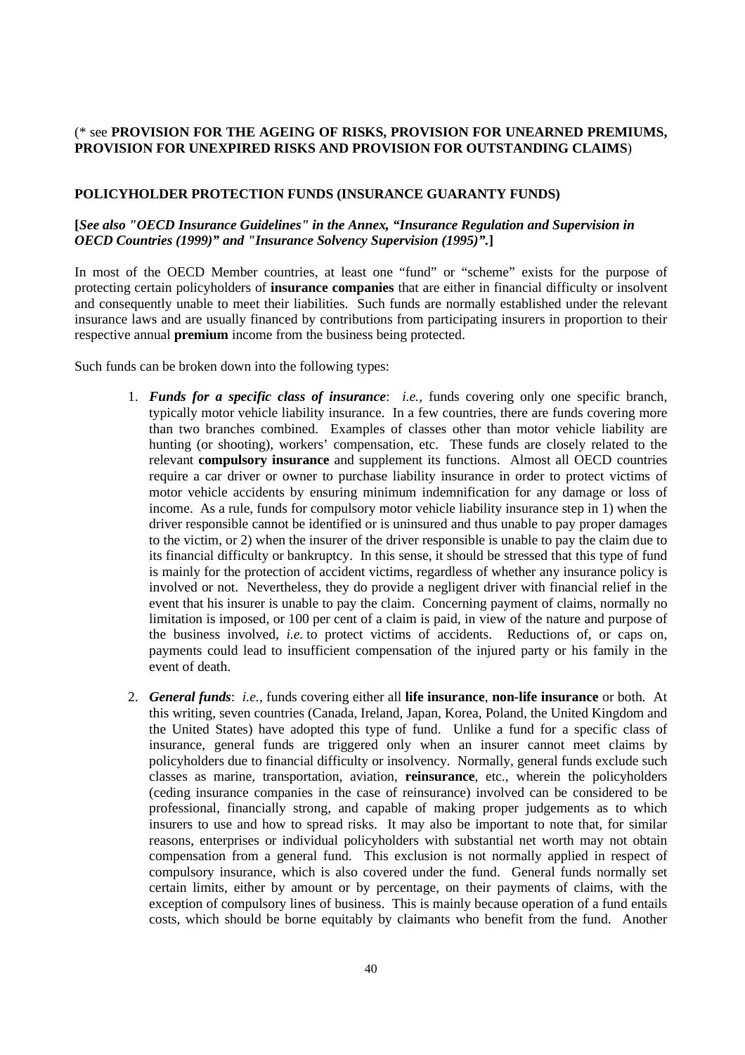(* see **PROVISION FOR THE AGEING OF RISKS, PROVISION FOR UNEARNED PREMIUMS, PROVISION FOR UNEXPIRED RISKS AND PROVISION FOR OUTSTANDING CLAIMS**)

## POLICYHOLDER PROTECTION FUNDS (INSURANCE GUARANTY FUNDS)

**[*See also "OECD Insurance Guidelines" in the Annex, "Insurance Regulation and Supervision in OECD Countries (1999)" and "Insurance Solvency Supervision (1995)".*]**

In most of the OECD Member countries, at least one "fund" or "scheme" exists for the purpose of protecting certain policyholders of **insurance companies** that are either in financial difficulty or insolvent and consequently unable to meet their liabilities. Such funds are normally established under the relevant insurance laws and are usually financed by contributions from participating insurers in proportion to their respective annual **premium** income from the business being protected.

Such funds can be broken down into the following types:

1. ***Funds for a specific class of insurance***: *i.e.*, funds covering only one specific branch, typically motor vehicle liability insurance. In a few countries, there are funds covering more than two branches combined. Examples of classes other than motor vehicle liability are hunting (or shooting), workers' compensation, etc. These funds are closely related to the relevant **compulsory insurance** and supplement its functions. Almost all OECD countries require a car driver or owner to purchase liability insurance in order to protect victims of motor vehicle accidents by ensuring minimum indemnification for any damage or loss of income. As a rule, funds for compulsory motor vehicle liability insurance step in 1) when the driver responsible cannot be identified or is uninsured and thus unable to pay proper damages to the victim, or 2) when the insurer of the driver responsible is unable to pay the claim due to its financial difficulty or bankruptcy. In this sense, it should be stressed that this type of fund is mainly for the protection of accident victims, regardless of whether any insurance policy is involved or not. Nevertheless, they do provide a negligent driver with financial relief in the event that his insurer is unable to pay the claim. Concerning payment of claims, normally no limitation is imposed, or 100 per cent of a claim is paid, in view of the nature and purpose of the business involved, *i.e.* to protect victims of accidents. Reductions of, or caps on, payments could lead to insufficient compensation of the injured party or his family in the event of death.

2. ***General funds***: *i.e.*, funds covering either all **life insurance**, **non-life insurance** or both. At this writing, seven countries (Canada, Ireland, Japan, Korea, Poland, the United Kingdom and the United States) have adopted this type of fund. Unlike a fund for a specific class of insurance, general funds are triggered only when an insurer cannot meet claims by policyholders due to financial difficulty or insolvency. Normally, general funds exclude such classes as marine, transportation, aviation, **reinsurance**, etc., wherein the policyholders (ceding insurance companies in the case of reinsurance) involved can be considered to be professional, financially strong, and capable of making proper judgements as to which insurers to use and how to spread risks. It may also be important to note that, for similar reasons, enterprises or individual policyholders with substantial net worth may not obtain compensation from a general fund. This exclusion is not normally applied in respect of compulsory insurance, which is also covered under the fund. General funds normally set certain limits, either by amount or by percentage, on their payments of claims, with the exception of compulsory lines of business. This is mainly because operation of a fund entails costs, which should be borne equitably by claimants who benefit from the fund. Another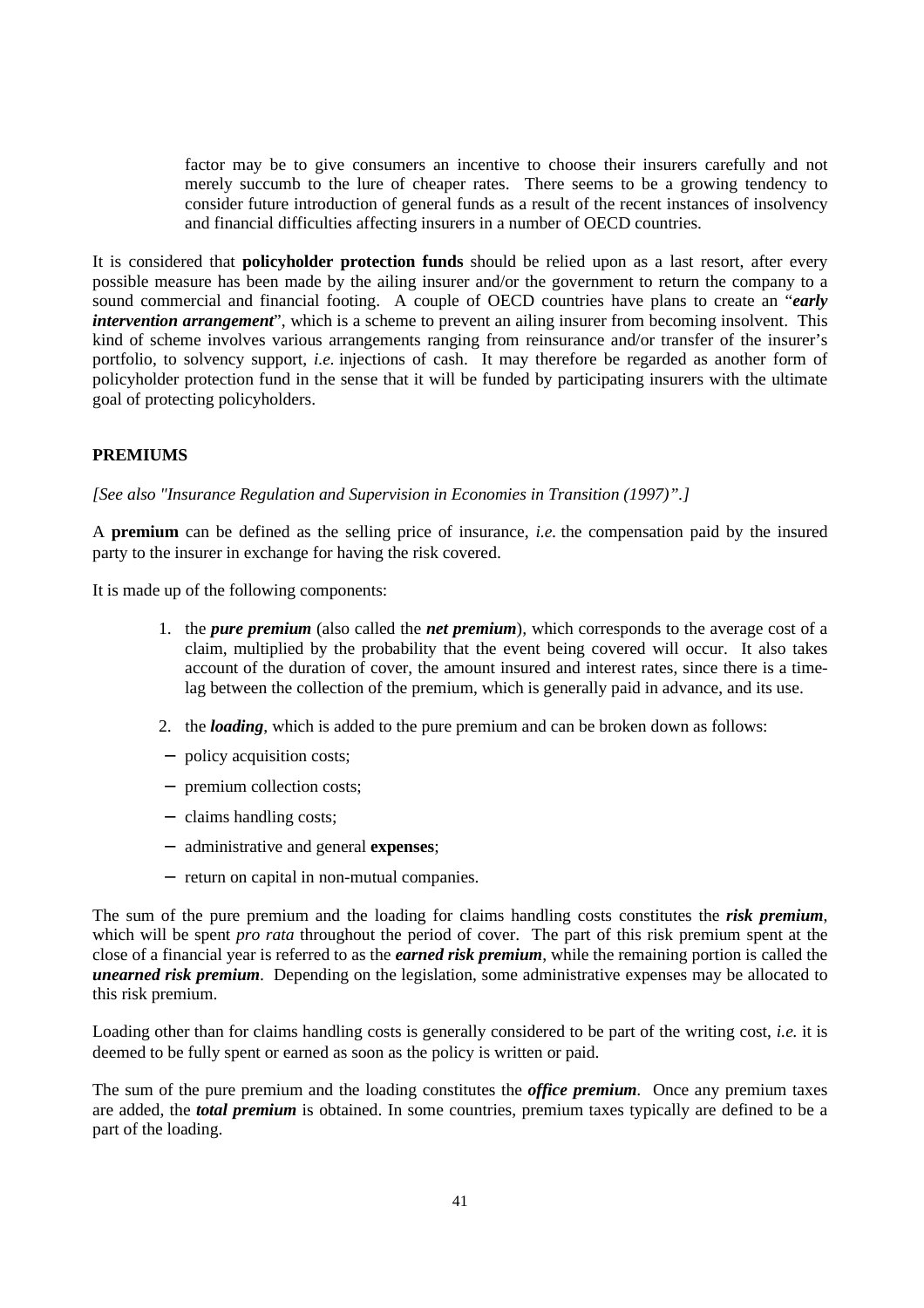factor may be to give consumers an incentive to choose their insurers carefully and not merely succumb to the lure of cheaper rates. There seems to be a growing tendency to consider future introduction of general funds as a result of the recent instances of insolvency and financial difficulties affecting insurers in a number of OECD countries.

It is considered that **policyholder protection funds** should be relied upon as a last resort, after every possible measure has been made by the ailing insurer and/or the government to return the company to a sound commercial and financial footing. A couple of OECD countries have plans to create an "***early intervention arrangement***", which is a scheme to prevent an ailing insurer from becoming insolvent. This kind of scheme involves various arrangements ranging from reinsurance and/or transfer of the insurer's portfolio, to solvency support, *i.e.* injections of cash. It may therefore be regarded as another form of policyholder protection fund in the sense that it will be funded by participating insurers with the ultimate goal of protecting policyholders.

## PREMIUMS

*[See also "Insurance Regulation and Supervision in Economies in Transition (1997)".]*

A **premium** can be defined as the selling price of insurance, *i.e.* the compensation paid by the insured party to the insurer in exchange for having the risk covered.

It is made up of the following components:

1. the ***pure premium*** (also called the ***net premium***), which corresponds to the average cost of a claim, multiplied by the probability that the event being covered will occur. It also takes account of the duration of cover, the amount insured and interest rates, since there is a time-lag between the collection of the premium, which is generally paid in advance, and its use.

2. the ***loading***, which is added to the pure premium and can be broken down as follows:

- policy acquisition costs;
- premium collection costs;
- claims handling costs;
- administrative and general **expenses**;
- return on capital in non-mutual companies.

The sum of the pure premium and the loading for claims handling costs constitutes the ***risk premium***, which will be spent *pro rata* throughout the period of cover. The part of this risk premium spent at the close of a financial year is referred to as the ***earned risk premium***, while the remaining portion is called the ***unearned risk premium***. Depending on the legislation, some administrative expenses may be allocated to this risk premium.

Loading other than for claims handling costs is generally considered to be part of the writing cost, *i.e.* it is deemed to be fully spent or earned as soon as the policy is written or paid.

The sum of the pure premium and the loading constitutes the ***office premium***. Once any premium taxes are added, the ***total premium*** is obtained. In some countries, premium taxes typically are defined to be a part of the loading.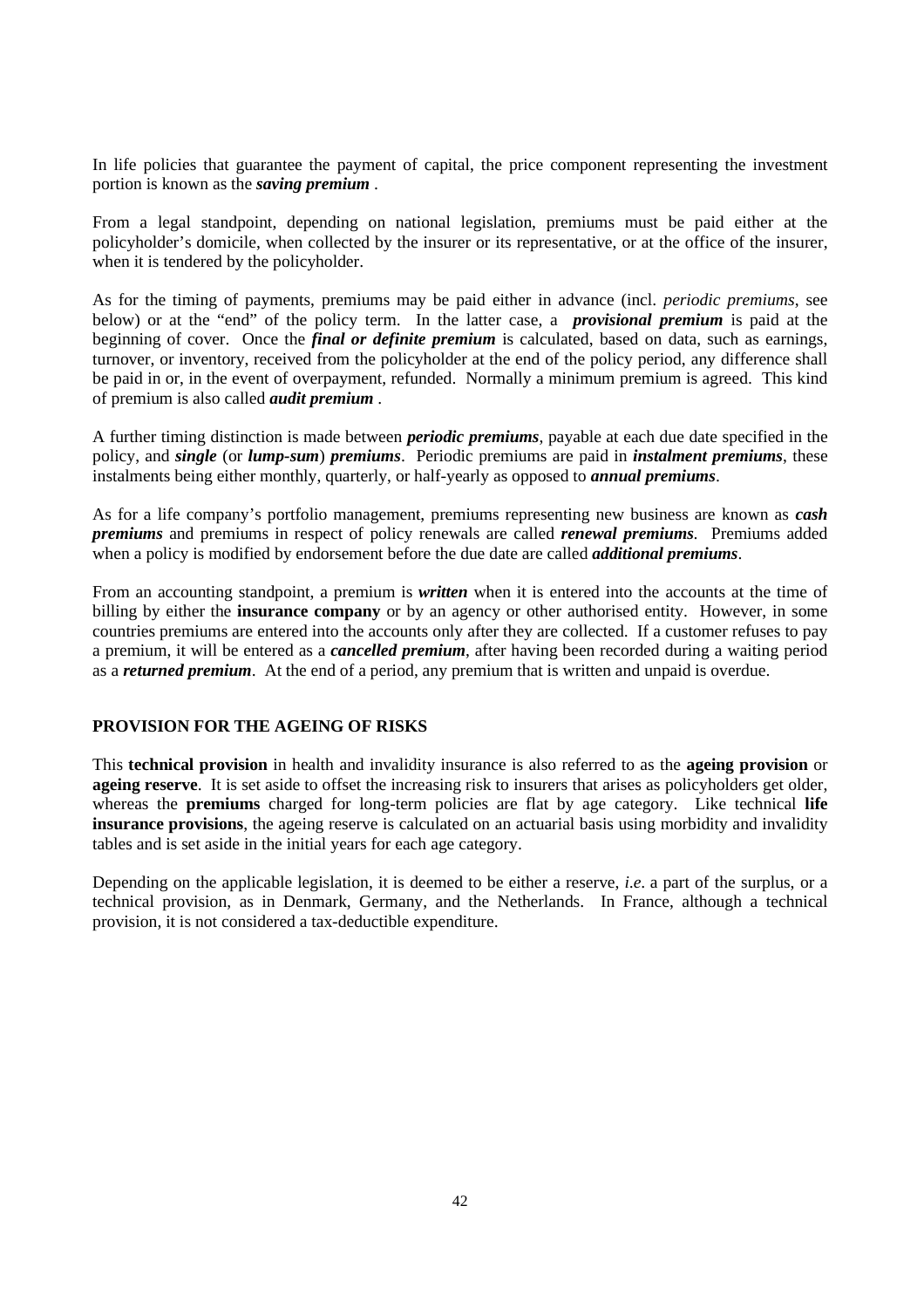In life policies that guarantee the payment of capital, the price component representing the investment portion is known as the ***saving premium*** .

From a legal standpoint, depending on national legislation, premiums must be paid either at the policyholder's domicile, when collected by the insurer or its representative, or at the office of the insurer, when it is tendered by the policyholder.

As for the timing of payments, premiums may be paid either in advance (incl. *periodic premiums*, see below) or at the "end" of the policy term. In the latter case, a ***provisional premium*** is paid at the beginning of cover. Once the ***final or definite premium*** is calculated, based on data, such as earnings, turnover, or inventory, received from the policyholder at the end of the policy period, any difference shall be paid in or, in the event of overpayment, refunded. Normally a minimum premium is agreed. This kind of premium is also called ***audit premium*** .

A further timing distinction is made between ***periodic premiums***, payable at each due date specified in the policy, and ***single*** (or ***lump-sum***) ***premiums***. Periodic premiums are paid in ***instalment premiums***, these instalments being either monthly, quarterly, or half-yearly as opposed to ***annual premiums***.

As for a life company's portfolio management, premiums representing new business are known as ***cash premiums*** and premiums in respect of policy renewals are called ***renewal premiums***. Premiums added when a policy is modified by endorsement before the due date are called ***additional premiums***.

From an accounting standpoint, a premium is ***written*** when it is entered into the accounts at the time of billing by either the **insurance company** or by an agency or other authorised entity. However, in some countries premiums are entered into the accounts only after they are collected. If a customer refuses to pay a premium, it will be entered as a ***cancelled premium***, after having been recorded during a waiting period as a ***returned premium***. At the end of a period, any premium that is written and unpaid is overdue.

## PROVISION FOR THE AGEING OF RISKS

This **technical provision** in health and invalidity insurance is also referred to as the **ageing provision** or **ageing reserve**. It is set aside to offset the increasing risk to insurers that arises as policyholders get older, whereas the **premiums** charged for long-term policies are flat by age category. Like technical **life insurance provisions**, the ageing reserve is calculated on an actuarial basis using morbidity and invalidity tables and is set aside in the initial years for each age category.

Depending on the applicable legislation, it is deemed to be either a reserve, *i.e*. a part of the surplus, or a technical provision, as in Denmark, Germany, and the Netherlands. In France, although a technical provision, it is not considered a tax-deductible expenditure.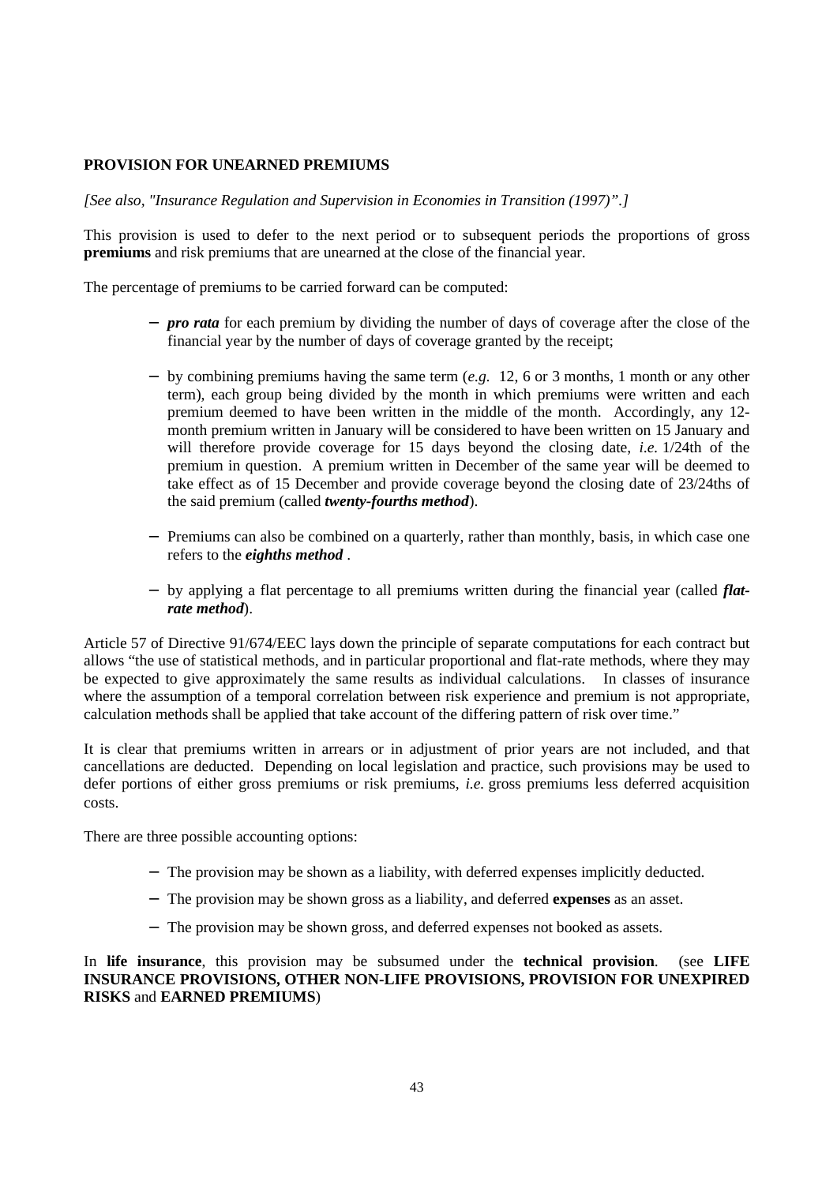**PROVISION FOR UNEARNED PREMIUMS**

*[See also, "Insurance Regulation and Supervision in Economies in Transition (1997)".]*

This provision is used to defer to the next period or to subsequent periods the proportions of gross **premiums** and risk premiums that are unearned at the close of the financial year.

The percentage of premiums to be carried forward can be computed:

- ***pro rata*** for each premium by dividing the number of days of coverage after the close of the financial year by the number of days of coverage granted by the receipt;
- by combining premiums having the same term (*e.g.* 12, 6 or 3 months, 1 month or any other term), each group being divided by the month in which premiums were written and each premium deemed to have been written in the middle of the month. Accordingly, any 12-month premium written in January will be considered to have been written on 15 January and will therefore provide coverage for 15 days beyond the closing date, *i.e.* 1/24th of the premium in question. A premium written in December of the same year will be deemed to take effect as of 15 December and provide coverage beyond the closing date of 23/24ths of the said premium (called ***twenty-fourths method***).
- Premiums can also be combined on a quarterly, rather than monthly, basis, in which case one refers to the ***eighths method*** .
- by applying a flat percentage to all premiums written during the financial year (called ***flat-rate method***).

Article 57 of Directive 91/674/EEC lays down the principle of separate computations for each contract but allows "the use of statistical methods, and in particular proportional and flat-rate methods, where they may be expected to give approximately the same results as individual calculations. In classes of insurance where the assumption of a temporal correlation between risk experience and premium is not appropriate, calculation methods shall be applied that take account of the differing pattern of risk over time."

It is clear that premiums written in arrears or in adjustment of prior years are not included, and that cancellations are deducted. Depending on local legislation and practice, such provisions may be used to defer portions of either gross premiums or risk premiums, *i.e.* gross premiums less deferred acquisition costs.

There are three possible accounting options:

- The provision may be shown as a liability, with deferred expenses implicitly deducted.
- The provision may be shown gross as a liability, and deferred **expenses** as an asset.
- The provision may be shown gross, and deferred expenses not booked as assets.

In **life insurance**, this provision may be subsumed under the **technical provision**. (see **LIFE INSURANCE PROVISIONS, OTHER NON-LIFE PROVISIONS, PROVISION FOR UNEXPIRED RISKS** and **EARNED PREMIUMS**)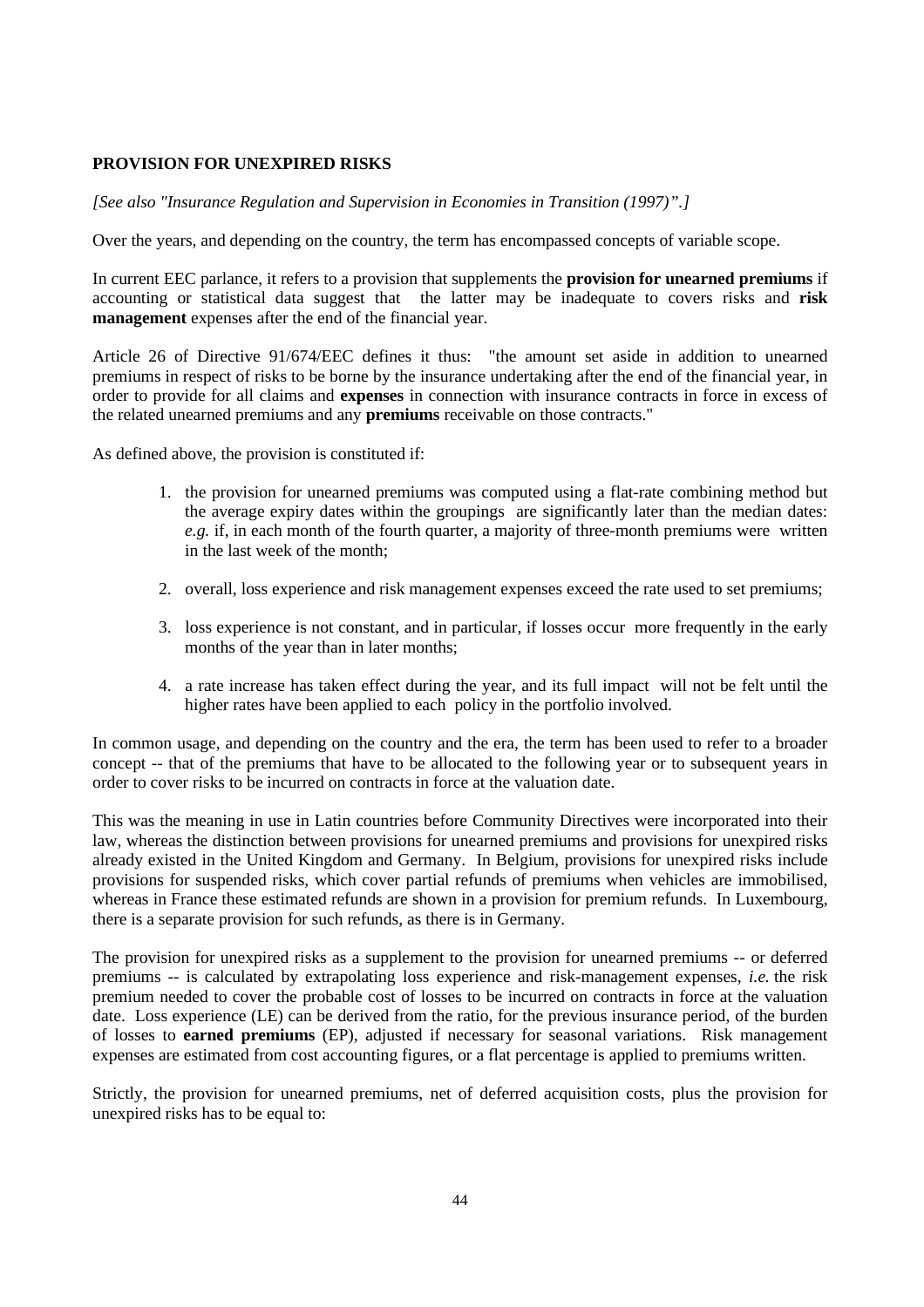**PROVISION FOR UNEXPIRED RISKS**

*[See also "Insurance Regulation and Supervision in Economies in Transition (1997)".]*

Over the years, and depending on the country, the term has encompassed concepts of variable scope.

In current EEC parlance, it refers to a provision that supplements the **provision for unearned premiums** if accounting or statistical data suggest that the latter may be inadequate to covers risks and **risk management** expenses after the end of the financial year.

Article 26 of Directive 91/674/EEC defines it thus: "the amount set aside in addition to unearned premiums in respect of risks to be borne by the insurance undertaking after the end of the financial year, in order to provide for all claims and **expenses** in connection with insurance contracts in force in excess of the related unearned premiums and any **premiums** receivable on those contracts."

As defined above, the provision is constituted if:

1. the provision for unearned premiums was computed using a flat-rate combining method but the average expiry dates within the groupings are significantly later than the median dates: *e.g.* if, in each month of the fourth quarter, a majority of three-month premiums were written in the last week of the month;

2. overall, loss experience and risk management expenses exceed the rate used to set premiums;

3. loss experience is not constant, and in particular, if losses occur more frequently in the early months of the year than in later months;

4. a rate increase has taken effect during the year, and its full impact will not be felt until the higher rates have been applied to each policy in the portfolio involved.

In common usage, and depending on the country and the era, the term has been used to refer to a broader concept -- that of the premiums that have to be allocated to the following year or to subsequent years in order to cover risks to be incurred on contracts in force at the valuation date.

This was the meaning in use in Latin countries before Community Directives were incorporated into their law, whereas the distinction between provisions for unearned premiums and provisions for unexpired risks already existed in the United Kingdom and Germany. In Belgium, provisions for unexpired risks include provisions for suspended risks, which cover partial refunds of premiums when vehicles are immobilised, whereas in France these estimated refunds are shown in a provision for premium refunds. In Luxembourg, there is a separate provision for such refunds, as there is in Germany.

The provision for unexpired risks as a supplement to the provision for unearned premiums -- or deferred premiums -- is calculated by extrapolating loss experience and risk-management expenses, *i.e.* the risk premium needed to cover the probable cost of losses to be incurred on contracts in force at the valuation date. Loss experience (LE) can be derived from the ratio, for the previous insurance period, of the burden of losses to **earned premiums** (EP), adjusted if necessary for seasonal variations. Risk management expenses are estimated from cost accounting figures, or a flat percentage is applied to premiums written.

Strictly, the provision for unearned premiums, net of deferred acquisition costs, plus the provision for unexpired risks has to be equal to: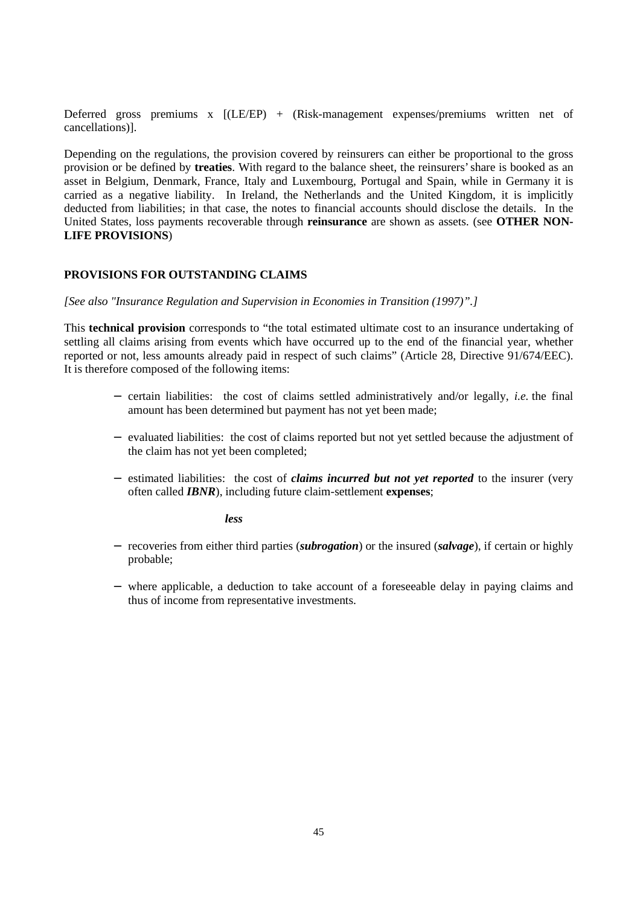Deferred gross premiums x [(LE/EP) + (Risk-management expenses/premiums written net of cancellations)].

Depending on the regulations, the provision covered by reinsurers can either be proportional to the gross provision or be defined by **treaties**. With regard to the balance sheet, the reinsurers' share is booked as an asset in Belgium, Denmark, France, Italy and Luxembourg, Portugal and Spain, while in Germany it is carried as a negative liability. In Ireland, the Netherlands and the United Kingdom, it is implicitly deducted from liabilities; in that case, the notes to financial accounts should disclose the details. In the United States, loss payments recoverable through **reinsurance** are shown as assets. (see **OTHER NON-LIFE PROVISIONS**)

## PROVISIONS FOR OUTSTANDING CLAIMS

*[See also "Insurance Regulation and Supervision in Economies in Transition (1997)".]*

This **technical provision** corresponds to "the total estimated ultimate cost to an insurance undertaking of settling all claims arising from events which have occurred up to the end of the financial year, whether reported or not, less amounts already paid in respect of such claims" (Article 28, Directive 91/674/EEC). It is therefore composed of the following items:

- certain liabilities: the cost of claims settled administratively and/or legally, *i.e.* the final amount has been determined but payment has not yet been made;
- evaluated liabilities: the cost of claims reported but not yet settled because the adjustment of the claim has not yet been completed;
- estimated liabilities: the cost of ***claims incurred but not yet reported*** to the insurer (very often called ***IBNR***), including future claim-settlement **expenses**;

***less***

- recoveries from either third parties (***subrogation***) or the insured (***salvage***), if certain or highly probable;
- where applicable, a deduction to take account of a foreseeable delay in paying claims and thus of income from representative investments.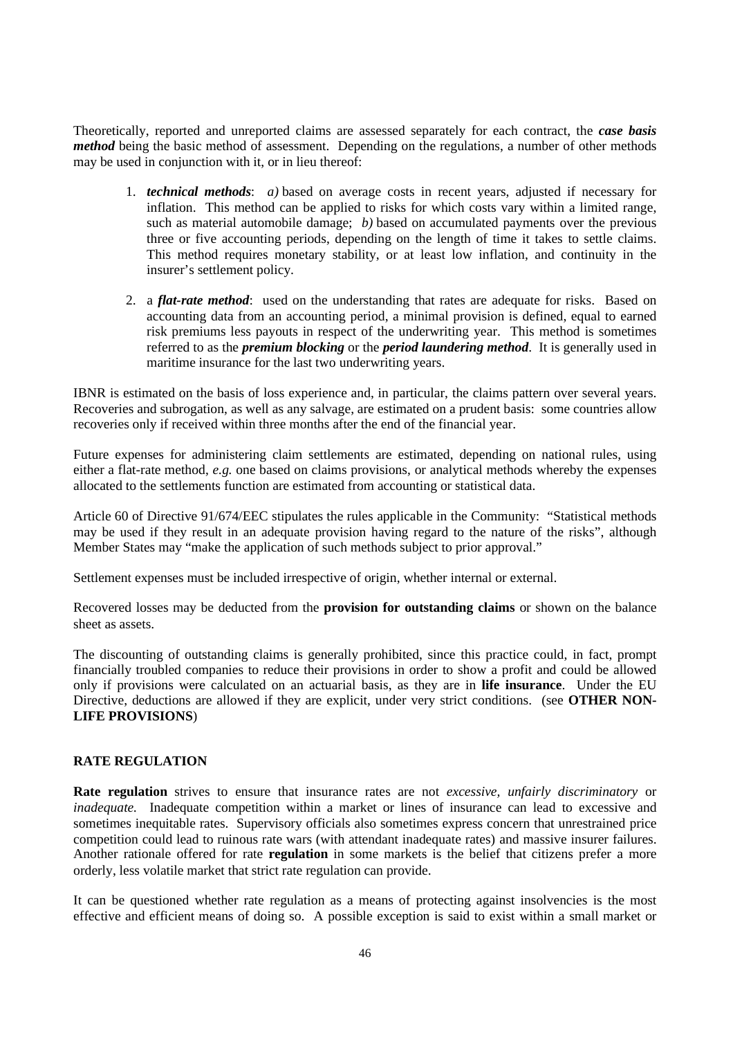Theoretically, reported and unreported claims are assessed separately for each contract, the ***case basis method*** being the basic method of assessment. Depending on the regulations, a number of other methods may be used in conjunction with it, or in lieu thereof:

1. ***technical methods***: *a)* based on average costs in recent years, adjusted if necessary for inflation. This method can be applied to risks for which costs vary within a limited range, such as material automobile damage; *b)* based on accumulated payments over the previous three or five accounting periods, depending on the length of time it takes to settle claims. This method requires monetary stability, or at least low inflation, and continuity in the insurer's settlement policy.

2. a ***flat-rate method***: used on the understanding that rates are adequate for risks. Based on accounting data from an accounting period, a minimal provision is defined, equal to earned risk premiums less payouts in respect of the underwriting year. This method is sometimes referred to as the ***premium blocking*** or the ***period laundering method***. It is generally used in maritime insurance for the last two underwriting years.

IBNR is estimated on the basis of loss experience and, in particular, the claims pattern over several years. Recoveries and subrogation, as well as any salvage, are estimated on a prudent basis: some countries allow recoveries only if received within three months after the end of the financial year.

Future expenses for administering claim settlements are estimated, depending on national rules, using either a flat-rate method, *e.g.* one based on claims provisions, or analytical methods whereby the expenses allocated to the settlements function are estimated from accounting or statistical data.

Article 60 of Directive 91/674/EEC stipulates the rules applicable in the Community: "Statistical methods may be used if they result in an adequate provision having regard to the nature of the risks", although Member States may "make the application of such methods subject to prior approval."

Settlement expenses must be included irrespective of origin, whether internal or external.

Recovered losses may be deducted from the **provision for outstanding claims** or shown on the balance sheet as assets.

The discounting of outstanding claims is generally prohibited, since this practice could, in fact, prompt financially troubled companies to reduce their provisions in order to show a profit and could be allowed only if provisions were calculated on an actuarial basis, as they are in **life insurance**. Under the EU Directive, deductions are allowed if they are explicit, under very strict conditions. (see **OTHER NON-LIFE PROVISIONS**)

## RATE REGULATION

**Rate regulation** strives to ensure that insurance rates are not *excessive, unfairly discriminatory* or *inadequate.* Inadequate competition within a market or lines of insurance can lead to excessive and sometimes inequitable rates. Supervisory officials also sometimes express concern that unrestrained price competition could lead to ruinous rate wars (with attendant inadequate rates) and massive insurer failures. Another rationale offered for rate **regulation** in some markets is the belief that citizens prefer a more orderly, less volatile market that strict rate regulation can provide.

It can be questioned whether rate regulation as a means of protecting against insolvencies is the most effective and efficient means of doing so. A possible exception is said to exist within a small market or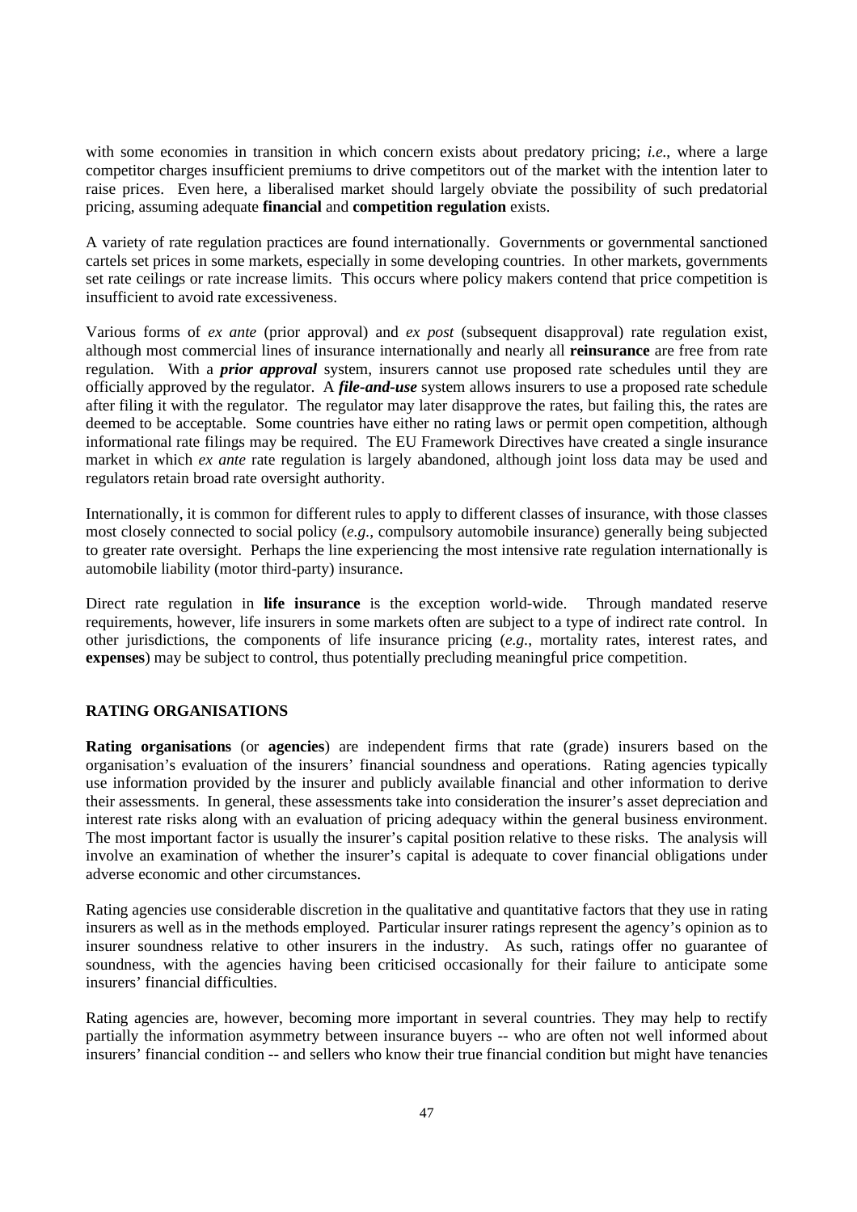with some economies in transition in which concern exists about predatory pricing; *i.e.*, where a large competitor charges insufficient premiums to drive competitors out of the market with the intention later to raise prices. Even here, a liberalised market should largely obviate the possibility of such predatorial pricing, assuming adequate **financial** and **competition regulation** exists.

A variety of rate regulation practices are found internationally. Governments or governmental sanctioned cartels set prices in some markets, especially in some developing countries. In other markets, governments set rate ceilings or rate increase limits. This occurs where policy makers contend that price competition is insufficient to avoid rate excessiveness.

Various forms of *ex ante* (prior approval) and *ex post* (subsequent disapproval) rate regulation exist, although most commercial lines of insurance internationally and nearly all **reinsurance** are free from rate regulation. With a ***prior approval*** system, insurers cannot use proposed rate schedules until they are officially approved by the regulator. A ***file-and-use*** system allows insurers to use a proposed rate schedule after filing it with the regulator. The regulator may later disapprove the rates, but failing this, the rates are deemed to be acceptable. Some countries have either no rating laws or permit open competition, although informational rate filings may be required. The EU Framework Directives have created a single insurance market in which *ex ante* rate regulation is largely abandoned, although joint loss data may be used and regulators retain broad rate oversight authority.

Internationally, it is common for different rules to apply to different classes of insurance, with those classes most closely connected to social policy (*e.g.*, compulsory automobile insurance) generally being subjected to greater rate oversight. Perhaps the line experiencing the most intensive rate regulation internationally is automobile liability (motor third-party) insurance.

Direct rate regulation in **life insurance** is the exception world-wide. Through mandated reserve requirements, however, life insurers in some markets often are subject to a type of indirect rate control. In other jurisdictions, the components of life insurance pricing (*e.g.*, mortality rates, interest rates, and **expenses**) may be subject to control, thus potentially precluding meaningful price competition.

## RATING ORGANISATIONS

**Rating organisations** (or **agencies**) are independent firms that rate (grade) insurers based on the organisation's evaluation of the insurers' financial soundness and operations. Rating agencies typically use information provided by the insurer and publicly available financial and other information to derive their assessments. In general, these assessments take into consideration the insurer's asset depreciation and interest rate risks along with an evaluation of pricing adequacy within the general business environment. The most important factor is usually the insurer's capital position relative to these risks. The analysis will involve an examination of whether the insurer's capital is adequate to cover financial obligations under adverse economic and other circumstances.

Rating agencies use considerable discretion in the qualitative and quantitative factors that they use in rating insurers as well as in the methods employed. Particular insurer ratings represent the agency's opinion as to insurer soundness relative to other insurers in the industry. As such, ratings offer no guarantee of soundness, with the agencies having been criticised occasionally for their failure to anticipate some insurers' financial difficulties.

Rating agencies are, however, becoming more important in several countries. They may help to rectify partially the information asymmetry between insurance buyers -- who are often not well informed about insurers' financial condition -- and sellers who know their true financial condition but might have tenancies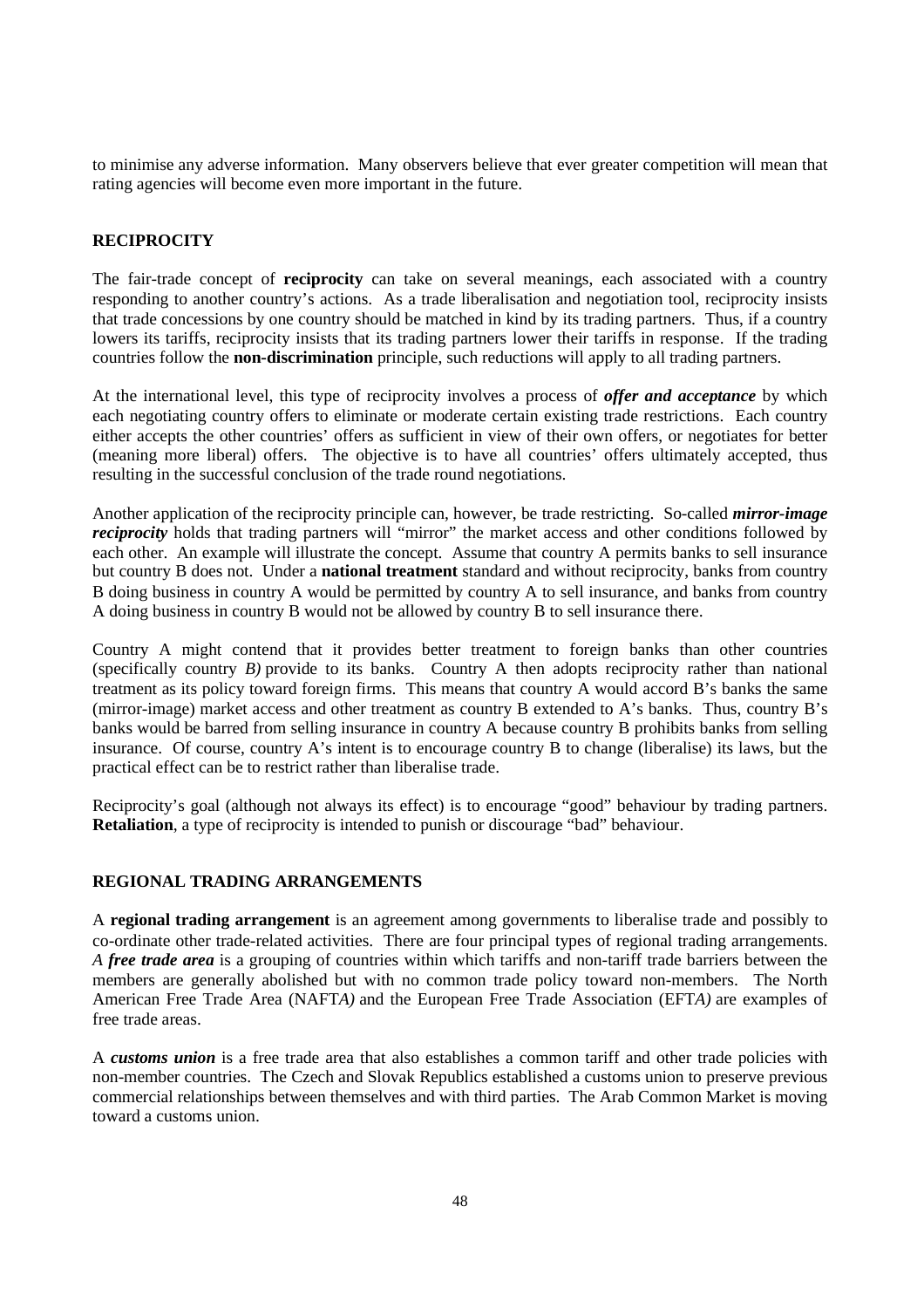to minimise any adverse information. Many observers believe that ever greater competition will mean that rating agencies will become even more important in the future.

## RECIPROCITY

The fair-trade concept of **reciprocity** can take on several meanings, each associated with a country responding to another country's actions. As a trade liberalisation and negotiation tool, reciprocity insists that trade concessions by one country should be matched in kind by its trading partners. Thus, if a country lowers its tariffs, reciprocity insists that its trading partners lower their tariffs in response. If the trading countries follow the **non-discrimination** principle, such reductions will apply to all trading partners.

At the international level, this type of reciprocity involves a process of ***offer and acceptance*** by which each negotiating country offers to eliminate or moderate certain existing trade restrictions. Each country either accepts the other countries' offers as sufficient in view of their own offers, or negotiates for better (meaning more liberal) offers. The objective is to have all countries' offers ultimately accepted, thus resulting in the successful conclusion of the trade round negotiations.

Another application of the reciprocity principle can, however, be trade restricting. So-called ***mirror-image reciprocity*** holds that trading partners will "mirror" the market access and other conditions followed by each other. An example will illustrate the concept. Assume that country A permits banks to sell insurance but country B does not. Under a **national treatment** standard and without reciprocity, banks from country B doing business in country A would be permitted by country A to sell insurance, and banks from country A doing business in country B would not be allowed by country B to sell insurance there.

Country A might contend that it provides better treatment to foreign banks than other countries (specifically country *B)* provide to its banks. Country A then adopts reciprocity rather than national treatment as its policy toward foreign firms. This means that country A would accord B's banks the same (mirror-image) market access and other treatment as country B extended to A's banks. Thus, country B's banks would be barred from selling insurance in country A because country B prohibits banks from selling insurance. Of course, country A's intent is to encourage country B to change (liberalise) its laws, but the practical effect can be to restrict rather than liberalise trade.

Reciprocity's goal (although not always its effect) is to encourage "good" behaviour by trading partners. **Retaliation**, a type of reciprocity is intended to punish or discourage "bad" behaviour.

## REGIONAL TRADING ARRANGEMENTS

A **regional trading arrangement** is an agreement among governments to liberalise trade and possibly to co-ordinate other trade-related activities. There are four principal types of regional trading arrangements. *A **free trade area*** is a grouping of countries within which tariffs and non-tariff trade barriers between the members are generally abolished but with no common trade policy toward non-members. The North American Free Trade Area (NAFT*A)* and the European Free Trade Association (EFT*A)* are examples of free trade areas.

A ***customs union*** is a free trade area that also establishes a common tariff and other trade policies with non-member countries. The Czech and Slovak Republics established a customs union to preserve previous commercial relationships between themselves and with third parties. The Arab Common Market is moving toward a customs union.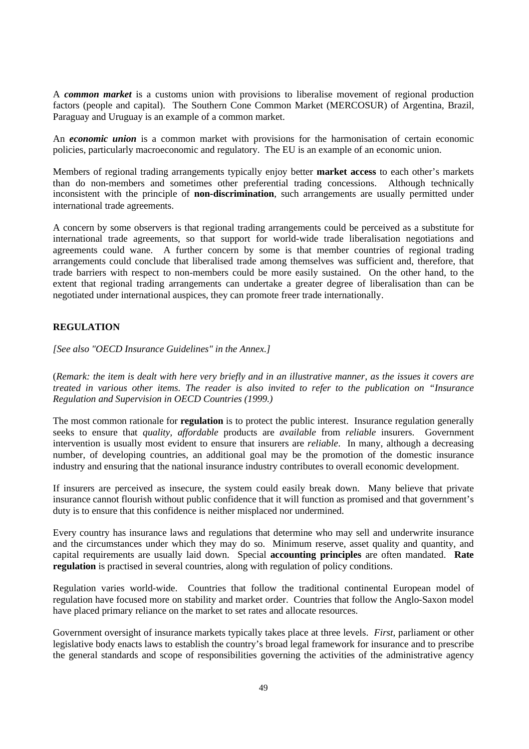A ***common market*** is a customs union with provisions to liberalise movement of regional production factors (people and capital). The Southern Cone Common Market (MERCOSUR) of Argentina, Brazil, Paraguay and Uruguay is an example of a common market.

An ***economic union*** is a common market with provisions for the harmonisation of certain economic policies, particularly macroeconomic and regulatory. The EU is an example of an economic union.

Members of regional trading arrangements typically enjoy better **market access** to each other's markets than do non-members and sometimes other preferential trading concessions. Although technically inconsistent with the principle of **non-discrimination**, such arrangements are usually permitted under international trade agreements.

A concern by some observers is that regional trading arrangements could be perceived as a substitute for international trade agreements, so that support for world-wide trade liberalisation negotiations and agreements could wane. A further concern by some is that member countries of regional trading arrangements could conclude that liberalised trade among themselves was sufficient and, therefore, that trade barriers with respect to non-members could be more easily sustained. On the other hand, to the extent that regional trading arrangements can undertake a greater degree of liberalisation than can be negotiated under international auspices, they can promote freer trade internationally.

## REGULATION

*[See also "OECD Insurance Guidelines" in the Annex.]*

(*Remark: the item is dealt with here very briefly and in an illustrative manner, as the issues it covers are treated in various other items. The reader is also invited to refer to the publication on "Insurance Regulation and Supervision in OECD Countries (1999.)*

The most common rationale for **regulation** is to protect the public interest. Insurance regulation generally seeks to ensure that *quality, affordable* products are *available* from *reliable* insurers. Government intervention is usually most evident to ensure that insurers are *reliable*. In many, although a decreasing number, of developing countries, an additional goal may be the promotion of the domestic insurance industry and ensuring that the national insurance industry contributes to overall economic development.

If insurers are perceived as insecure, the system could easily break down. Many believe that private insurance cannot flourish without public confidence that it will function as promised and that government's duty is to ensure that this confidence is neither misplaced nor undermined.

Every country has insurance laws and regulations that determine who may sell and underwrite insurance and the circumstances under which they may do so. Minimum reserve, asset quality and quantity, and capital requirements are usually laid down. Special **accounting principles** are often mandated. **Rate regulation** is practised in several countries, along with regulation of policy conditions.

Regulation varies world-wide. Countries that follow the traditional continental European model of regulation have focused more on stability and market order. Countries that follow the Anglo-Saxon model have placed primary reliance on the market to set rates and allocate resources.

Government oversight of insurance markets typically takes place at three levels. *First*, parliament or other legislative body enacts laws to establish the country's broad legal framework for insurance and to prescribe the general standards and scope of responsibilities governing the activities of the administrative agency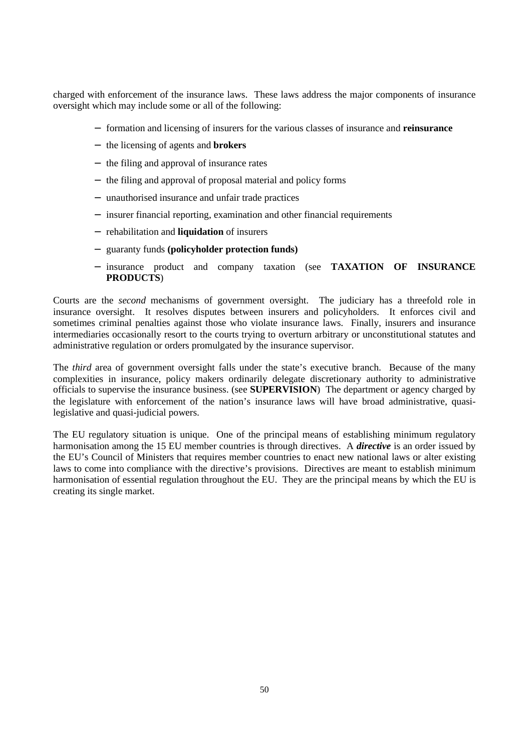charged with enforcement of the insurance laws. These laws address the major components of insurance oversight which may include some or all of the following:

- formation and licensing of insurers for the various classes of insurance and **reinsurance**
- the licensing of agents and **brokers**
- the filing and approval of insurance rates
- the filing and approval of proposal material and policy forms
- unauthorised insurance and unfair trade practices
- insurer financial reporting, examination and other financial requirements
- rehabilitation and **liquidation** of insurers
- guaranty funds **(policyholder protection funds)**
- insurance product and company taxation (see **TAXATION OF INSURANCE PRODUCTS**)

Courts are the *second* mechanisms of government oversight. The judiciary has a threefold role in insurance oversight. It resolves disputes between insurers and policyholders. It enforces civil and sometimes criminal penalties against those who violate insurance laws. Finally, insurers and insurance intermediaries occasionally resort to the courts trying to overturn arbitrary or unconstitutional statutes and administrative regulation or orders promulgated by the insurance supervisor.

The *third* area of government oversight falls under the state's executive branch. Because of the many complexities in insurance, policy makers ordinarily delegate discretionary authority to administrative officials to supervise the insurance business. (see **SUPERVISION**) The department or agency charged by the legislature with enforcement of the nation's insurance laws will have broad administrative, quasi-legislative and quasi-judicial powers.

The EU regulatory situation is unique. One of the principal means of establishing minimum regulatory harmonisation among the 15 EU member countries is through directives. A ***directive*** is an order issued by the EU's Council of Ministers that requires member countries to enact new national laws or alter existing laws to come into compliance with the directive's provisions. Directives are meant to establish minimum harmonisation of essential regulation throughout the EU. They are the principal means by which the EU is creating its single market.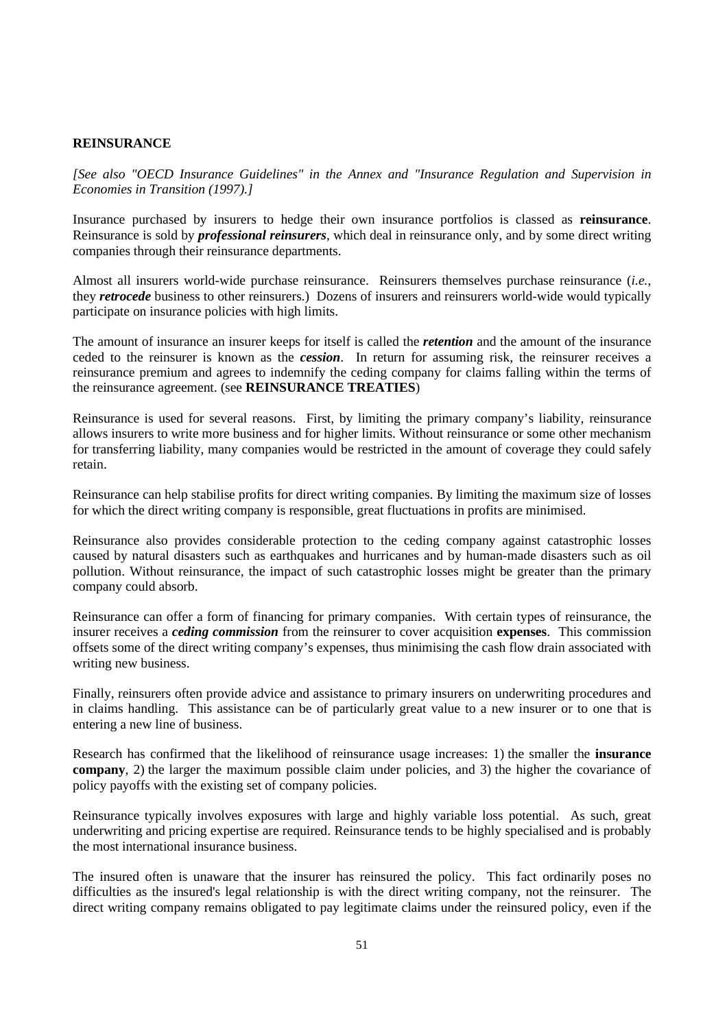**REINSURANCE**

*[See also "OECD Insurance Guidelines" in the Annex and "Insurance Regulation and Supervision in Economies in Transition (1997).]*

Insurance purchased by insurers to hedge their own insurance portfolios is classed as **reinsurance**. Reinsurance is sold by ***professional reinsurers***, which deal in reinsurance only, and by some direct writing companies through their reinsurance departments.

Almost all insurers world-wide purchase reinsurance. Reinsurers themselves purchase reinsurance (*i.e.*, they ***retrocede*** business to other reinsurers.) Dozens of insurers and reinsurers world-wide would typically participate on insurance policies with high limits.

The amount of insurance an insurer keeps for itself is called the ***retention*** and the amount of the insurance ceded to the reinsurer is known as the ***cession***. In return for assuming risk, the reinsurer receives a reinsurance premium and agrees to indemnify the ceding company for claims falling within the terms of the reinsurance agreement. (see **REINSURANCE TREATIES**)

Reinsurance is used for several reasons. First, by limiting the primary company's liability, reinsurance allows insurers to write more business and for higher limits. Without reinsurance or some other mechanism for transferring liability, many companies would be restricted in the amount of coverage they could safely retain.

Reinsurance can help stabilise profits for direct writing companies. By limiting the maximum size of losses for which the direct writing company is responsible, great fluctuations in profits are minimised.

Reinsurance also provides considerable protection to the ceding company against catastrophic losses caused by natural disasters such as earthquakes and hurricanes and by human-made disasters such as oil pollution. Without reinsurance, the impact of such catastrophic losses might be greater than the primary company could absorb.

Reinsurance can offer a form of financing for primary companies. With certain types of reinsurance, the insurer receives a ***ceding commission*** from the reinsurer to cover acquisition **expenses**. This commission offsets some of the direct writing company's expenses, thus minimising the cash flow drain associated with writing new business.

Finally, reinsurers often provide advice and assistance to primary insurers on underwriting procedures and in claims handling. This assistance can be of particularly great value to a new insurer or to one that is entering a new line of business.

Research has confirmed that the likelihood of reinsurance usage increases: 1) the smaller the **insurance company**, 2) the larger the maximum possible claim under policies, and 3) the higher the covariance of policy payoffs with the existing set of company policies.

Reinsurance typically involves exposures with large and highly variable loss potential. As such, great underwriting and pricing expertise are required. Reinsurance tends to be highly specialised and is probably the most international insurance business.

The insured often is unaware that the insurer has reinsured the policy. This fact ordinarily poses no difficulties as the insured's legal relationship is with the direct writing company, not the reinsurer. The direct writing company remains obligated to pay legitimate claims under the reinsured policy, even if the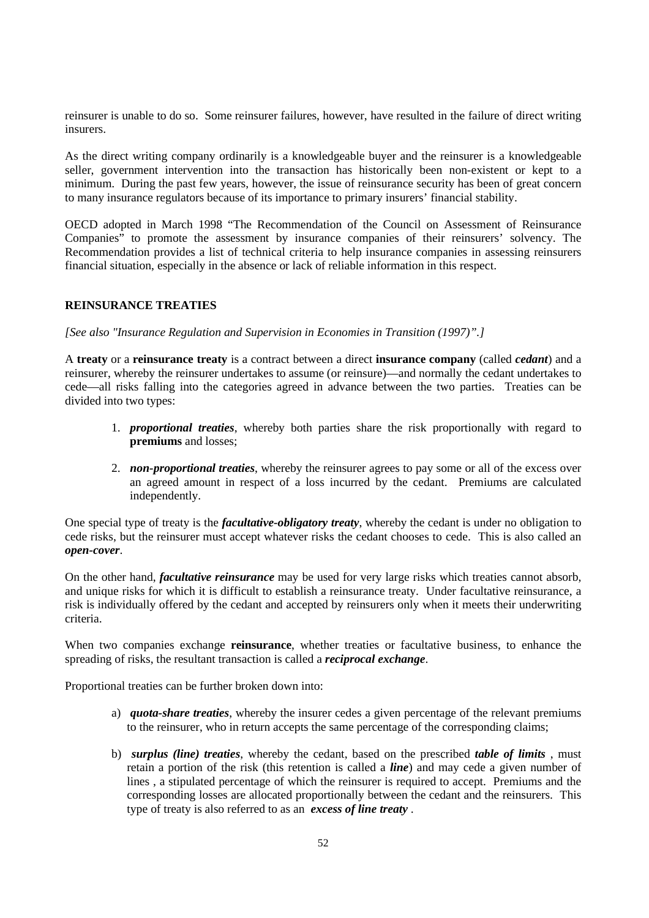reinsurer is unable to do so. Some reinsurer failures, however, have resulted in the failure of direct writing insurers.

As the direct writing company ordinarily is a knowledgeable buyer and the reinsurer is a knowledgeable seller, government intervention into the transaction has historically been non-existent or kept to a minimum. During the past few years, however, the issue of reinsurance security has been of great concern to many insurance regulators because of its importance to primary insurers' financial stability.

OECD adopted in March 1998 "The Recommendation of the Council on Assessment of Reinsurance Companies" to promote the assessment by insurance companies of their reinsurers' solvency. The Recommendation provides a list of technical criteria to help insurance companies in assessing reinsurers financial situation, especially in the absence or lack of reliable information in this respect.

## REINSURANCE TREATIES

*[See also "Insurance Regulation and Supervision in Economies in Transition (1997)".]*

A **treaty** or a **reinsurance treaty** is a contract between a direct **insurance company** (called ***cedant***) and a reinsurer, whereby the reinsurer undertakes to assume (or reinsure)—and normally the cedant undertakes to cede—all risks falling into the categories agreed in advance between the two parties. Treaties can be divided into two types:

1. ***proportional treaties***, whereby both parties share the risk proportionally with regard to **premiums** and losses;

2. ***non-proportional treaties***, whereby the reinsurer agrees to pay some or all of the excess over an agreed amount in respect of a loss incurred by the cedant. Premiums are calculated independently.

One special type of treaty is the ***facultative-obligatory treaty***, whereby the cedant is under no obligation to cede risks, but the reinsurer must accept whatever risks the cedant chooses to cede. This is also called an ***open-cover***.

On the other hand, ***facultative reinsurance*** may be used for very large risks which treaties cannot absorb, and unique risks for which it is difficult to establish a reinsurance treaty. Under facultative reinsurance, a risk is individually offered by the cedant and accepted by reinsurers only when it meets their underwriting criteria.

When two companies exchange **reinsurance**, whether treaties or facultative business, to enhance the spreading of risks, the resultant transaction is called a ***reciprocal exchange***.

Proportional treaties can be further broken down into:

a) ***quota-share treaties***, whereby the insurer cedes a given percentage of the relevant premiums to the reinsurer, who in return accepts the same percentage of the corresponding claims;

b) ***surplus (line) treaties***, whereby the cedant, based on the prescribed ***table of limits*** , must retain a portion of the risk (this retention is called a ***line***) and may cede a given number of lines , a stipulated percentage of which the reinsurer is required to accept. Premiums and the corresponding losses are allocated proportionally between the cedant and the reinsurers. This type of treaty is also referred to as an ***excess of line treaty*** .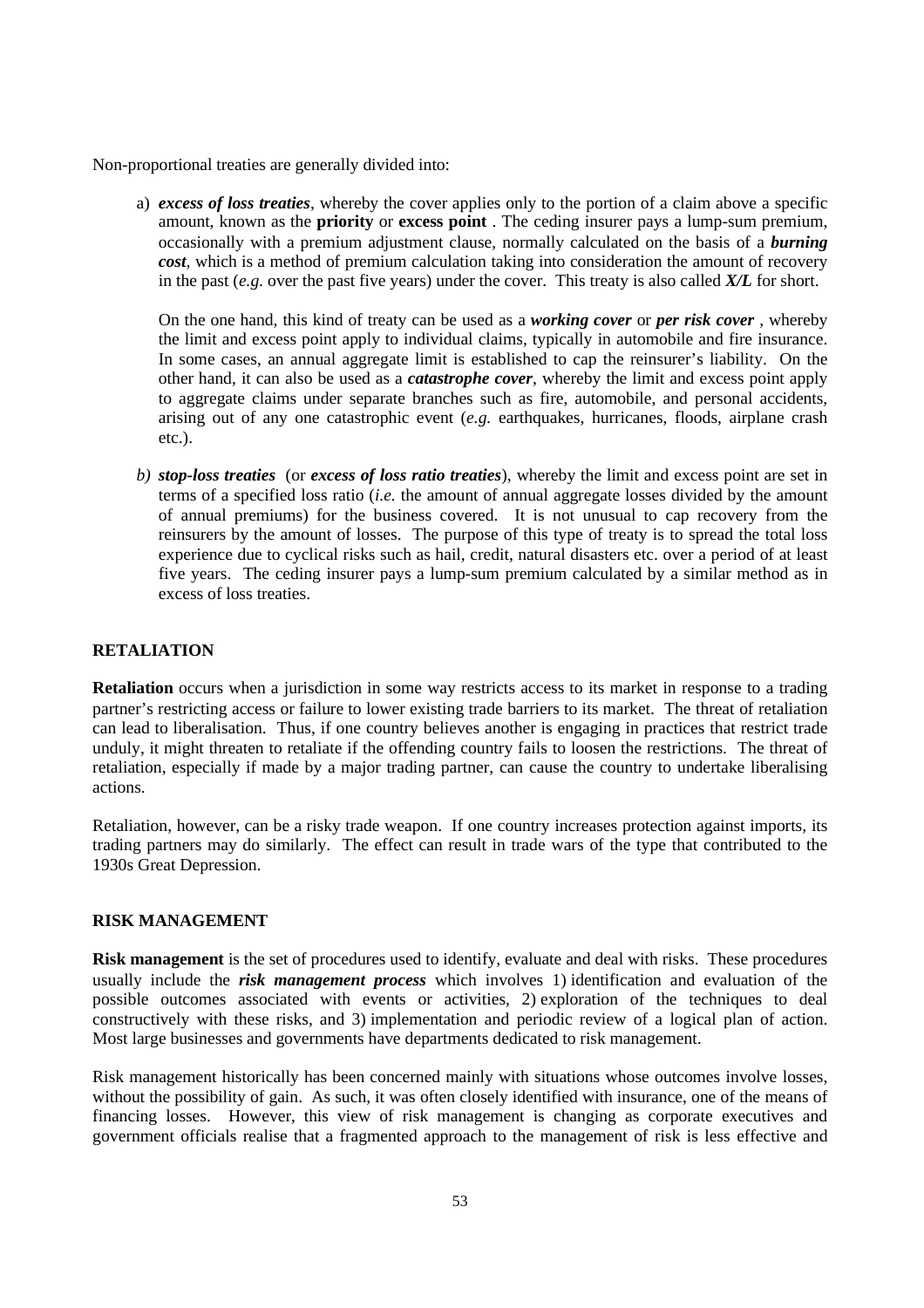Non-proportional treaties are generally divided into:

a) ***excess of loss treaties***, whereby the cover applies only to the portion of a claim above a specific amount, known as the **priority** or **excess point** . The ceding insurer pays a lump-sum premium, occasionally with a premium adjustment clause, normally calculated on the basis of a ***burning cost***, which is a method of premium calculation taking into consideration the amount of recovery in the past (*e.g.* over the past five years) under the cover. This treaty is also called ***X/L*** for short.

   On the one hand, this kind of treaty can be used as a ***working cover*** or ***per risk cover*** , whereby the limit and excess point apply to individual claims, typically in automobile and fire insurance. In some cases, an annual aggregate limit is established to cap the reinsurer's liability. On the other hand, it can also be used as a ***catastrophe cover***, whereby the limit and excess point apply to aggregate claims under separate branches such as fire, automobile, and personal accidents, arising out of any one catastrophic event (*e.g.* earthquakes, hurricanes, floods, airplane crash etc.).

*b)* ***stop-loss treaties*** (or ***excess of loss ratio treaties***), whereby the limit and excess point are set in terms of a specified loss ratio (*i.e.* the amount of annual aggregate losses divided by the amount of annual premiums) for the business covered. It is not unusual to cap recovery from the reinsurers by the amount of losses. The purpose of this type of treaty is to spread the total loss experience due to cyclical risks such as hail, credit, natural disasters etc. over a period of at least five years. The ceding insurer pays a lump-sum premium calculated by a similar method as in excess of loss treaties.

## RETALIATION

**Retaliation** occurs when a jurisdiction in some way restricts access to its market in response to a trading partner's restricting access or failure to lower existing trade barriers to its market. The threat of retaliation can lead to liberalisation. Thus, if one country believes another is engaging in practices that restrict trade unduly, it might threaten to retaliate if the offending country fails to loosen the restrictions. The threat of retaliation, especially if made by a major trading partner, can cause the country to undertake liberalising actions.

Retaliation, however, can be a risky trade weapon. If one country increases protection against imports, its trading partners may do similarly. The effect can result in trade wars of the type that contributed to the 1930s Great Depression.

## RISK MANAGEMENT

**Risk management** is the set of procedures used to identify, evaluate and deal with risks. These procedures usually include the ***risk management process*** which involves 1) identification and evaluation of the possible outcomes associated with events or activities, 2) exploration of the techniques to deal constructively with these risks, and 3) implementation and periodic review of a logical plan of action. Most large businesses and governments have departments dedicated to risk management.

Risk management historically has been concerned mainly with situations whose outcomes involve losses, without the possibility of gain. As such, it was often closely identified with insurance, one of the means of financing losses. However, this view of risk management is changing as corporate executives and government officials realise that a fragmented approach to the management of risk is less effective and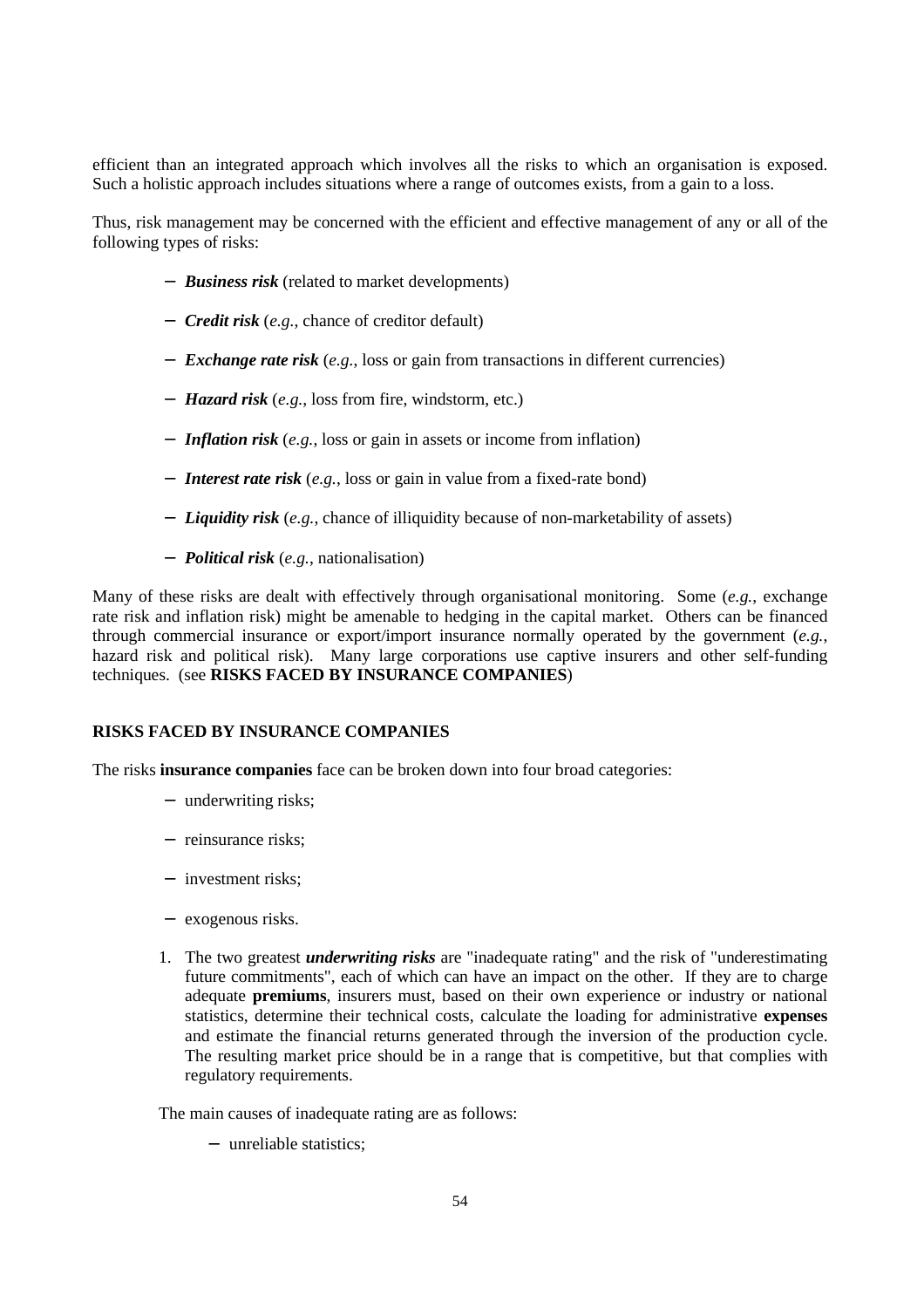efficient than an integrated approach which involves all the risks to which an organisation is exposed. Such a holistic approach includes situations where a range of outcomes exists, from a gain to a loss.

Thus, risk management may be concerned with the efficient and effective management of any or all of the following types of risks:

- ***Business risk*** (related to market developments)
- ***Credit risk*** (*e.g.*, chance of creditor default)
- ***Exchange rate risk*** (*e.g.*, loss or gain from transactions in different currencies)
- ***Hazard risk*** (*e.g.*, loss from fire, windstorm, etc.)
- ***Inflation risk*** (*e.g.*, loss or gain in assets or income from inflation)
- ***Interest rate risk*** (*e.g.*, loss or gain in value from a fixed-rate bond)
- ***Liquidity risk*** (*e.g.*, chance of illiquidity because of non-marketability of assets)
- ***Political risk*** (*e.g.*, nationalisation)

Many of these risks are dealt with effectively through organisational monitoring. Some (*e.g.*, exchange rate risk and inflation risk) might be amenable to hedging in the capital market. Others can be financed through commercial insurance or export/import insurance normally operated by the government (*e.g.*, hazard risk and political risk). Many large corporations use captive insurers and other self-funding techniques. (see **RISKS FACED BY INSURANCE COMPANIES**)

**RISKS FACED BY INSURANCE COMPANIES**

The risks **insurance companies** face can be broken down into four broad categories:

- underwriting risks;
- reinsurance risks;
- investment risks;
- exogenous risks.

1. The two greatest ***underwriting risks*** are "inadequate rating" and the risk of "underestimating future commitments", each of which can have an impact on the other. If they are to charge adequate **premiums**, insurers must, based on their own experience or industry or national statistics, determine their technical costs, calculate the loading for administrative **expenses** and estimate the financial returns generated through the inversion of the production cycle. The resulting market price should be in a range that is competitive, but that complies with regulatory requirements.

   The main causes of inadequate rating are as follows:

   - unreliable statistics;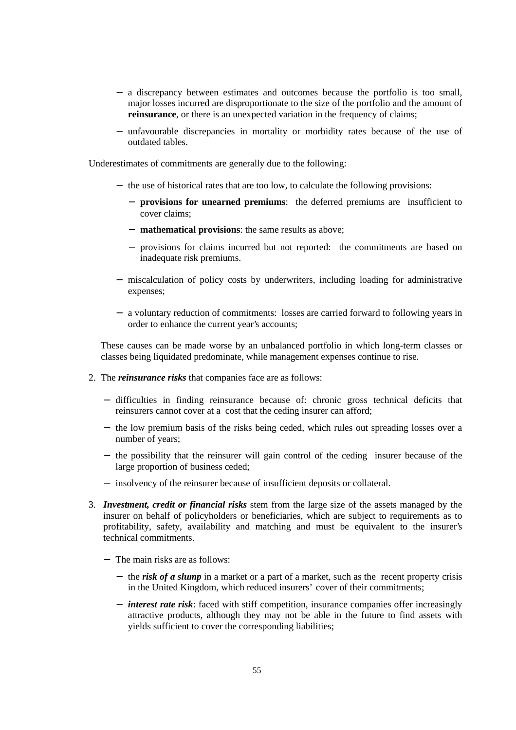- a discrepancy between estimates and outcomes because the portfolio is too small, major losses incurred are disproportionate to the size of the portfolio and the amount of **reinsurance**, or there is an unexpected variation in the frequency of claims;
- unfavourable discrepancies in mortality or morbidity rates because of the use of outdated tables.

Underestimates of commitments are generally due to the following:

- the use of historical rates that are too low, to calculate the following provisions:
  - **provisions for unearned premiums**: the deferred premiums are insufficient to cover claims;
  - **mathematical provisions**: the same results as above;
  - provisions for claims incurred but not reported: the commitments are based on inadequate risk premiums.
- miscalculation of policy costs by underwriters, including loading for administrative expenses;
- a voluntary reduction of commitments: losses are carried forward to following years in order to enhance the current year's accounts;

These causes can be made worse by an unbalanced portfolio in which long-term classes or classes being liquidated predominate, while management expenses continue to rise.

2. The ***reinsurance risks*** that companies face are as follows:
   - difficulties in finding reinsurance because of: chronic gross technical deficits that reinsurers cannot cover at a cost that the ceding insurer can afford;
   - the low premium basis of the risks being ceded, which rules out spreading losses over a number of years;
   - the possibility that the reinsurer will gain control of the ceding insurer because of the large proportion of business ceded;
   - insolvency of the reinsurer because of insufficient deposits or collateral.

3. ***Investment, credit or financial risks*** stem from the large size of the assets managed by the insurer on behalf of policyholders or beneficiaries, which are subject to requirements as to profitability, safety, availability and matching and must be equivalent to the insurer's technical commitments.
   - The main risks are as follows:
     - the ***risk of a slump*** in a market or a part of a market, such as the recent property crisis in the United Kingdom, which reduced insurers' cover of their commitments;
     - ***interest rate risk***: faced with stiff competition, insurance companies offer increasingly attractive products, although they may not be able in the future to find assets with yields sufficient to cover the corresponding liabilities;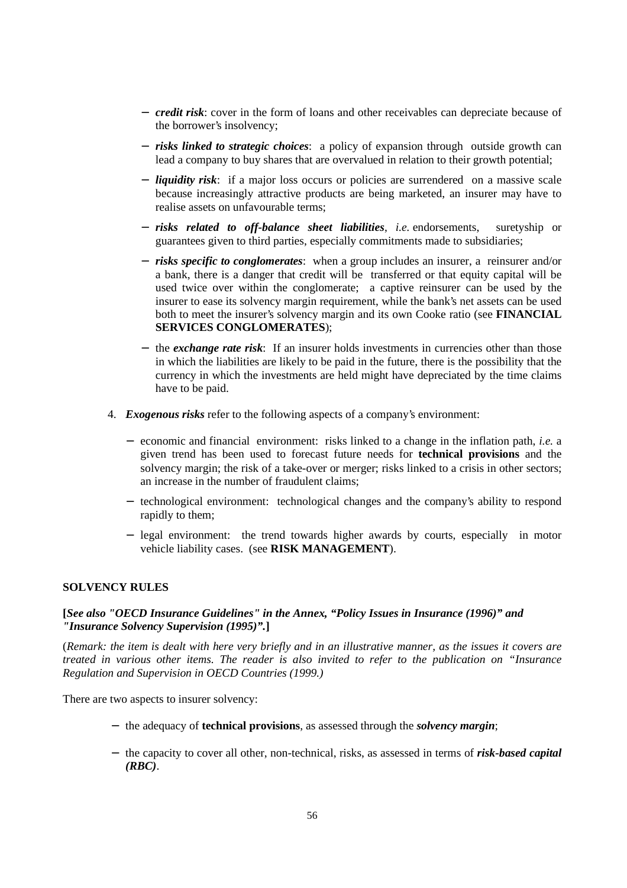- ***credit risk***: cover in the form of loans and other receivables can depreciate because of the borrower's insolvency;

- ***risks linked to strategic choices***: a policy of expansion through outside growth can lead a company to buy shares that are overvalued in relation to their growth potential;

- ***liquidity risk***: if a major loss occurs or policies are surrendered on a massive scale because increasingly attractive products are being marketed, an insurer may have to realise assets on unfavourable terms;

- ***risks related to off-balance sheet liabilities***, *i.e.* endorsements, suretyship or guarantees given to third parties, especially commitments made to subsidiaries;

- ***risks specific to conglomerates***: when a group includes an insurer, a reinsurer and/or a bank, there is a danger that credit will be transferred or that equity capital will be used twice over within the conglomerate; a captive reinsurer can be used by the insurer to ease its solvency margin requirement, while the bank's net assets can be used both to meet the insurer's solvency margin and its own Cooke ratio (see **FINANCIAL SERVICES CONGLOMERATES**);

- the ***exchange rate risk***: If an insurer holds investments in currencies other than those in which the liabilities are likely to be paid in the future, there is the possibility that the currency in which the investments are held might have depreciated by the time claims have to be paid.

4. ***Exogenous risks*** refer to the following aspects of a company's environment:

   - economic and financial environment: risks linked to a change in the inflation path, *i.e.* a given trend has been used to forecast future needs for **technical provisions** and the solvency margin; the risk of a take-over or merger; risks linked to a crisis in other sectors; an increase in the number of fraudulent claims;

   - technological environment: technological changes and the company's ability to respond rapidly to them;

   - legal environment: the trend towards higher awards by courts, especially in motor vehicle liability cases. (see **RISK MANAGEMENT**).

## SOLVENCY RULES

**[*See also "OECD Insurance Guidelines" in the Annex, "Policy Issues in Insurance (1996)" and "Insurance Solvency Supervision (1995)".*]**

(*Remark: the item is dealt with here very briefly and in an illustrative manner, as the issues it covers are treated in various other items. The reader is also invited to refer to the publication on "Insurance Regulation and Supervision in OECD Countries (1999.)*

There are two aspects to insurer solvency:

- the adequacy of **technical provisions**, as assessed through the ***solvency margin***;

- the capacity to cover all other, non-technical, risks, as assessed in terms of ***risk-based capital (RBC)***.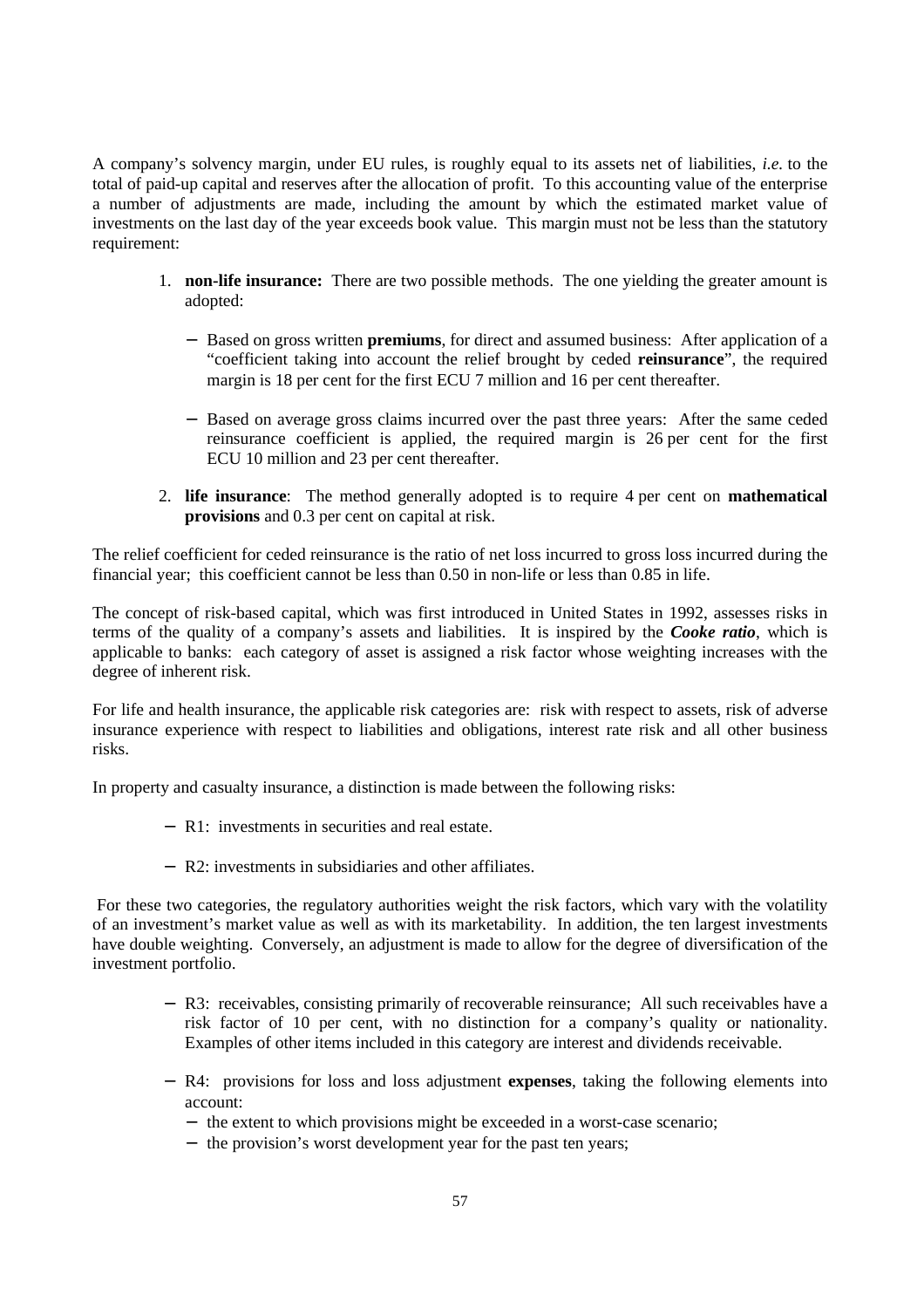A company's solvency margin, under EU rules, is roughly equal to its assets net of liabilities, *i.e.* to the total of paid-up capital and reserves after the allocation of profit. To this accounting value of the enterprise a number of adjustments are made, including the amount by which the estimated market value of investments on the last day of the year exceeds book value. This margin must not be less than the statutory requirement:

1. **non-life insurance:** There are two possible methods. The one yielding the greater amount is adopted:

   - Based on gross written **premiums**, for direct and assumed business: After application of a "coefficient taking into account the relief brought by ceded **reinsurance**", the required margin is 18 per cent for the first ECU 7 million and 16 per cent thereafter.

   - Based on average gross claims incurred over the past three years: After the same ceded reinsurance coefficient is applied, the required margin is 26 per cent for the first ECU 10 million and 23 per cent thereafter.

2. **life insurance**: The method generally adopted is to require 4 per cent on **mathematical provisions** and 0.3 per cent on capital at risk.

The relief coefficient for ceded reinsurance is the ratio of net loss incurred to gross loss incurred during the financial year; this coefficient cannot be less than 0.50 in non-life or less than 0.85 in life.

The concept of risk-based capital, which was first introduced in United States in 1992, assesses risks in terms of the quality of a company's assets and liabilities. It is inspired by the ***Cooke ratio***, which is applicable to banks: each category of asset is assigned a risk factor whose weighting increases with the degree of inherent risk.

For life and health insurance, the applicable risk categories are: risk with respect to assets, risk of adverse insurance experience with respect to liabilities and obligations, interest rate risk and all other business risks.

In property and casualty insurance, a distinction is made between the following risks:

- R1: investments in securities and real estate.

- R2: investments in subsidiaries and other affiliates.

For these two categories, the regulatory authorities weight the risk factors, which vary with the volatility of an investment's market value as well as with its marketability. In addition, the ten largest investments have double weighting. Conversely, an adjustment is made to allow for the degree of diversification of the investment portfolio.

- R3: receivables, consisting primarily of recoverable reinsurance; All such receivables have a risk factor of 10 per cent, with no distinction for a company's quality or nationality. Examples of other items included in this category are interest and dividends receivable.

- R4: provisions for loss and loss adjustment **expenses**, taking the following elements into account:
  - the extent to which provisions might be exceeded in a worst-case scenario;
  - the provision's worst development year for the past ten years;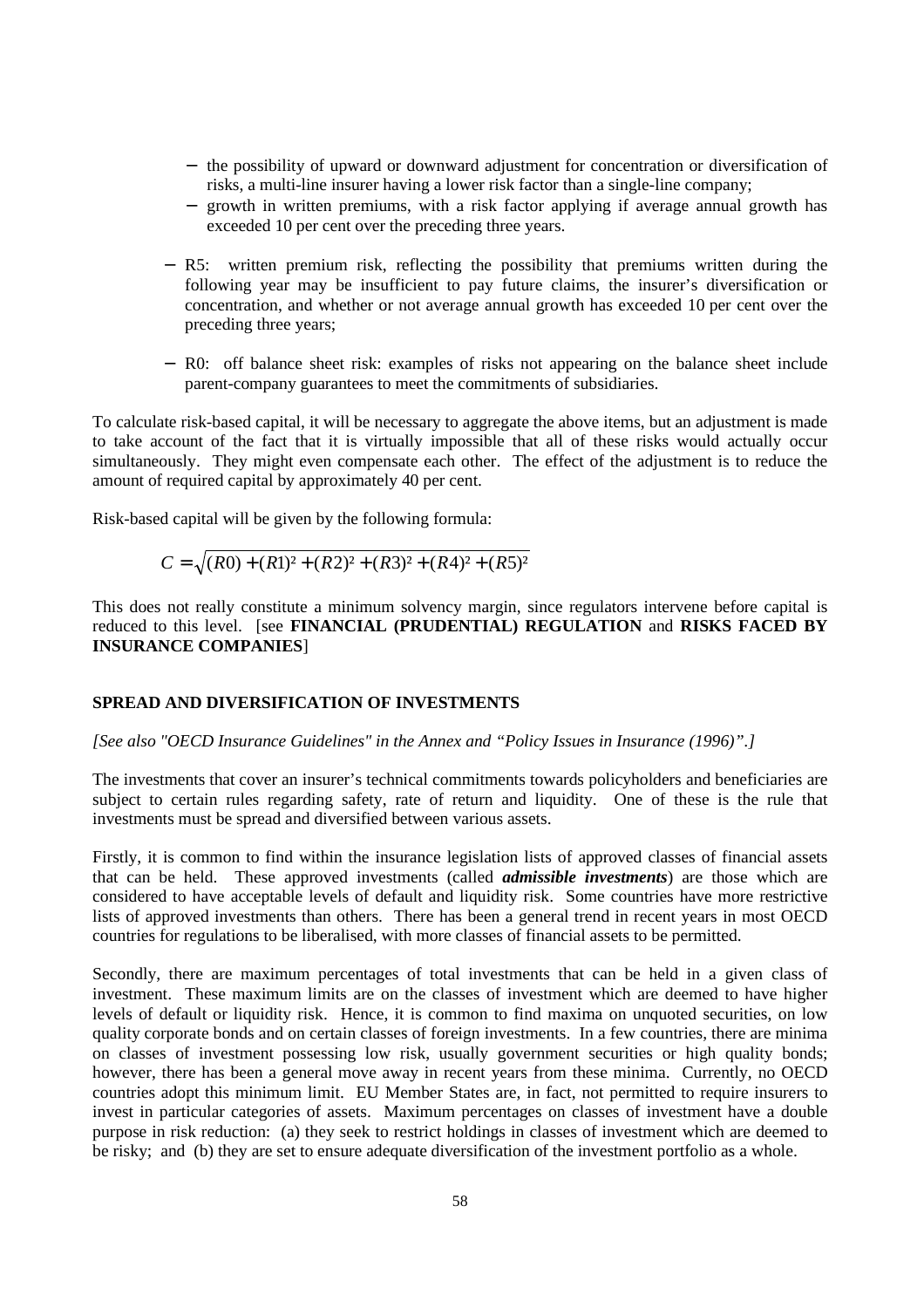- the possibility of upward or downward adjustment for concentration or diversification of risks, a multi-line insurer having a lower risk factor than a single-line company;
  - growth in written premiums, with a risk factor applying if average annual growth has exceeded 10 per cent over the preceding three years.

- R5: written premium risk, reflecting the possibility that premiums written during the following year may be insufficient to pay future claims, the insurer's diversification or concentration, and whether or not average annual growth has exceeded 10 per cent over the preceding three years;

- R0: off balance sheet risk: examples of risks not appearing on the balance sheet include parent-company guarantees to meet the commitments of subsidiaries.

To calculate risk-based capital, it will be necessary to aggregate the above items, but an adjustment is made to take account of the fact that it is virtually impossible that all of these risks would actually occur simultaneously. They might even compensate each other. The effect of the adjustment is to reduce the amount of required capital by approximately 40 per cent.

Risk-based capital will be given by the following formula:

$$C = \sqrt{(R0) + (R1)^2 + (R2)^2 + (R3)^2 + (R4)^2 + (R5)^2}$$

This does not really constitute a minimum solvency margin, since regulators intervene before capital is reduced to this level. [see **FINANCIAL (PRUDENTIAL) REGULATION** and **RISKS FACED BY INSURANCE COMPANIES**]

## SPREAD AND DIVERSIFICATION OF INVESTMENTS

*[See also "OECD Insurance Guidelines" in the Annex and "Policy Issues in Insurance (1996)".]*

The investments that cover an insurer's technical commitments towards policyholders and beneficiaries are subject to certain rules regarding safety, rate of return and liquidity. One of these is the rule that investments must be spread and diversified between various assets.

Firstly, it is common to find within the insurance legislation lists of approved classes of financial assets that can be held. These approved investments (called ***admissible investments***) are those which are considered to have acceptable levels of default and liquidity risk. Some countries have more restrictive lists of approved investments than others. There has been a general trend in recent years in most OECD countries for regulations to be liberalised, with more classes of financial assets to be permitted.

Secondly, there are maximum percentages of total investments that can be held in a given class of investment. These maximum limits are on the classes of investment which are deemed to have higher levels of default or liquidity risk. Hence, it is common to find maxima on unquoted securities, on low quality corporate bonds and on certain classes of foreign investments. In a few countries, there are minima on classes of investment possessing low risk, usually government securities or high quality bonds; however, there has been a general move away in recent years from these minima. Currently, no OECD countries adopt this minimum limit. EU Member States are, in fact, not permitted to require insurers to invest in particular categories of assets. Maximum percentages on classes of investment have a double purpose in risk reduction: (a) they seek to restrict holdings in classes of investment which are deemed to be risky; and (b) they are set to ensure adequate diversification of the investment portfolio as a whole.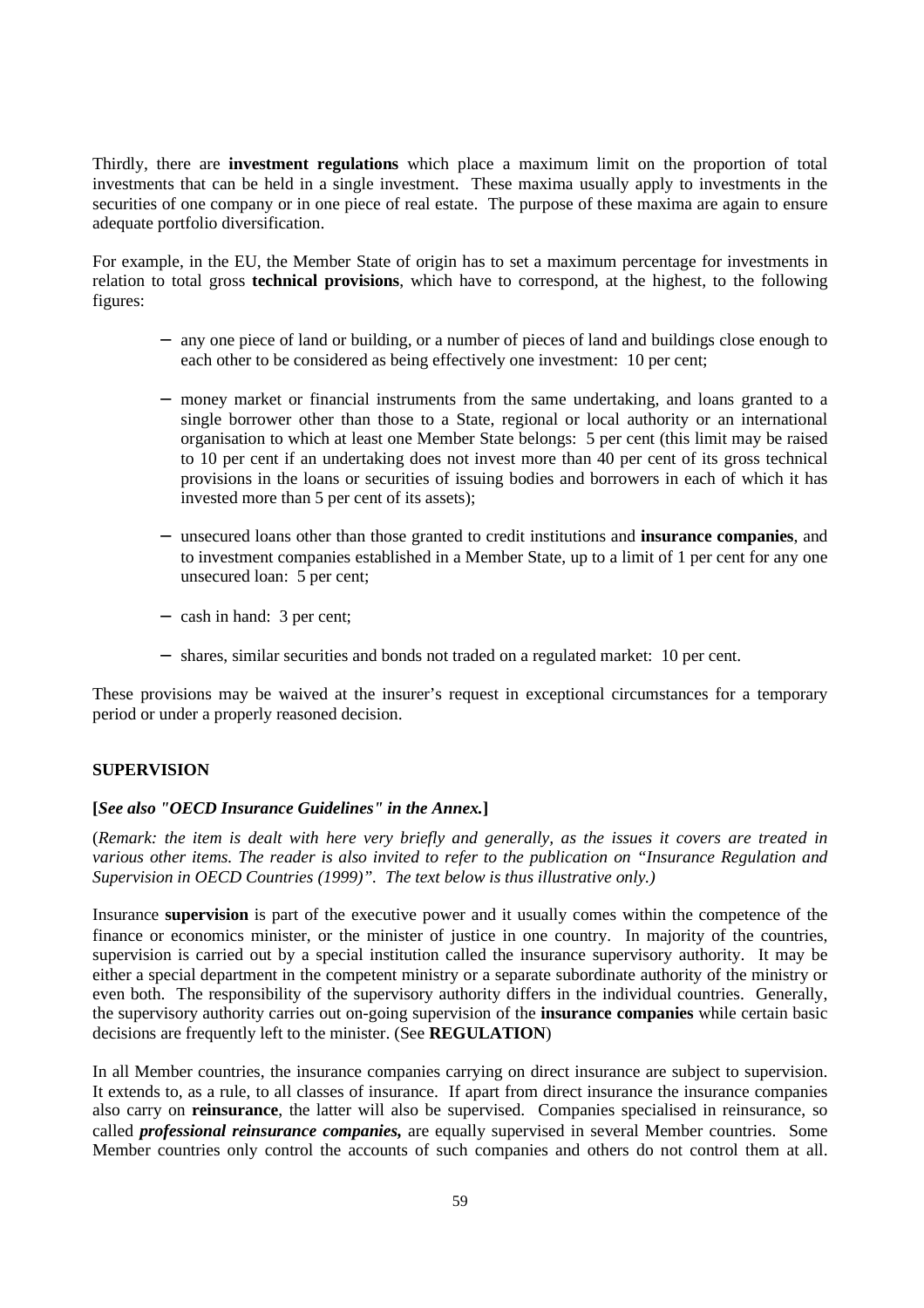Thirdly, there are **investment regulations** which place a maximum limit on the proportion of total investments that can be held in a single investment. These maxima usually apply to investments in the securities of one company or in one piece of real estate. The purpose of these maxima are again to ensure adequate portfolio diversification.

For example, in the EU, the Member State of origin has to set a maximum percentage for investments in relation to total gross **technical provisions**, which have to correspond, at the highest, to the following figures:

- any one piece of land or building, or a number of pieces of land and buildings close enough to each other to be considered as being effectively one investment: 10 per cent;
- money market or financial instruments from the same undertaking, and loans granted to a single borrower other than those to a State, regional or local authority or an international organisation to which at least one Member State belongs: 5 per cent (this limit may be raised to 10 per cent if an undertaking does not invest more than 40 per cent of its gross technical provisions in the loans or securities of issuing bodies and borrowers in each of which it has invested more than 5 per cent of its assets);
- unsecured loans other than those granted to credit institutions and **insurance companies**, and to investment companies established in a Member State, up to a limit of 1 per cent for any one unsecured loan: 5 per cent;
- cash in hand: 3 per cent;
- shares, similar securities and bonds not traded on a regulated market: 10 per cent.

These provisions may be waived at the insurer's request in exceptional circumstances for a temporary period or under a properly reasoned decision.

## SUPERVISION

**[*See also "OECD Insurance Guidelines" in the Annex.*]**

(*Remark: the item is dealt with here very briefly and generally, as the issues it covers are treated in various other items. The reader is also invited to refer to the publication on "Insurance Regulation and Supervision in OECD Countries (1999)". The text below is thus illustrative only.)*

Insurance **supervision** is part of the executive power and it usually comes within the competence of the finance or economics minister, or the minister of justice in one country. In majority of the countries, supervision is carried out by a special institution called the insurance supervisory authority. It may be either a special department in the competent ministry or a separate subordinate authority of the ministry or even both. The responsibility of the supervisory authority differs in the individual countries. Generally, the supervisory authority carries out on-going supervision of the **insurance companies** while certain basic decisions are frequently left to the minister. (See **REGULATION**)

In all Member countries, the insurance companies carrying on direct insurance are subject to supervision. It extends to, as a rule, to all classes of insurance. If apart from direct insurance the insurance companies also carry on **reinsurance**, the latter will also be supervised. Companies specialised in reinsurance, so called ***professional reinsurance companies,*** are equally supervised in several Member countries. Some Member countries only control the accounts of such companies and others do not control them at all.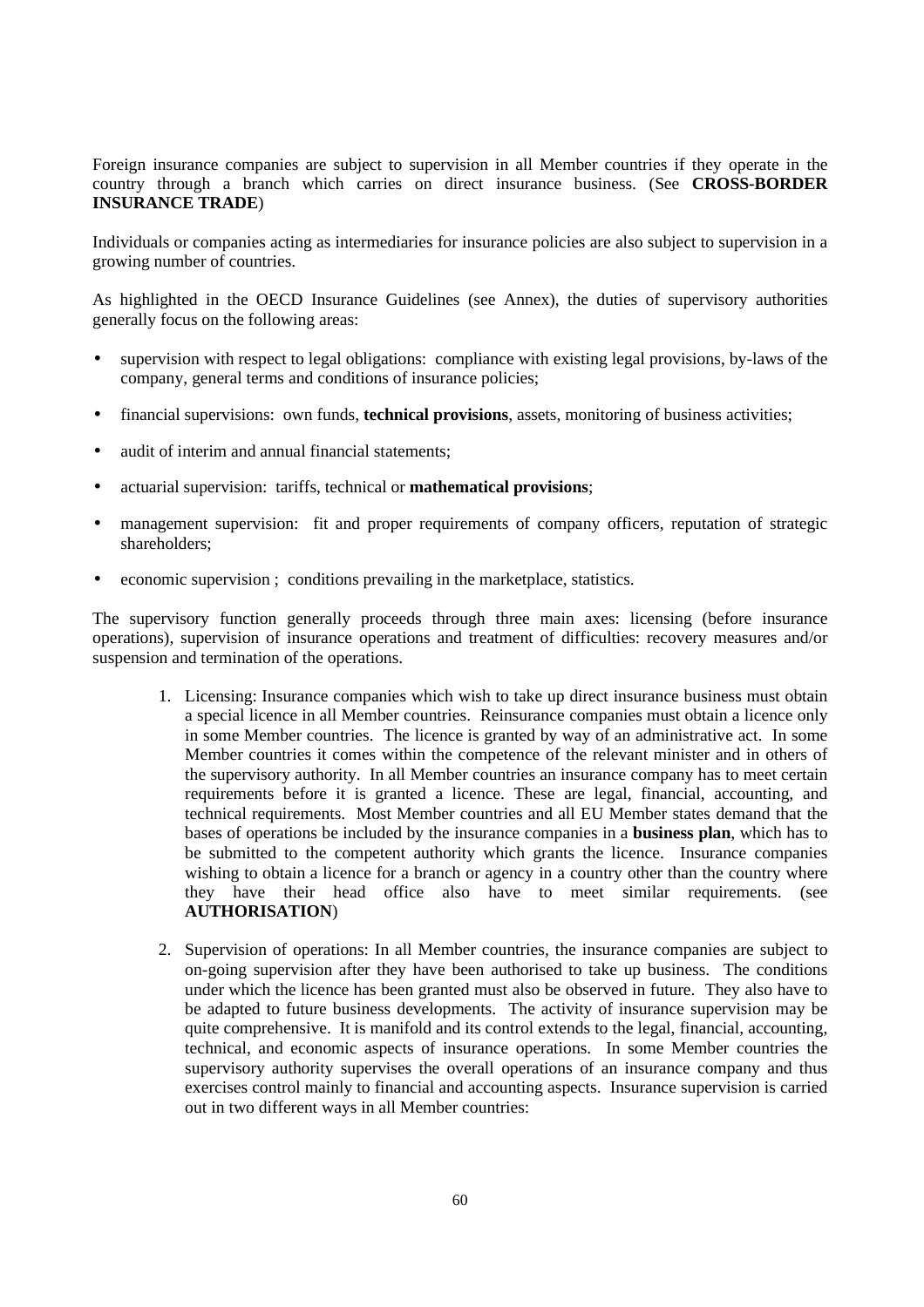Foreign insurance companies are subject to supervision in all Member countries if they operate in the country through a branch which carries on direct insurance business. (See **CROSS-BORDER INSURANCE TRADE**)

Individuals or companies acting as intermediaries for insurance policies are also subject to supervision in a growing number of countries.

As highlighted in the OECD Insurance Guidelines (see Annex), the duties of supervisory authorities generally focus on the following areas:

- supervision with respect to legal obligations: compliance with existing legal provisions, by-laws of the company, general terms and conditions of insurance policies;
- financial supervisions: own funds, **technical provisions**, assets, monitoring of business activities;
- audit of interim and annual financial statements;
- actuarial supervision: tariffs, technical or **mathematical provisions**;
- management supervision: fit and proper requirements of company officers, reputation of strategic shareholders;
- economic supervision ; conditions prevailing in the marketplace, statistics.

The supervisory function generally proceeds through three main axes: licensing (before insurance operations), supervision of insurance operations and treatment of difficulties: recovery measures and/or suspension and termination of the operations.

1. Licensing: Insurance companies which wish to take up direct insurance business must obtain a special licence in all Member countries. Reinsurance companies must obtain a licence only in some Member countries. The licence is granted by way of an administrative act. In some Member countries it comes within the competence of the relevant minister and in others of the supervisory authority. In all Member countries an insurance company has to meet certain requirements before it is granted a licence. These are legal, financial, accounting, and technical requirements. Most Member countries and all EU Member states demand that the bases of operations be included by the insurance companies in a **business plan**, which has to be submitted to the competent authority which grants the licence. Insurance companies wishing to obtain a licence for a branch or agency in a country other than the country where they have their head office also have to meet similar requirements. (see **AUTHORISATION**)

2. Supervision of operations: In all Member countries, the insurance companies are subject to on-going supervision after they have been authorised to take up business. The conditions under which the licence has been granted must also be observed in future. They also have to be adapted to future business developments. The activity of insurance supervision may be quite comprehensive. It is manifold and its control extends to the legal, financial, accounting, technical, and economic aspects of insurance operations. In some Member countries the supervisory authority supervises the overall operations of an insurance company and thus exercises control mainly to financial and accounting aspects. Insurance supervision is carried out in two different ways in all Member countries: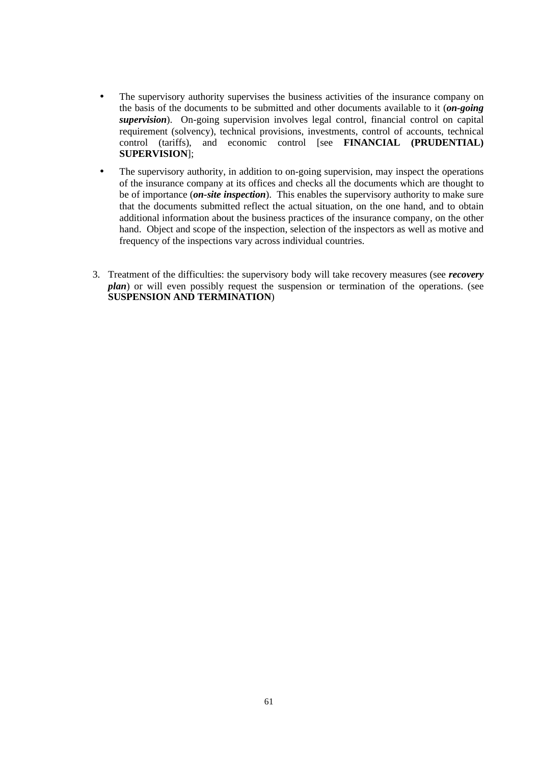- The supervisory authority supervises the business activities of the insurance company on the basis of the documents to be submitted and other documents available to it (***on-going supervision***). On-going supervision involves legal control, financial control on capital requirement (solvency), technical provisions, investments, control of accounts, technical control (tariffs), and economic control [see **FINANCIAL (PRUDENTIAL) SUPERVISION**];

- The supervisory authority, in addition to on-going supervision, may inspect the operations of the insurance company at its offices and checks all the documents which are thought to be of importance (***on-site inspection***). This enables the supervisory authority to make sure that the documents submitted reflect the actual situation, on the one hand, and to obtain additional information about the business practices of the insurance company, on the other hand. Object and scope of the inspection, selection of the inspectors as well as motive and frequency of the inspections vary across individual countries.

3. Treatment of the difficulties: the supervisory body will take recovery measures (see ***recovery plan***) or will even possibly request the suspension or termination of the operations. (see **SUSPENSION AND TERMINATION**)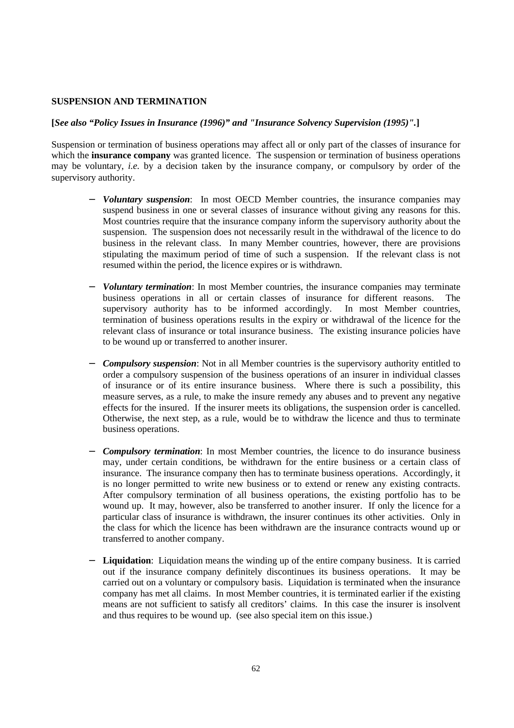**SUSPENSION AND TERMINATION**

**[*See also "Policy Issues in Insurance (1996)" and "Insurance Solvency Supervision (1995)"*.]**

Suspension or termination of business operations may affect all or only part of the classes of insurance for which the **insurance company** was granted licence. The suspension or termination of business operations may be voluntary, *i.e.* by a decision taken by the insurance company, or compulsory by order of the supervisory authority.

- ***Voluntary suspension***: In most OECD Member countries, the insurance companies may suspend business in one or several classes of insurance without giving any reasons for this. Most countries require that the insurance company inform the supervisory authority about the suspension. The suspension does not necessarily result in the withdrawal of the licence to do business in the relevant class. In many Member countries, however, there are provisions stipulating the maximum period of time of such a suspension. If the relevant class is not resumed within the period, the licence expires or is withdrawn.

- ***Voluntary termination***: In most Member countries, the insurance companies may terminate business operations in all or certain classes of insurance for different reasons. The supervisory authority has to be informed accordingly. In most Member countries, termination of business operations results in the expiry or withdrawal of the licence for the relevant class of insurance or total insurance business. The existing insurance policies have to be wound up or transferred to another insurer.

- ***Compulsory suspension***: Not in all Member countries is the supervisory authority entitled to order a compulsory suspension of the business operations of an insurer in individual classes of insurance or of its entire insurance business. Where there is such a possibility, this measure serves, as a rule, to make the insure remedy any abuses and to prevent any negative effects for the insured. If the insurer meets its obligations, the suspension order is cancelled. Otherwise, the next step, as a rule, would be to withdraw the licence and thus to terminate business operations.

- ***Compulsory termination***: In most Member countries, the licence to do insurance business may, under certain conditions, be withdrawn for the entire business or a certain class of insurance. The insurance company then has to terminate business operations. Accordingly, it is no longer permitted to write new business or to extend or renew any existing contracts. After compulsory termination of all business operations, the existing portfolio has to be wound up. It may, however, also be transferred to another insurer. If only the licence for a particular class of insurance is withdrawn, the insurer continues its other activities. Only in the class for which the licence has been withdrawn are the insurance contracts wound up or transferred to another company.

- **Liquidation**: Liquidation means the winding up of the entire company business. It is carried out if the insurance company definitely discontinues its business operations. It may be carried out on a voluntary or compulsory basis. Liquidation is terminated when the insurance company has met all claims. In most Member countries, it is terminated earlier if the existing means are not sufficient to satisfy all creditors' claims. In this case the insurer is insolvent and thus requires to be wound up. (see also special item on this issue.)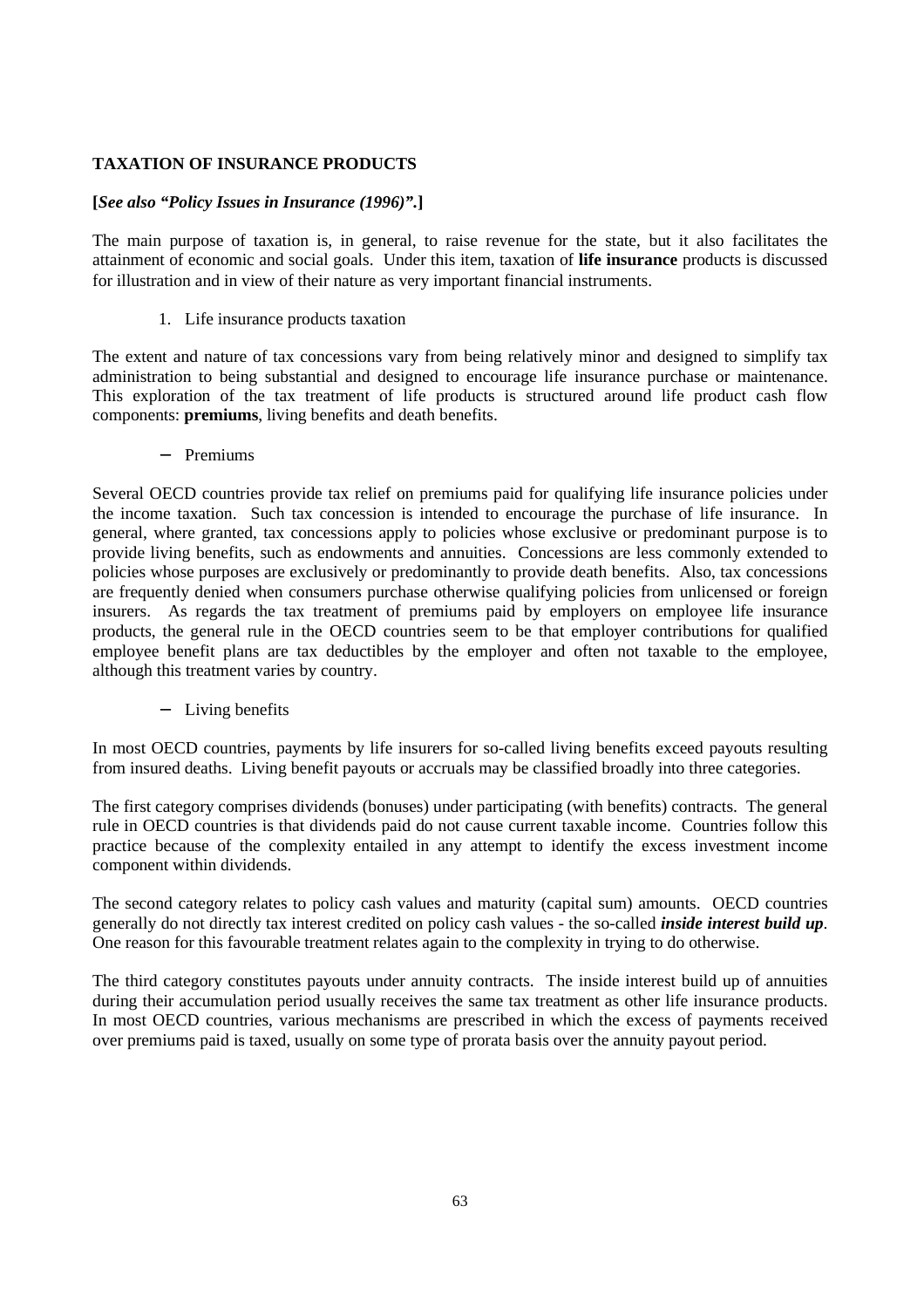**TAXATION OF INSURANCE PRODUCTS**

**[*See also "Policy Issues in Insurance (1996)".*]**

The main purpose of taxation is, in general, to raise revenue for the state, but it also facilitates the attainment of economic and social goals. Under this item, taxation of **life insurance** products is discussed for illustration and in view of their nature as very important financial instruments.

1. Life insurance products taxation

The extent and nature of tax concessions vary from being relatively minor and designed to simplify tax administration to being substantial and designed to encourage life insurance purchase or maintenance. This exploration of the tax treatment of life products is structured around life product cash flow components: **premiums**, living benefits and death benefits.

- Premiums

Several OECD countries provide tax relief on premiums paid for qualifying life insurance policies under the income taxation. Such tax concession is intended to encourage the purchase of life insurance. In general, where granted, tax concessions apply to policies whose exclusive or predominant purpose is to provide living benefits, such as endowments and annuities. Concessions are less commonly extended to policies whose purposes are exclusively or predominantly to provide death benefits. Also, tax concessions are frequently denied when consumers purchase otherwise qualifying policies from unlicensed or foreign insurers. As regards the tax treatment of premiums paid by employers on employee life insurance products, the general rule in the OECD countries seem to be that employer contributions for qualified employee benefit plans are tax deductibles by the employer and often not taxable to the employee, although this treatment varies by country.

- Living benefits

In most OECD countries, payments by life insurers for so-called living benefits exceed payouts resulting from insured deaths. Living benefit payouts or accruals may be classified broadly into three categories.

The first category comprises dividends (bonuses) under participating (with benefits) contracts. The general rule in OECD countries is that dividends paid do not cause current taxable income. Countries follow this practice because of the complexity entailed in any attempt to identify the excess investment income component within dividends.

The second category relates to policy cash values and maturity (capital sum) amounts. OECD countries generally do not directly tax interest credited on policy cash values - the so-called ***inside interest build up***. One reason for this favourable treatment relates again to the complexity in trying to do otherwise.

The third category constitutes payouts under annuity contracts. The inside interest build up of annuities during their accumulation period usually receives the same tax treatment as other life insurance products. In most OECD countries, various mechanisms are prescribed in which the excess of payments received over premiums paid is taxed, usually on some type of prorata basis over the annuity payout period.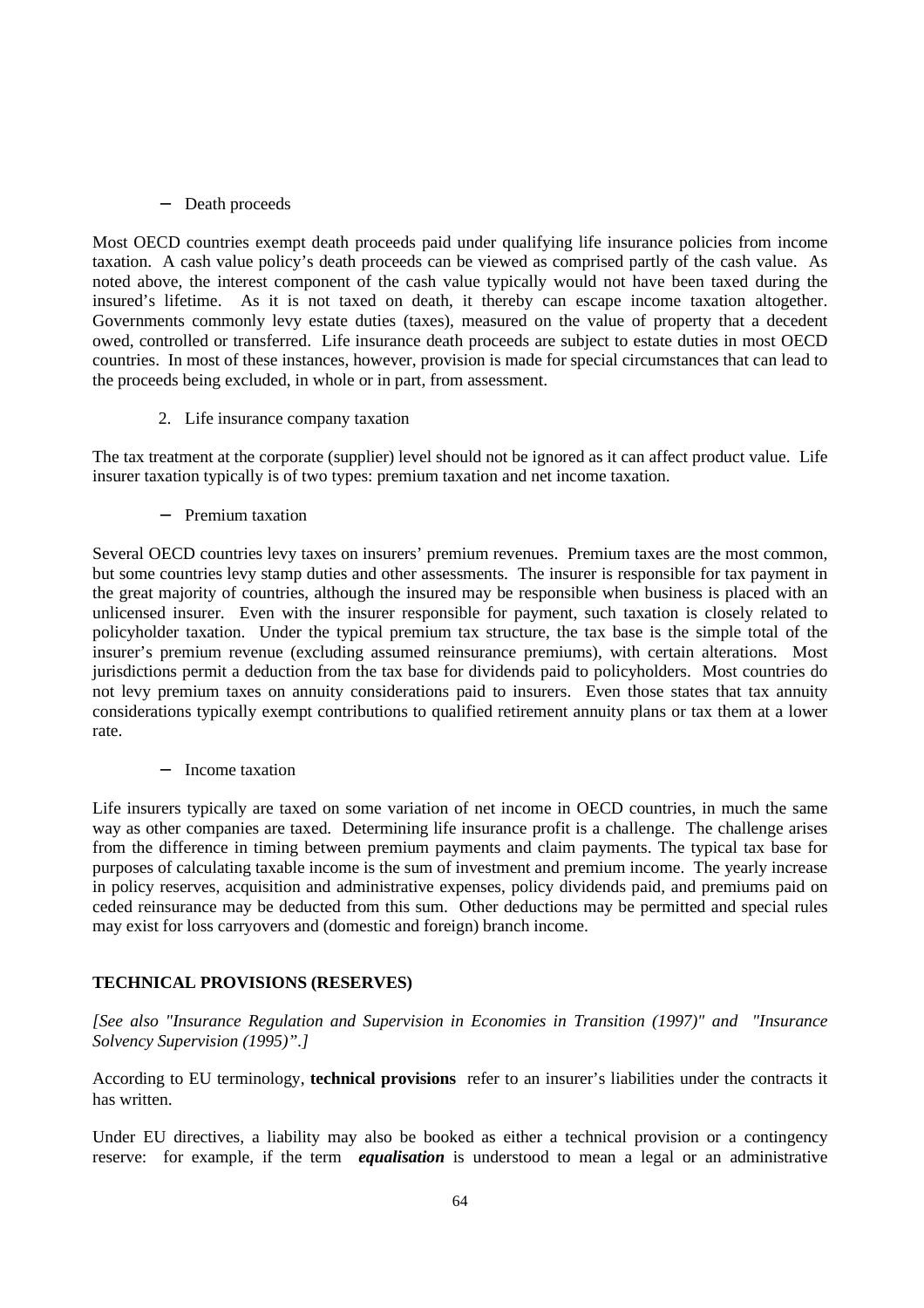- Death proceeds

Most OECD countries exempt death proceeds paid under qualifying life insurance policies from income taxation. A cash value policy's death proceeds can be viewed as comprised partly of the cash value. As noted above, the interest component of the cash value typically would not have been taxed during the insured's lifetime. As it is not taxed on death, it thereby can escape income taxation altogether. Governments commonly levy estate duties (taxes), measured on the value of property that a decedent owed, controlled or transferred. Life insurance death proceeds are subject to estate duties in most OECD countries. In most of these instances, however, provision is made for special circumstances that can lead to the proceeds being excluded, in whole or in part, from assessment.

2. Life insurance company taxation

The tax treatment at the corporate (supplier) level should not be ignored as it can affect product value. Life insurer taxation typically is of two types: premium taxation and net income taxation.

- Premium taxation

Several OECD countries levy taxes on insurers' premium revenues. Premium taxes are the most common, but some countries levy stamp duties and other assessments. The insurer is responsible for tax payment in the great majority of countries, although the insured may be responsible when business is placed with an unlicensed insurer. Even with the insurer responsible for payment, such taxation is closely related to policyholder taxation. Under the typical premium tax structure, the tax base is the simple total of the insurer's premium revenue (excluding assumed reinsurance premiums), with certain alterations. Most jurisdictions permit a deduction from the tax base for dividends paid to policyholders. Most countries do not levy premium taxes on annuity considerations paid to insurers. Even those states that tax annuity considerations typically exempt contributions to qualified retirement annuity plans or tax them at a lower rate.

- Income taxation

Life insurers typically are taxed on some variation of net income in OECD countries, in much the same way as other companies are taxed. Determining life insurance profit is a challenge. The challenge arises from the difference in timing between premium payments and claim payments. The typical tax base for purposes of calculating taxable income is the sum of investment and premium income. The yearly increase in policy reserves, acquisition and administrative expenses, policy dividends paid, and premiums paid on ceded reinsurance may be deducted from this sum. Other deductions may be permitted and special rules may exist for loss carryovers and (domestic and foreign) branch income.

## TECHNICAL PROVISIONS (RESERVES)

*[See also "Insurance Regulation and Supervision in Economies in Transition (1997)" and "Insurance Solvency Supervision (1995)".]*

According to EU terminology, **technical provisions** refer to an insurer's liabilities under the contracts it has written.

Under EU directives, a liability may also be booked as either a technical provision or a contingency reserve: for example, if the term ***equalisation*** is understood to mean a legal or an administrative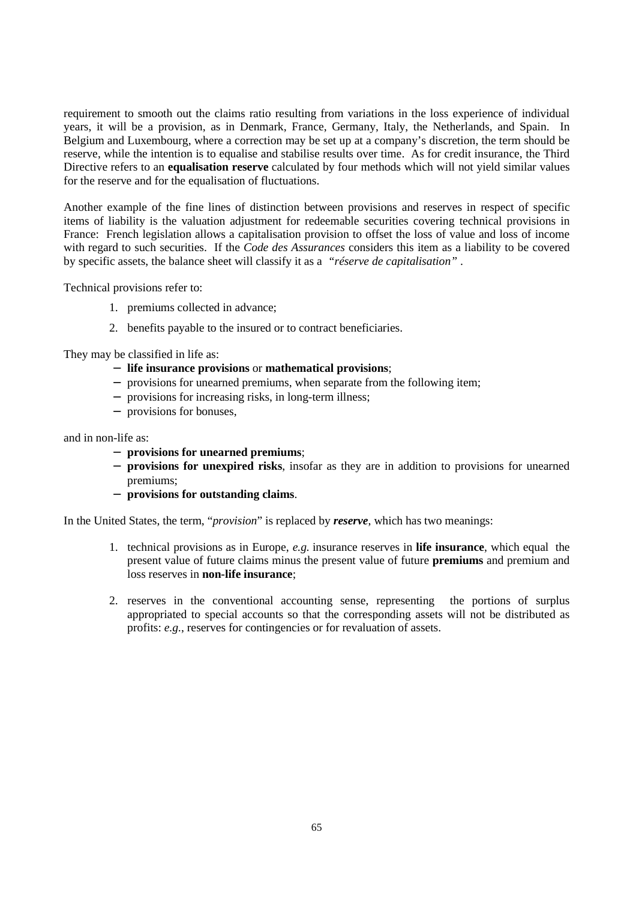requirement to smooth out the claims ratio resulting from variations in the loss experience of individual years, it will be a provision, as in Denmark, France, Germany, Italy, the Netherlands, and Spain. In Belgium and Luxembourg, where a correction may be set up at a company's discretion, the term should be reserve, while the intention is to equalise and stabilise results over time. As for credit insurance, the Third Directive refers to an **equalisation reserve** calculated by four methods which will not yield similar values for the reserve and for the equalisation of fluctuations.

Another example of the fine lines of distinction between provisions and reserves in respect of specific items of liability is the valuation adjustment for redeemable securities covering technical provisions in France: French legislation allows a capitalisation provision to offset the loss of value and loss of income with regard to such securities. If the *Code des Assurances* considers this item as a liability to be covered by specific assets, the balance sheet will classify it as a *"réserve de capitalisation"* .

Technical provisions refer to:

1. premiums collected in advance;
2. benefits payable to the insured or to contract beneficiaries.

They may be classified in life as:

- **life insurance provisions** or **mathematical provisions**;
- provisions for unearned premiums, when separate from the following item;
- provisions for increasing risks, in long-term illness;
- provisions for bonuses,

and in non-life as:

- **provisions for unearned premiums**;
- **provisions for unexpired risks**, insofar as they are in addition to provisions for unearned premiums;
- **provisions for outstanding claims**.

In the United States, the term, "*provision*" is replaced by ***reserve***, which has two meanings:

1. technical provisions as in Europe, *e.g.* insurance reserves in **life insurance**, which equal the present value of future claims minus the present value of future **premiums** and premium and loss reserves in **non-life insurance**;

2. reserves in the conventional accounting sense, representing the portions of surplus appropriated to special accounts so that the corresponding assets will not be distributed as profits: *e.g.*, reserves for contingencies or for revaluation of assets.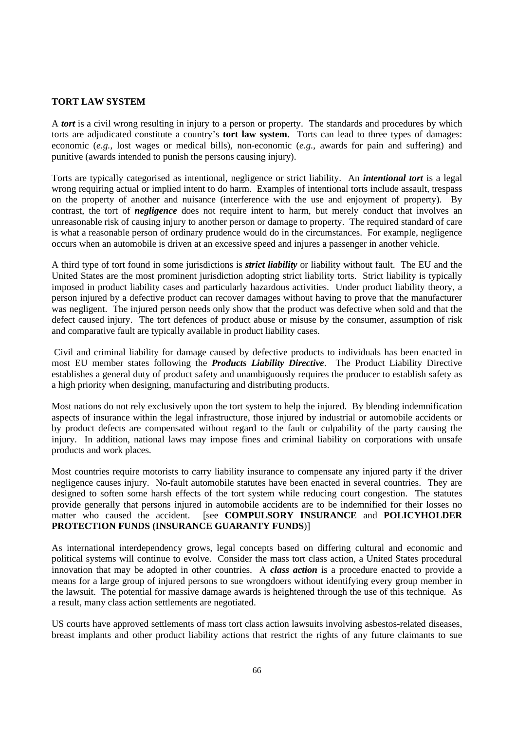**TORT LAW SYSTEM**

A ***tort*** is a civil wrong resulting in injury to a person or property. The standards and procedures by which torts are adjudicated constitute a country's **tort law system**. Torts can lead to three types of damages: economic (*e.g.*, lost wages or medical bills), non-economic (*e.g.*, awards for pain and suffering) and punitive (awards intended to punish the persons causing injury).

Torts are typically categorised as intentional, negligence or strict liability. An ***intentional tort*** is a legal wrong requiring actual or implied intent to do harm. Examples of intentional torts include assault, trespass on the property of another and nuisance (interference with the use and enjoyment of property). By contrast, the tort of ***negligence*** does not require intent to harm, but merely conduct that involves an unreasonable risk of causing injury to another person or damage to property. The required standard of care is what a reasonable person of ordinary prudence would do in the circumstances. For example, negligence occurs when an automobile is driven at an excessive speed and injures a passenger in another vehicle.

A third type of tort found in some jurisdictions is ***strict liability*** or liability without fault. The EU and the United States are the most prominent jurisdiction adopting strict liability torts. Strict liability is typically imposed in product liability cases and particularly hazardous activities. Under product liability theory, a person injured by a defective product can recover damages without having to prove that the manufacturer was negligent. The injured person needs only show that the product was defective when sold and that the defect caused injury. The tort defences of product abuse or misuse by the consumer, assumption of risk and comparative fault are typically available in product liability cases.

Civil and criminal liability for damage caused by defective products to individuals has been enacted in most EU member states following the ***Products Liability Directive***. The Product Liability Directive establishes a general duty of product safety and unambiguously requires the producer to establish safety as a high priority when designing, manufacturing and distributing products.

Most nations do not rely exclusively upon the tort system to help the injured. By blending indemnification aspects of insurance within the legal infrastructure, those injured by industrial or automobile accidents or by product defects are compensated without regard to the fault or culpability of the party causing the injury. In addition, national laws may impose fines and criminal liability on corporations with unsafe products and work places.

Most countries require motorists to carry liability insurance to compensate any injured party if the driver negligence causes injury. No-fault automobile statutes have been enacted in several countries. They are designed to soften some harsh effects of the tort system while reducing court congestion. The statutes provide generally that persons injured in automobile accidents are to be indemnified for their losses no matter who caused the accident. [see **COMPULSORY INSURANCE** and **POLICYHOLDER PROTECTION FUNDS (INSURANCE GUARANTY FUNDS**)]

As international interdependency grows, legal concepts based on differing cultural and economic and political systems will continue to evolve. Consider the mass tort class action, a United States procedural innovation that may be adopted in other countries. A ***class action*** is a procedure enacted to provide a means for a large group of injured persons to sue wrongdoers without identifying every group member in the lawsuit. The potential for massive damage awards is heightened through the use of this technique. As a result, many class action settlements are negotiated.

US courts have approved settlements of mass tort class action lawsuits involving asbestos-related diseases, breast implants and other product liability actions that restrict the rights of any future claimants to sue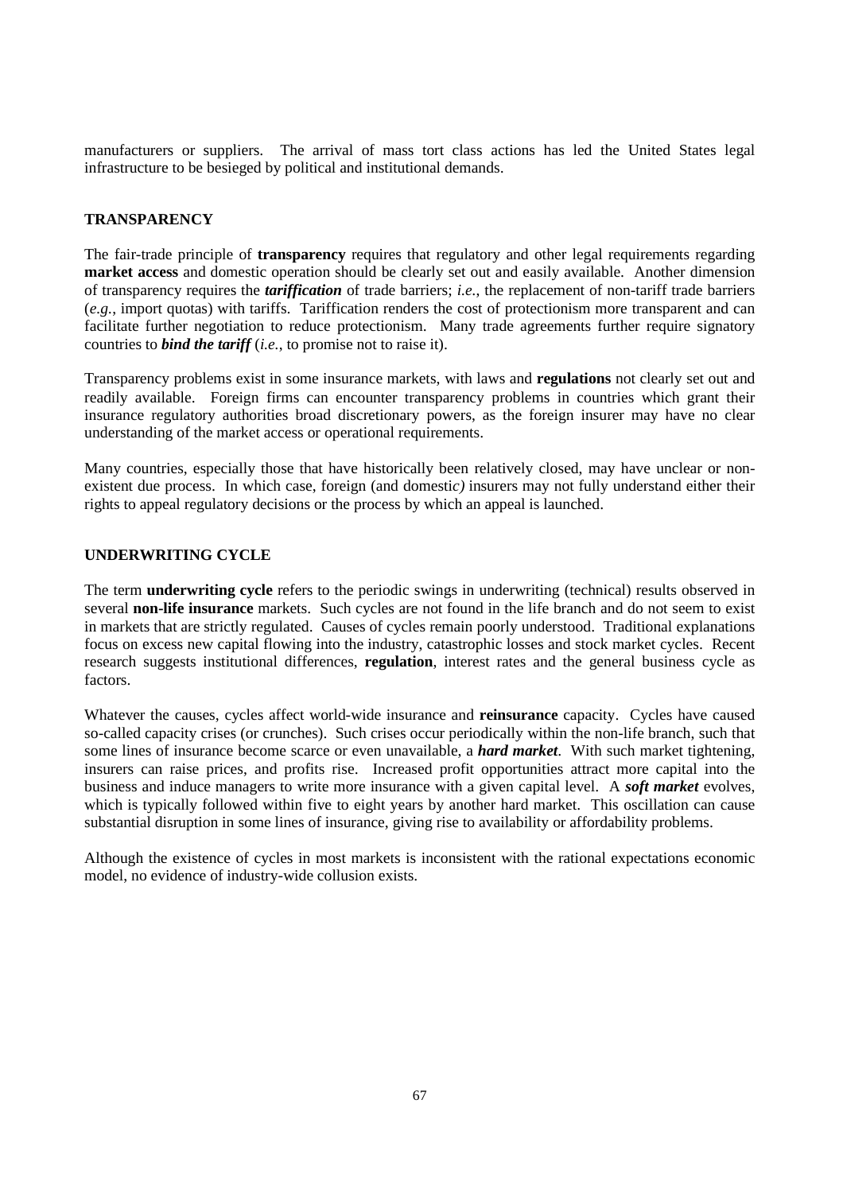manufacturers or suppliers. The arrival of mass tort class actions has led the United States legal infrastructure to be besieged by political and institutional demands.

## TRANSPARENCY

The fair-trade principle of **transparency** requires that regulatory and other legal requirements regarding **market access** and domestic operation should be clearly set out and easily available. Another dimension of transparency requires the ***tariffication*** of trade barriers; *i.e.*, the replacement of non-tariff trade barriers (*e.g.*, import quotas) with tariffs. Tariffication renders the cost of protectionism more transparent and can facilitate further negotiation to reduce protectionism. Many trade agreements further require signatory countries to ***bind the tariff*** (*i.e.*, to promise not to raise it).

Transparency problems exist in some insurance markets, with laws and **regulations** not clearly set out and readily available. Foreign firms can encounter transparency problems in countries which grant their insurance regulatory authorities broad discretionary powers, as the foreign insurer may have no clear understanding of the market access or operational requirements.

Many countries, especially those that have historically been relatively closed, may have unclear or non-existent due process. In which case, foreign (and domestic) insurers may not fully understand either their rights to appeal regulatory decisions or the process by which an appeal is launched.

## UNDERWRITING CYCLE

The term **underwriting cycle** refers to the periodic swings in underwriting (technical) results observed in several **non-life insurance** markets. Such cycles are not found in the life branch and do not seem to exist in markets that are strictly regulated. Causes of cycles remain poorly understood. Traditional explanations focus on excess new capital flowing into the industry, catastrophic losses and stock market cycles. Recent research suggests institutional differences, **regulation**, interest rates and the general business cycle as factors.

Whatever the causes, cycles affect world-wide insurance and **reinsurance** capacity. Cycles have caused so-called capacity crises (or crunches). Such crises occur periodically within the non-life branch, such that some lines of insurance become scarce or even unavailable, a ***hard market***. With such market tightening, insurers can raise prices, and profits rise. Increased profit opportunities attract more capital into the business and induce managers to write more insurance with a given capital level. A ***soft market*** evolves, which is typically followed within five to eight years by another hard market. This oscillation can cause substantial disruption in some lines of insurance, giving rise to availability or affordability problems.

Although the existence of cycles in most markets is inconsistent with the rational expectations economic model, no evidence of industry-wide collusion exists.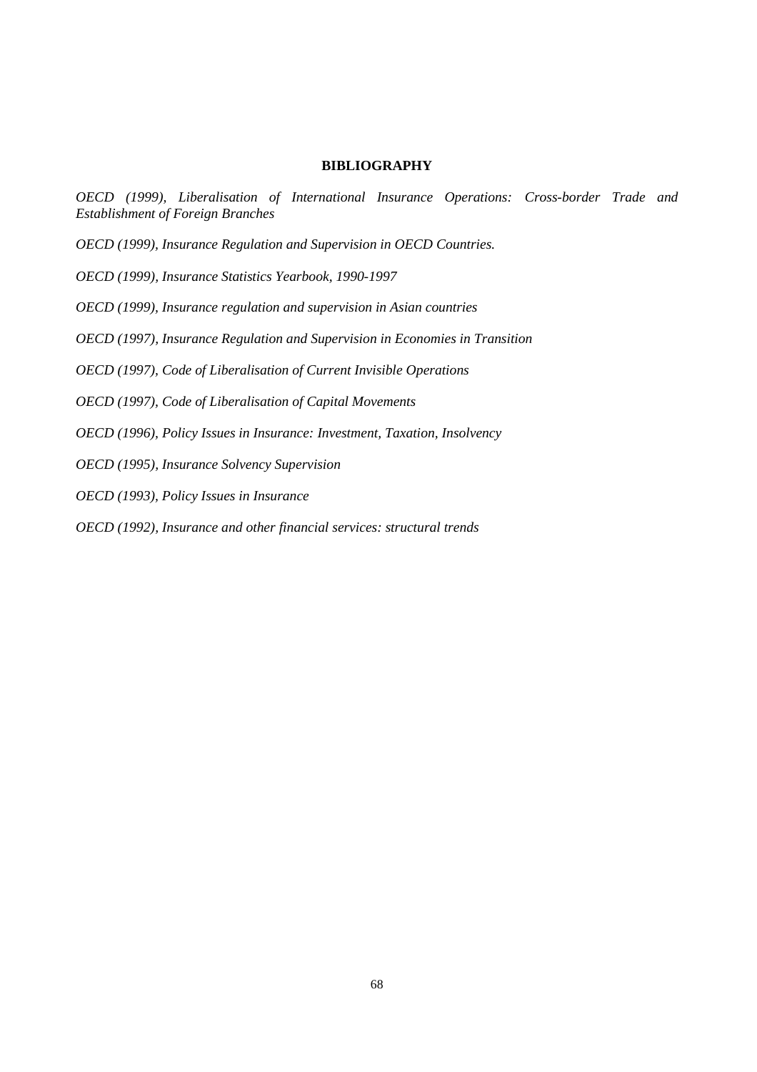## BIBLIOGRAPHY

*OECD (1999), Liberalisation of International Insurance Operations: Cross-border Trade and Establishment of Foreign Branches*

*OECD (1999), Insurance Regulation and Supervision in OECD Countries.*

*OECD (1999), Insurance Statistics Yearbook, 1990-1997*

*OECD (1999), Insurance regulation and supervision in Asian countries*

*OECD (1997), Insurance Regulation and Supervision in Economies in Transition*

*OECD (1997), Code of Liberalisation of Current Invisible Operations*

*OECD (1997), Code of Liberalisation of Capital Movements*

*OECD (1996), Policy Issues in Insurance: Investment, Taxation, Insolvency*

*OECD (1995), Insurance Solvency Supervision*

*OECD (1993), Policy Issues in Insurance*

*OECD (1992), Insurance and other financial services: structural trends*